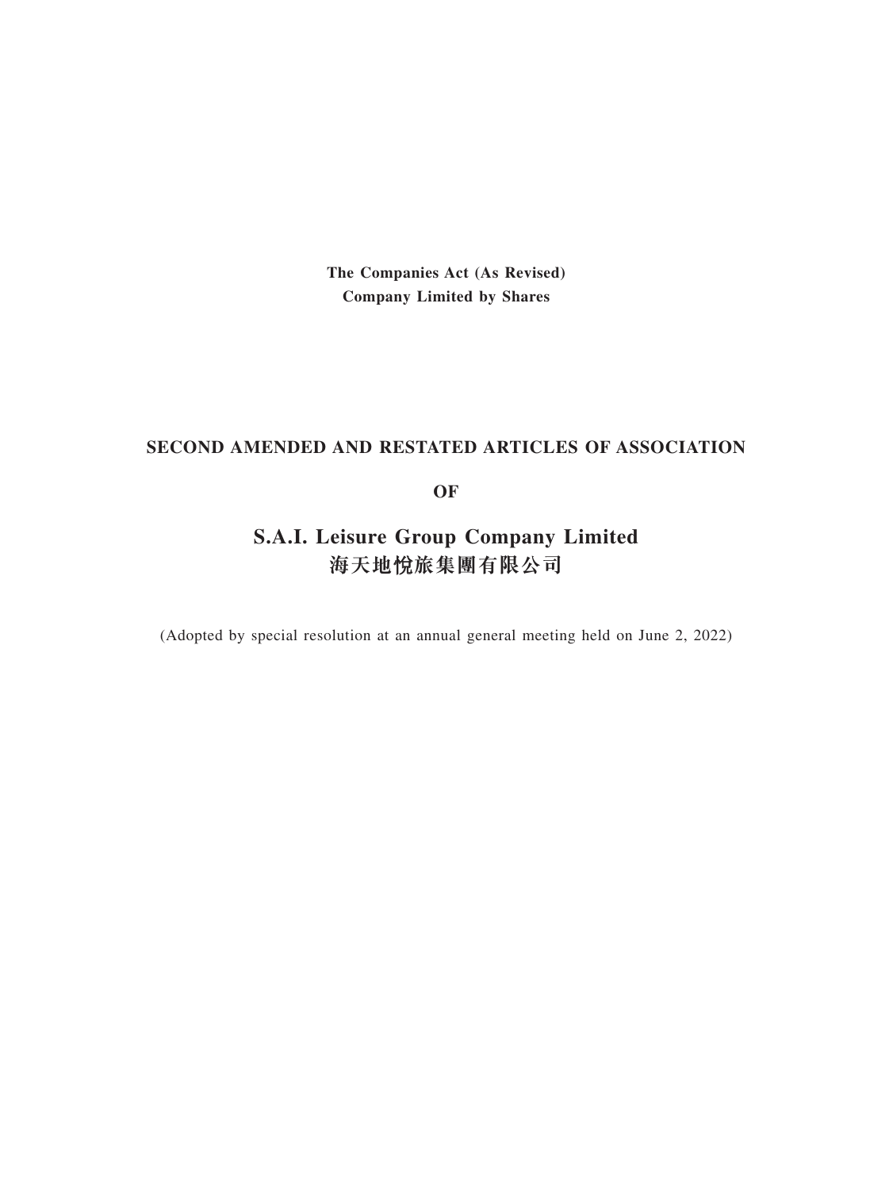**The Companies Act (As Revised)**
**Company Limited by Shares**

# SECOND AMENDED AND RESTATED ARTICLES OF ASSOCIATION

# OF

# S.A.I. Leisure Group Company Limited
# 海天地悅旅集團有限公司

(Adopted by special resolution at an annual general meeting held on June 2, 2022)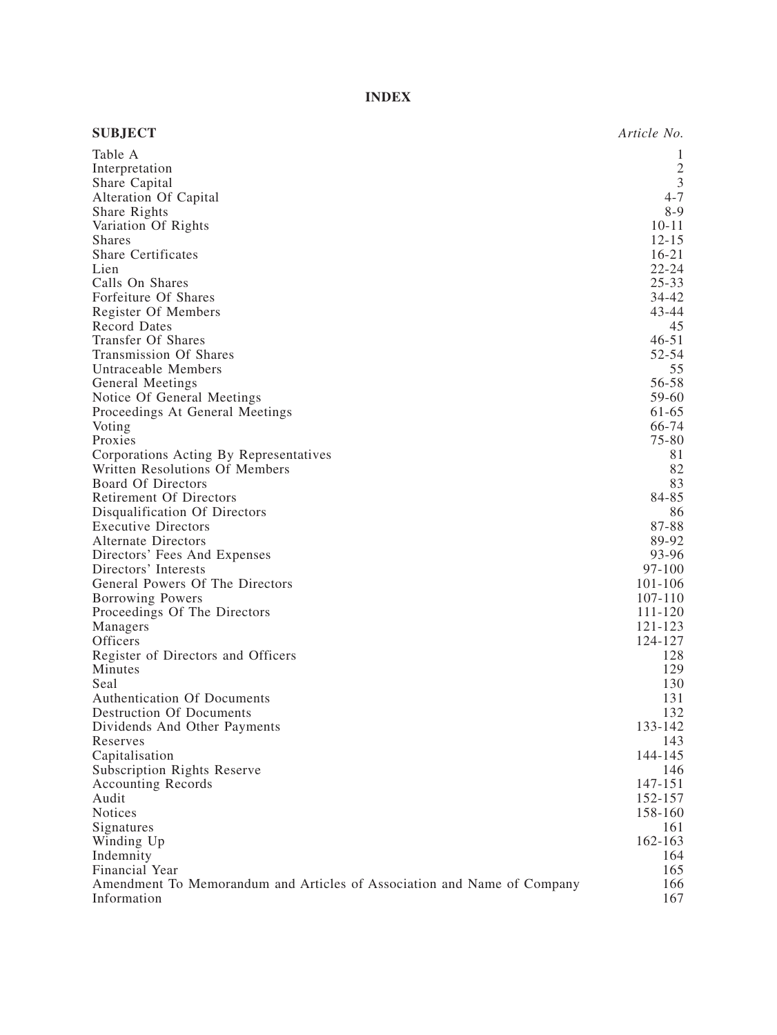# INDEX

| **SUBJECT** | *Article No.* |
| --- | --- |
| Table A | 1 |
| Interpretation | 2 |
| Share Capital | 3 |
| Alteration Of Capital | 4-7 |
| Share Rights | 8-9 |
| Variation Of Rights | 10-11 |
| Shares | 12-15 |
| Share Certificates | 16-21 |
| Lien | 22-24 |
| Calls On Shares | 25-33 |
| Forfeiture Of Shares | 34-42 |
| Register Of Members | 43-44 |
| Record Dates | 45 |
| Transfer Of Shares | 46-51 |
| Transmission Of Shares | 52-54 |
| Untraceable Members | 55 |
| General Meetings | 56-58 |
| Notice Of General Meetings | 59-60 |
| Proceedings At General Meetings | 61-65 |
| Voting | 66-74 |
| Proxies | 75-80 |
| Corporations Acting By Representatives | 81 |
| Written Resolutions Of Members | 82 |
| Board Of Directors | 83 |
| Retirement Of Directors | 84-85 |
| Disqualification Of Directors | 86 |
| Executive Directors | 87-88 |
| Alternate Directors | 89-92 |
| Directors' Fees And Expenses | 93-96 |
| Directors' Interests | 97-100 |
| General Powers Of The Directors | 101-106 |
| Borrowing Powers | 107-110 |
| Proceedings Of The Directors | 111-120 |
| Managers | 121-123 |
| Officers | 124-127 |
| Register of Directors and Officers | 128 |
| Minutes | 129 |
| Seal | 130 |
| Authentication Of Documents | 131 |
| Destruction Of Documents | 132 |
| Dividends And Other Payments | 133-142 |
| Reserves | 143 |
| Capitalisation | 144-145 |
| Subscription Rights Reserve | 146 |
| Accounting Records | 147-151 |
| Audit | 152-157 |
| Notices | 158-160 |
| Signatures | 161 |
| Winding Up | 162-163 |
| Indemnity | 164 |
| Financial Year | 165 |
| Amendment To Memorandum and Articles of Association and Name of Company | 166 |
| Information | 167 |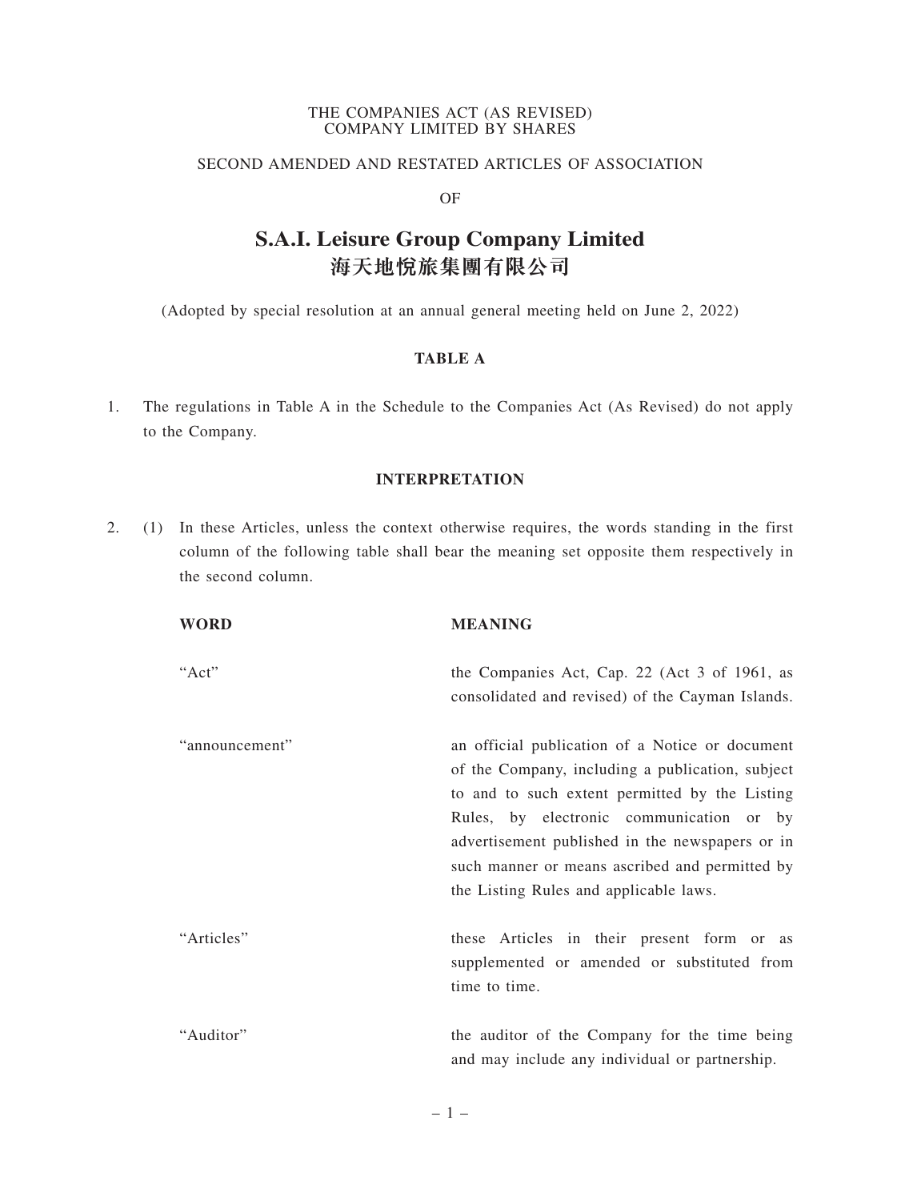THE COMPANIES ACT (AS REVISED)
COMPANY LIMITED BY SHARES

SECOND AMENDED AND RESTATED ARTICLES OF ASSOCIATION

OF

# S.A.I. Leisure Group Company Limited
# 海天地悅旅集團有限公司

(Adopted by special resolution at an annual general meeting held on June 2, 2022)

## TABLE A

1. The regulations in Table A in the Schedule to the Companies Act (As Revised) do not apply to the Company.

## INTERPRETATION

2. (1) In these Articles, unless the context otherwise requires, the words standing in the first column of the following table shall bear the meaning set opposite them respectively in the second column.

| WORD | MEANING |
|---|---|
| "Act" | the Companies Act, Cap. 22 (Act 3 of 1961, as consolidated and revised) of the Cayman Islands. |
| "announcement" | an official publication of a Notice or document of the Company, including a publication, subject to and to such extent permitted by the Listing Rules, by electronic communication or by advertisement published in the newspapers or in such manner or means ascribed and permitted by the Listing Rules and applicable laws. |
| "Articles" | these Articles in their present form or as supplemented or amended or substituted from time to time. |
| "Auditor" | the auditor of the Company for the time being and may include any individual or partnership. |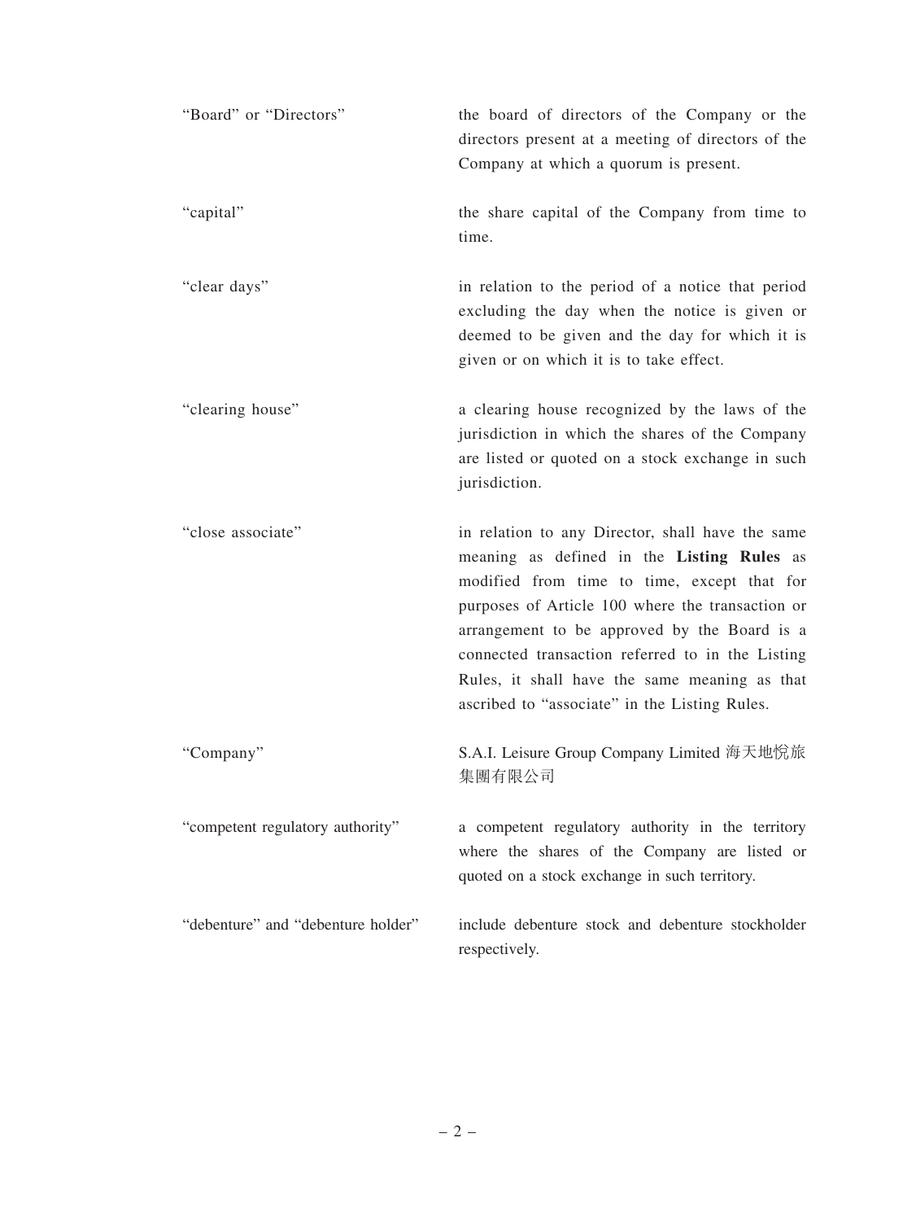| | |
|---|---|
| "Board" or "Directors" | the board of directors of the Company or the directors present at a meeting of directors of the Company at which a quorum is present. |
| "capital" | the share capital of the Company from time to time. |
| "clear days" | in relation to the period of a notice that period excluding the day when the notice is given or deemed to be given and the day for which it is given or on which it is to take effect. |
| "clearing house" | a clearing house recognized by the laws of the jurisdiction in which the shares of the Company are listed or quoted on a stock exchange in such jurisdiction. |
| "close associate" | in relation to any Director, shall have the same meaning as defined in the **Listing Rules** as modified from time to time, except that for purposes of Article 100 where the transaction or arrangement to be approved by the Board is a connected transaction referred to in the Listing Rules, it shall have the same meaning as that ascribed to "associate" in the Listing Rules. |
| "Company" | S.A.I. Leisure Group Company Limited 海天地悅旅集團有限公司 |
| "competent regulatory authority" | a competent regulatory authority in the territory where the shares of the Company are listed or quoted on a stock exchange in such territory. |
| "debenture" and "debenture holder" | include debenture stock and debenture stockholder respectively. |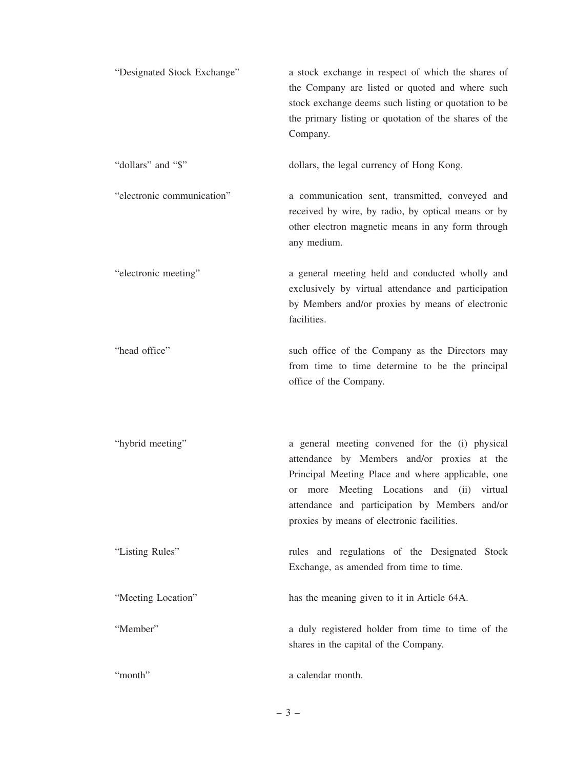| | |
|---|---|
| "Designated Stock Exchange" | a stock exchange in respect of which the shares of the Company are listed or quoted and where such stock exchange deems such listing or quotation to be the primary listing or quotation of the shares of the Company. |
| "dollars" and "$" | dollars, the legal currency of Hong Kong. |
| "electronic communication" | a communication sent, transmitted, conveyed and received by wire, by radio, by optical means or by other electron magnetic means in any form through any medium. |
| "electronic meeting" | a general meeting held and conducted wholly and exclusively by virtual attendance and participation by Members and/or proxies by means of electronic facilities. |
| "head office" | such office of the Company as the Directors may from time to time determine to be the principal office of the Company. |
| "hybrid meeting" | a general meeting convened for the (i) physical attendance by Members and/or proxies at the Principal Meeting Place and where applicable, one or more Meeting Locations and (ii) virtual attendance and participation by Members and/or proxies by means of electronic facilities. |
| "Listing Rules" | rules and regulations of the Designated Stock Exchange, as amended from time to time. |
| "Meeting Location" | has the meaning given to it in Article 64A. |
| "Member" | a duly registered holder from time to time of the shares in the capital of the Company. |
| "month" | a calendar month. |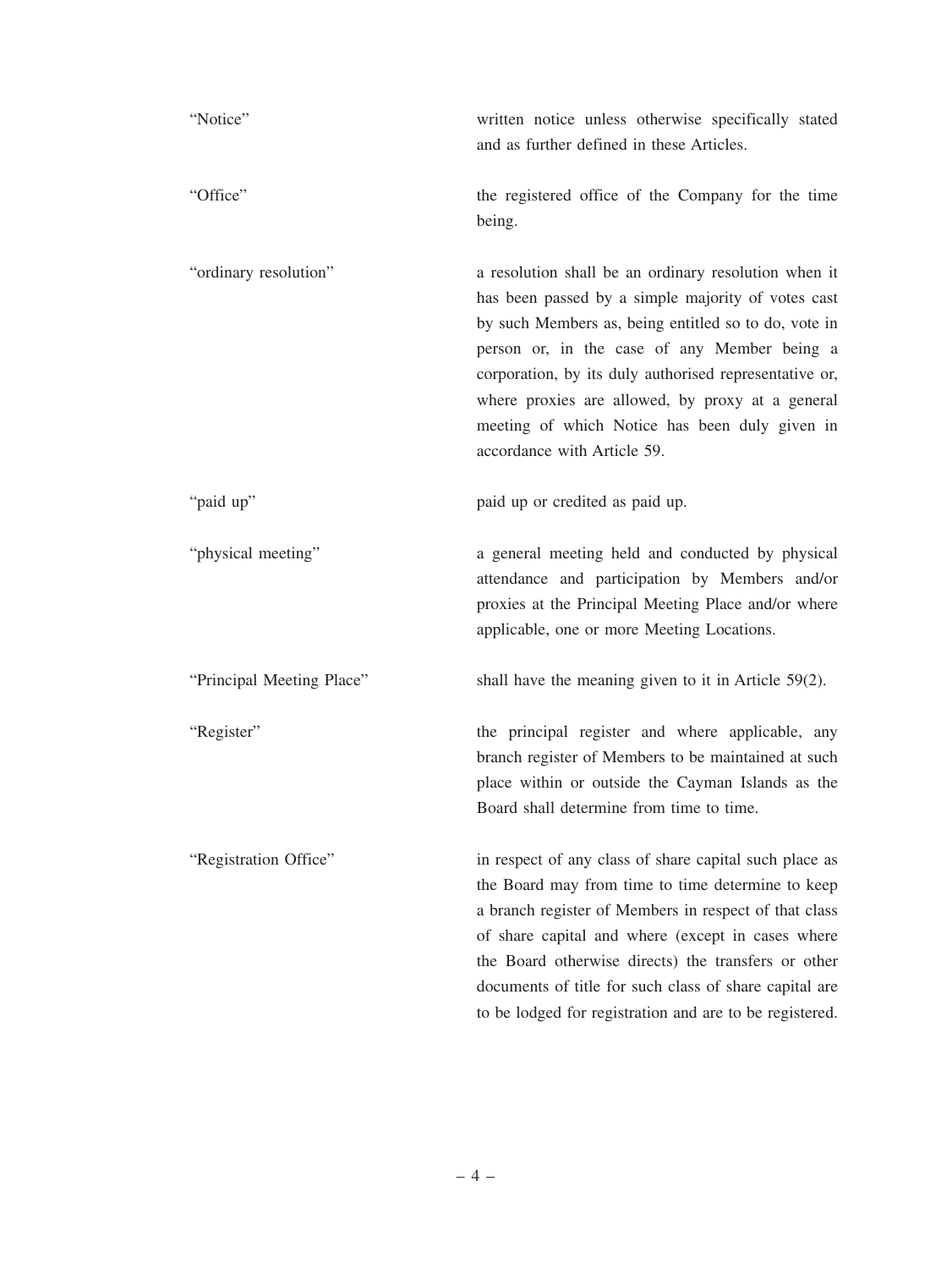| | |
|---|---|
| "Notice" | written notice unless otherwise specifically stated and as further defined in these Articles. |
| "Office" | the registered office of the Company for the time being. |
| "ordinary resolution" | a resolution shall be an ordinary resolution when it has been passed by a simple majority of votes cast by such Members as, being entitled so to do, vote in person or, in the case of any Member being a corporation, by its duly authorised representative or, where proxies are allowed, by proxy at a general meeting of which Notice has been duly given in accordance with Article 59. |
| "paid up" | paid up or credited as paid up. |
| "physical meeting" | a general meeting held and conducted by physical attendance and participation by Members and/or proxies at the Principal Meeting Place and/or where applicable, one or more Meeting Locations. |
| "Principal Meeting Place" | shall have the meaning given to it in Article 59(2). |
| "Register" | the principal register and where applicable, any branch register of Members to be maintained at such place within or outside the Cayman Islands as the Board shall determine from time to time. |
| "Registration Office" | in respect of any class of share capital such place as the Board may from time to time determine to keep a branch register of Members in respect of that class of share capital and where (except in cases where the Board otherwise directs) the transfers or other documents of title for such class of share capital are to be lodged for registration and are to be registered. |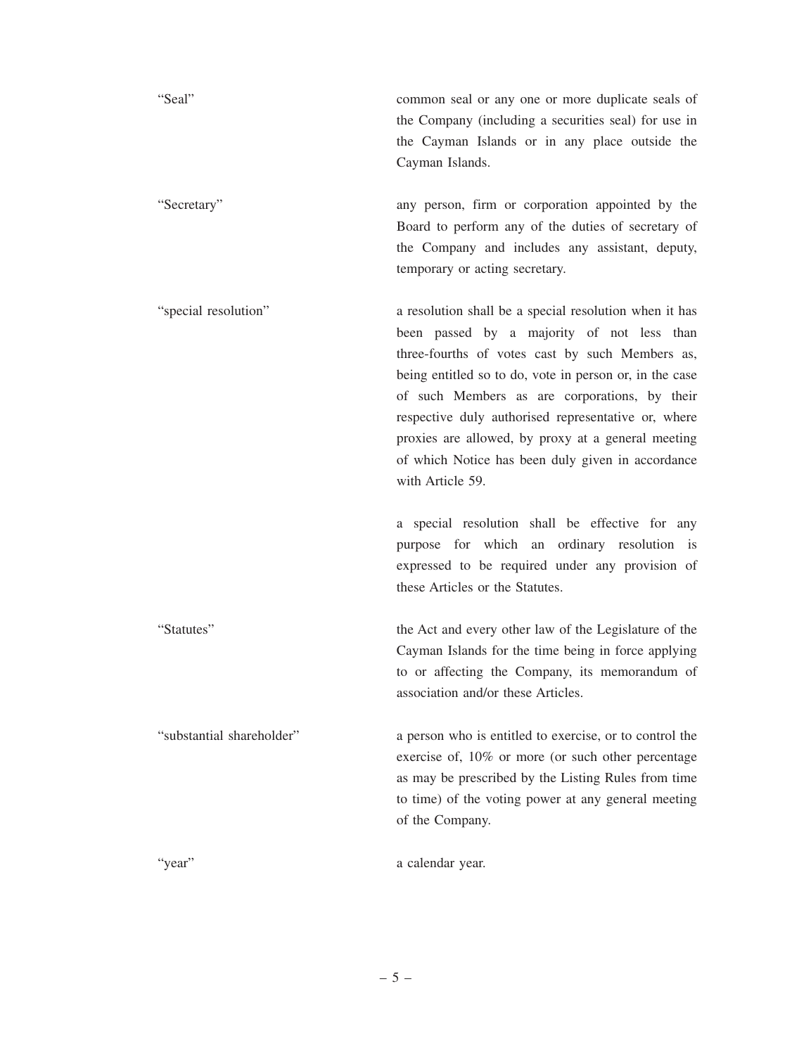| | |
|---|---|
| "Seal" | common seal or any one or more duplicate seals of the Company (including a securities seal) for use in the Cayman Islands or in any place outside the Cayman Islands. |
| "Secretary" | any person, firm or corporation appointed by the Board to perform any of the duties of secretary of the Company and includes any assistant, deputy, temporary or acting secretary. |
| "special resolution" | a resolution shall be a special resolution when it has been passed by a majority of not less than three-fourths of votes cast by such Members as, being entitled so to do, vote in person or, in the case of such Members as are corporations, by their respective duly authorised representative or, where proxies are allowed, by proxy at a general meeting of which Notice has been duly given in accordance with Article 59.<br><br>a special resolution shall be effective for any purpose for which an ordinary resolution is expressed to be required under any provision of these Articles or the Statutes. |
| "Statutes" | the Act and every other law of the Legislature of the Cayman Islands for the time being in force applying to or affecting the Company, its memorandum of association and/or these Articles. |
| "substantial shareholder" | a person who is entitled to exercise, or to control the exercise of, 10% or more (or such other percentage as may be prescribed by the Listing Rules from time to time) of the voting power at any general meeting of the Company. |
| "year" | a calendar year. |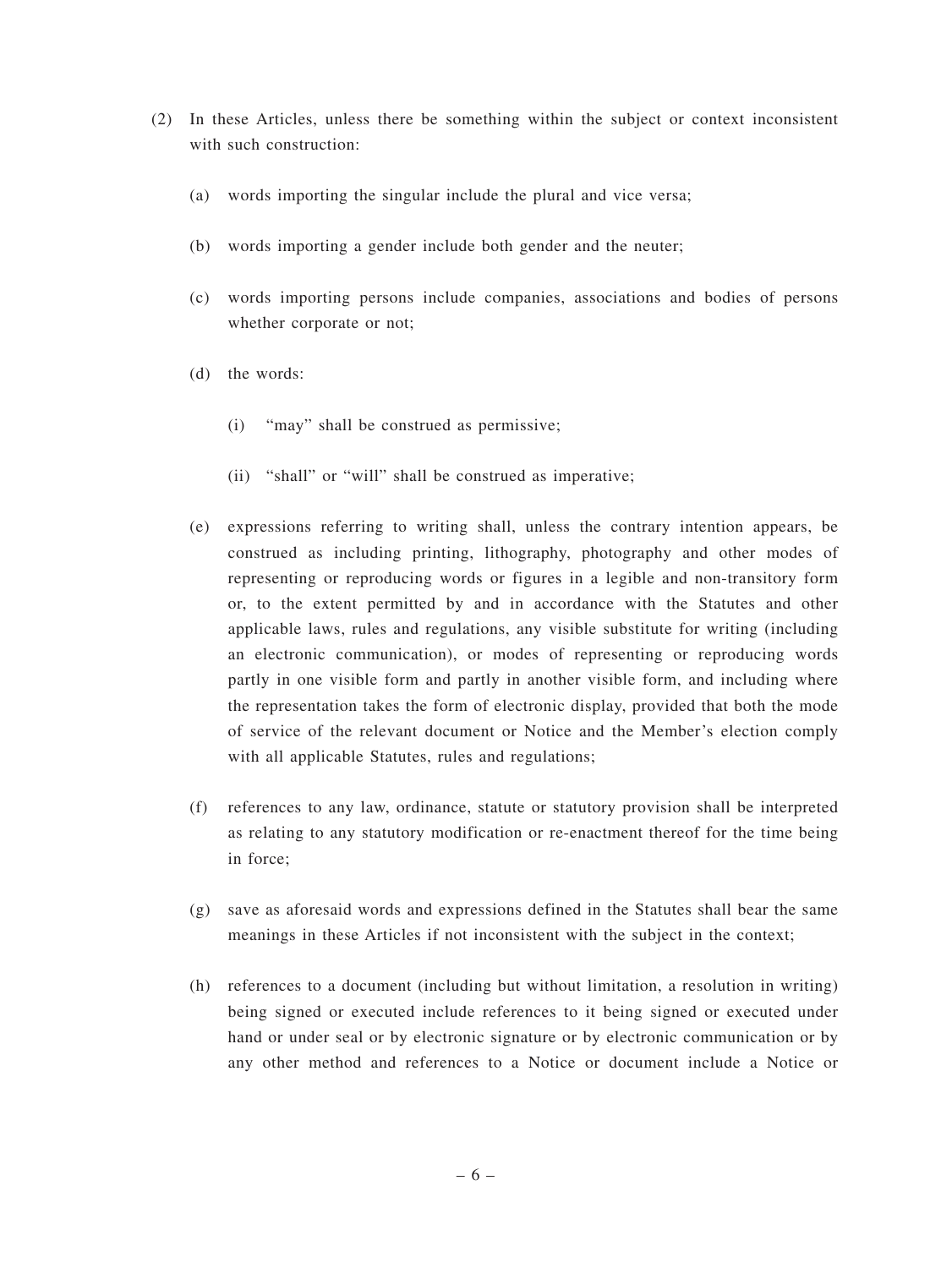(2) In these Articles, unless there be something within the subject or context inconsistent with such construction:

(a) words importing the singular include the plural and vice versa;

(b) words importing a gender include both gender and the neuter;

(c) words importing persons include companies, associations and bodies of persons whether corporate or not;

(d) the words:

(i) "may" shall be construed as permissive;

(ii) "shall" or "will" shall be construed as imperative;

(e) expressions referring to writing shall, unless the contrary intention appears, be construed as including printing, lithography, photography and other modes of representing or reproducing words or figures in a legible and non-transitory form or, to the extent permitted by and in accordance with the Statutes and other applicable laws, rules and regulations, any visible substitute for writing (including an electronic communication), or modes of representing or reproducing words partly in one visible form and partly in another visible form, and including where the representation takes the form of electronic display, provided that both the mode of service of the relevant document or Notice and the Member's election comply with all applicable Statutes, rules and regulations;

(f) references to any law, ordinance, statute or statutory provision shall be interpreted as relating to any statutory modification or re-enactment thereof for the time being in force;

(g) save as aforesaid words and expressions defined in the Statutes shall bear the same meanings in these Articles if not inconsistent with the subject in the context;

(h) references to a document (including but without limitation, a resolution in writing) being signed or executed include references to it being signed or executed under hand or under seal or by electronic signature or by electronic communication or by any other method and references to a Notice or document include a Notice or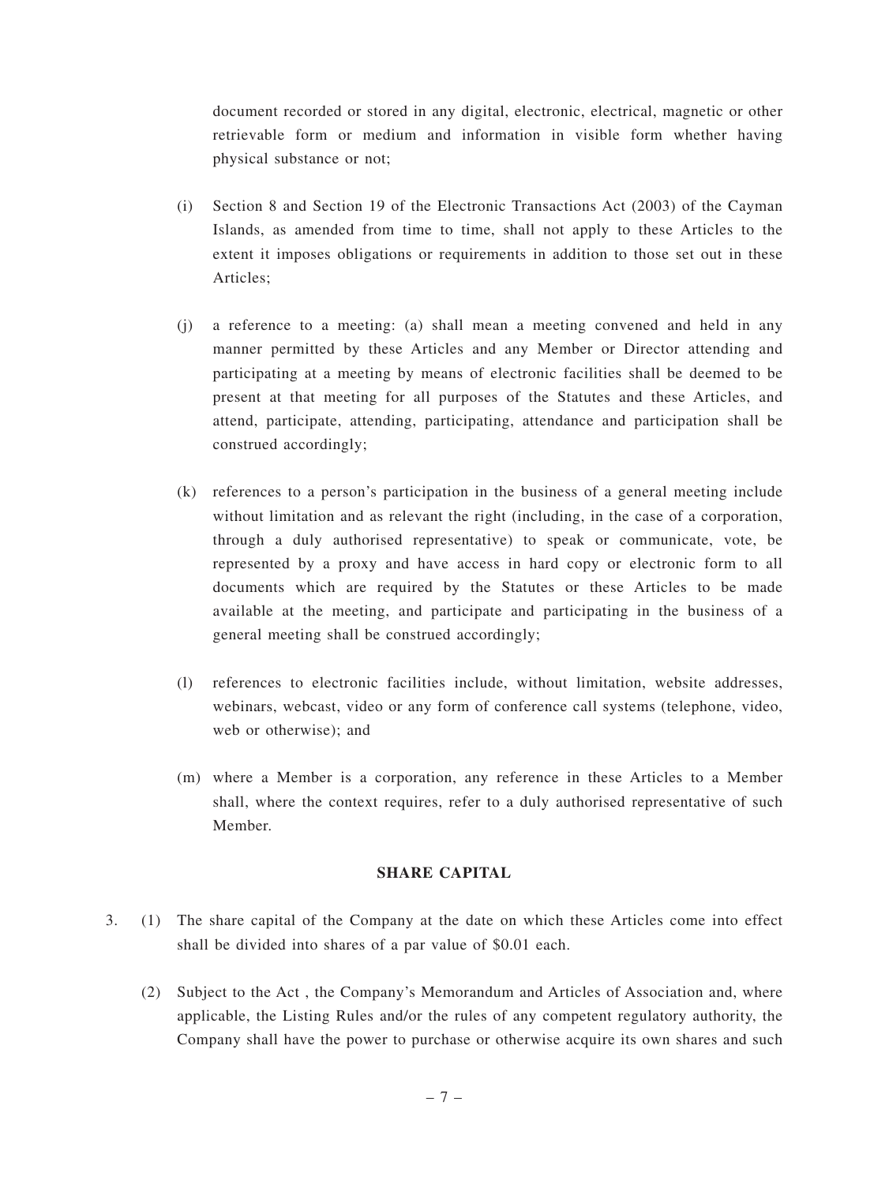document recorded or stored in any digital, electronic, electrical, magnetic or other retrievable form or medium and information in visible form whether having physical substance or not;

(i) Section 8 and Section 19 of the Electronic Transactions Act (2003) of the Cayman Islands, as amended from time to time, shall not apply to these Articles to the extent it imposes obligations or requirements in addition to those set out in these Articles;

(j) a reference to a meeting: (a) shall mean a meeting convened and held in any manner permitted by these Articles and any Member or Director attending and participating at a meeting by means of electronic facilities shall be deemed to be present at that meeting for all purposes of the Statutes and these Articles, and attend, participate, attending, participating, attendance and participation shall be construed accordingly;

(k) references to a person's participation in the business of a general meeting include without limitation and as relevant the right (including, in the case of a corporation, through a duly authorised representative) to speak or communicate, vote, be represented by a proxy and have access in hard copy or electronic form to all documents which are required by the Statutes or these Articles to be made available at the meeting, and participate and participating in the business of a general meeting shall be construed accordingly;

(l) references to electronic facilities include, without limitation, website addresses, webinars, webcast, video or any form of conference call systems (telephone, video, web or otherwise); and

(m) where a Member is a corporation, any reference in these Articles to a Member shall, where the context requires, refer to a duly authorised representative of such Member.

**SHARE CAPITAL**

3. (1) The share capital of the Company at the date on which these Articles come into effect shall be divided into shares of a par value of $0.01 each.

(2) Subject to the Act , the Company's Memorandum and Articles of Association and, where applicable, the Listing Rules and/or the rules of any competent regulatory authority, the Company shall have the power to purchase or otherwise acquire its own shares and such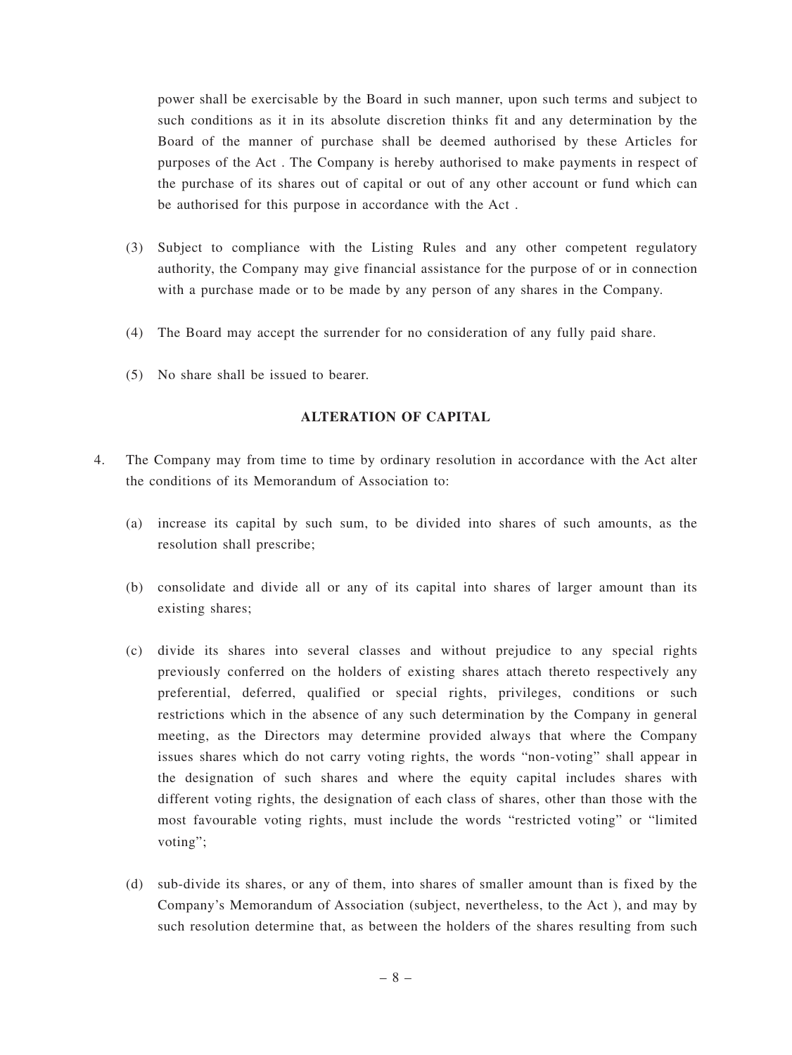power shall be exercisable by the Board in such manner, upon such terms and subject to such conditions as it in its absolute discretion thinks fit and any determination by the Board of the manner of purchase shall be deemed authorised by these Articles for purposes of the Act . The Company is hereby authorised to make payments in respect of the purchase of its shares out of capital or out of any other account or fund which can be authorised for this purpose in accordance with the Act .

(3) Subject to compliance with the Listing Rules and any other competent regulatory authority, the Company may give financial assistance for the purpose of or in connection with a purchase made or to be made by any person of any shares in the Company.

(4) The Board may accept the surrender for no consideration of any fully paid share.

(5) No share shall be issued to bearer.

**ALTERATION OF CAPITAL**

4. The Company may from time to time by ordinary resolution in accordance with the Act alter the conditions of its Memorandum of Association to:

(a) increase its capital by such sum, to be divided into shares of such amounts, as the resolution shall prescribe;

(b) consolidate and divide all or any of its capital into shares of larger amount than its existing shares;

(c) divide its shares into several classes and without prejudice to any special rights previously conferred on the holders of existing shares attach thereto respectively any preferential, deferred, qualified or special rights, privileges, conditions or such restrictions which in the absence of any such determination by the Company in general meeting, as the Directors may determine provided always that where the Company issues shares which do not carry voting rights, the words "non-voting" shall appear in the designation of such shares and where the equity capital includes shares with different voting rights, the designation of each class of shares, other than those with the most favourable voting rights, must include the words "restricted voting" or "limited voting";

(d) sub-divide its shares, or any of them, into shares of smaller amount than is fixed by the Company's Memorandum of Association (subject, nevertheless, to the Act ), and may by such resolution determine that, as between the holders of the shares resulting from such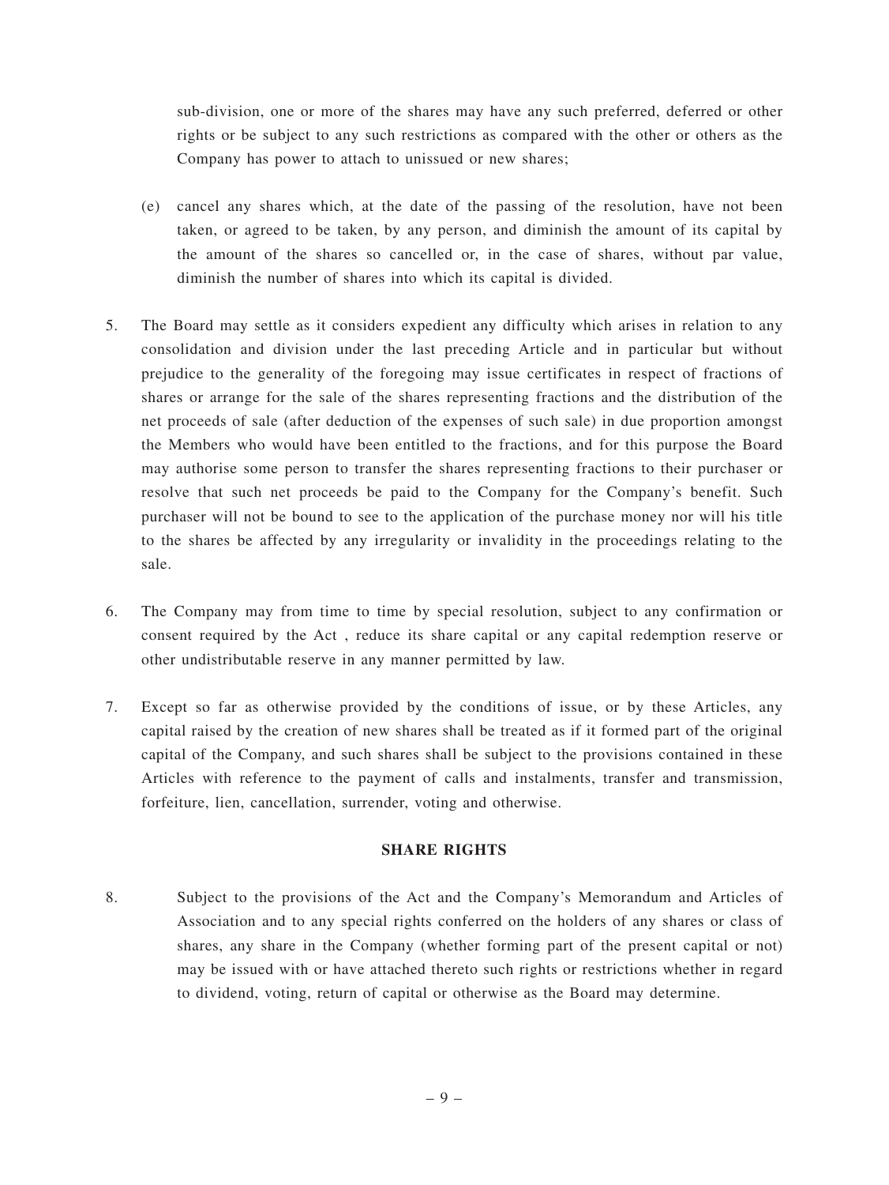sub-division, one or more of the shares may have any such preferred, deferred or other rights or be subject to any such restrictions as compared with the other or others as the Company has power to attach to unissued or new shares;

(e) cancel any shares which, at the date of the passing of the resolution, have not been taken, or agreed to be taken, by any person, and diminish the amount of its capital by the amount of the shares so cancelled or, in the case of shares, without par value, diminish the number of shares into which its capital is divided.

5. The Board may settle as it considers expedient any difficulty which arises in relation to any consolidation and division under the last preceding Article and in particular but without prejudice to the generality of the foregoing may issue certificates in respect of fractions of shares or arrange for the sale of the shares representing fractions and the distribution of the net proceeds of sale (after deduction of the expenses of such sale) in due proportion amongst the Members who would have been entitled to the fractions, and for this purpose the Board may authorise some person to transfer the shares representing fractions to their purchaser or resolve that such net proceeds be paid to the Company for the Company's benefit. Such purchaser will not be bound to see to the application of the purchase money nor will his title to the shares be affected by any irregularity or invalidity in the proceedings relating to the sale.

6. The Company may from time to time by special resolution, subject to any confirmation or consent required by the Act , reduce its share capital or any capital redemption reserve or other undistributable reserve in any manner permitted by law.

7. Except so far as otherwise provided by the conditions of issue, or by these Articles, any capital raised by the creation of new shares shall be treated as if it formed part of the original capital of the Company, and such shares shall be subject to the provisions contained in these Articles with reference to the payment of calls and instalments, transfer and transmission, forfeiture, lien, cancellation, surrender, voting and otherwise.

**SHARE RIGHTS**

8. Subject to the provisions of the Act and the Company's Memorandum and Articles of Association and to any special rights conferred on the holders of any shares or class of shares, any share in the Company (whether forming part of the present capital or not) may be issued with or have attached thereto such rights or restrictions whether in regard to dividend, voting, return of capital or otherwise as the Board may determine.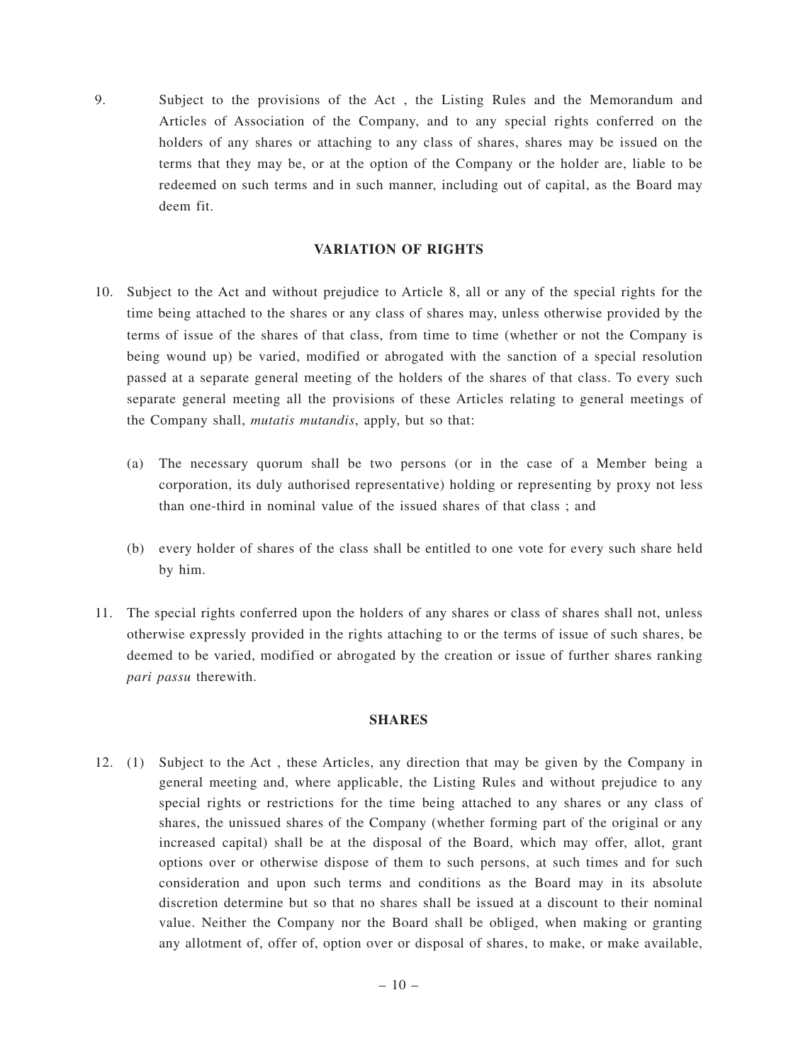9. Subject to the provisions of the Act , the Listing Rules and the Memorandum and Articles of Association of the Company, and to any special rights conferred on the holders of any shares or attaching to any class of shares, shares may be issued on the terms that they may be, or at the option of the Company or the holder are, liable to be redeemed on such terms and in such manner, including out of capital, as the Board may deem fit.

**VARIATION OF RIGHTS**

10. Subject to the Act and without prejudice to Article 8, all or any of the special rights for the time being attached to the shares or any class of shares may, unless otherwise provided by the terms of issue of the shares of that class, from time to time (whether or not the Company is being wound up) be varied, modified or abrogated with the sanction of a special resolution passed at a separate general meeting of the holders of the shares of that class. To every such separate general meeting all the provisions of these Articles relating to general meetings of the Company shall, *mutatis mutandis*, apply, but so that:

    (a) The necessary quorum shall be two persons (or in the case of a Member being a corporation, its duly authorised representative) holding or representing by proxy not less than one-third in nominal value of the issued shares of that class ; and

    (b) every holder of shares of the class shall be entitled to one vote for every such share held by him.

11. The special rights conferred upon the holders of any shares or class of shares shall not, unless otherwise expressly provided in the rights attaching to or the terms of issue of such shares, be deemed to be varied, modified or abrogated by the creation or issue of further shares ranking *pari passu* therewith.

**SHARES**

12. (1) Subject to the Act , these Articles, any direction that may be given by the Company in general meeting and, where applicable, the Listing Rules and without prejudice to any special rights or restrictions for the time being attached to any shares or any class of shares, the unissued shares of the Company (whether forming part of the original or any increased capital) shall be at the disposal of the Board, which may offer, allot, grant options over or otherwise dispose of them to such persons, at such times and for such consideration and upon such terms and conditions as the Board may in its absolute discretion determine but so that no shares shall be issued at a discount to their nominal value. Neither the Company nor the Board shall be obliged, when making or granting any allotment of, offer of, option over or disposal of shares, to make, or make available,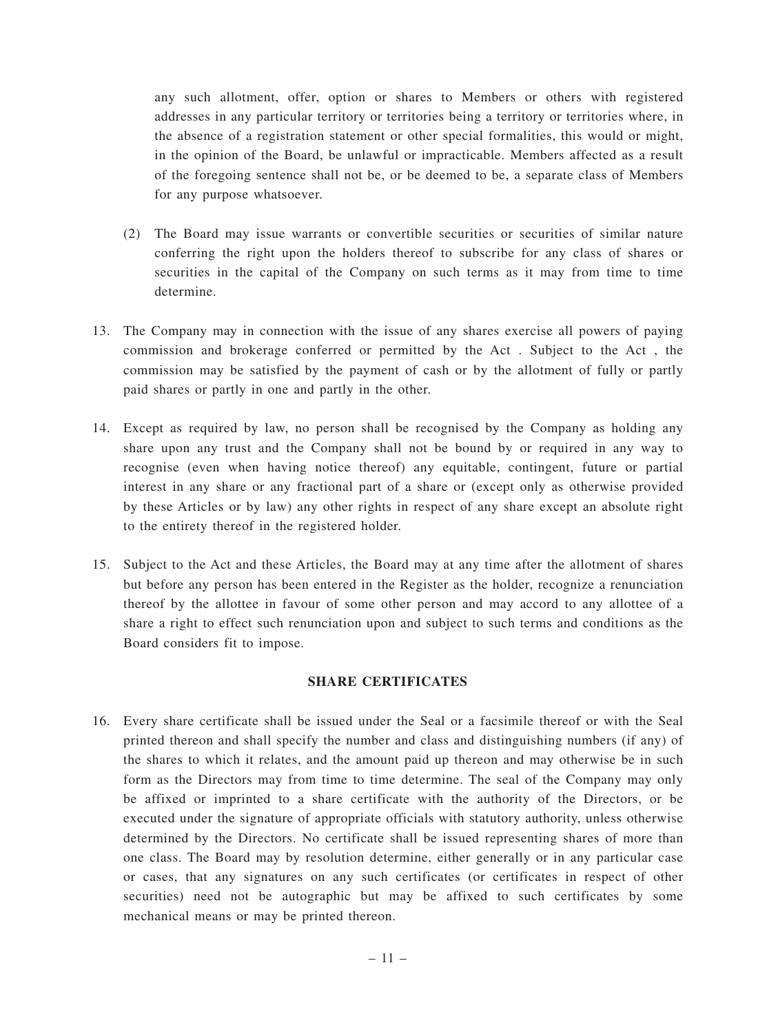any such allotment, offer, option or shares to Members or others with registered addresses in any particular territory or territories being a territory or territories where, in the absence of a registration statement or other special formalities, this would or might, in the opinion of the Board, be unlawful or impracticable. Members affected as a result of the foregoing sentence shall not be, or be deemed to be, a separate class of Members for any purpose whatsoever.

(2) The Board may issue warrants or convertible securities or securities of similar nature conferring the right upon the holders thereof to subscribe for any class of shares or securities in the capital of the Company on such terms as it may from time to time determine.

13. The Company may in connection with the issue of any shares exercise all powers of paying commission and brokerage conferred or permitted by the Act . Subject to the Act , the commission may be satisfied by the payment of cash or by the allotment of fully or partly paid shares or partly in one and partly in the other.

14. Except as required by law, no person shall be recognised by the Company as holding any share upon any trust and the Company shall not be bound by or required in any way to recognise (even when having notice thereof) any equitable, contingent, future or partial interest in any share or any fractional part of a share or (except only as otherwise provided by these Articles or by law) any other rights in respect of any share except an absolute right to the entirety thereof in the registered holder.

15. Subject to the Act and these Articles, the Board may at any time after the allotment of shares but before any person has been entered in the Register as the holder, recognize a renunciation thereof by the allottee in favour of some other person and may accord to any allottee of a share a right to effect such renunciation upon and subject to such terms and conditions as the Board considers fit to impose.

## SHARE CERTIFICATES

16. Every share certificate shall be issued under the Seal or a facsimile thereof or with the Seal printed thereon and shall specify the number and class and distinguishing numbers (if any) of the shares to which it relates, and the amount paid up thereon and may otherwise be in such form as the Directors may from time to time determine. The seal of the Company may only be affixed or imprinted to a share certificate with the authority of the Directors, or be executed under the signature of appropriate officials with statutory authority, unless otherwise determined by the Directors. No certificate shall be issued representing shares of more than one class. The Board may by resolution determine, either generally or in any particular case or cases, that any signatures on any such certificates (or certificates in respect of other securities) need not be autographic but may be affixed to such certificates by some mechanical means or may be printed thereon.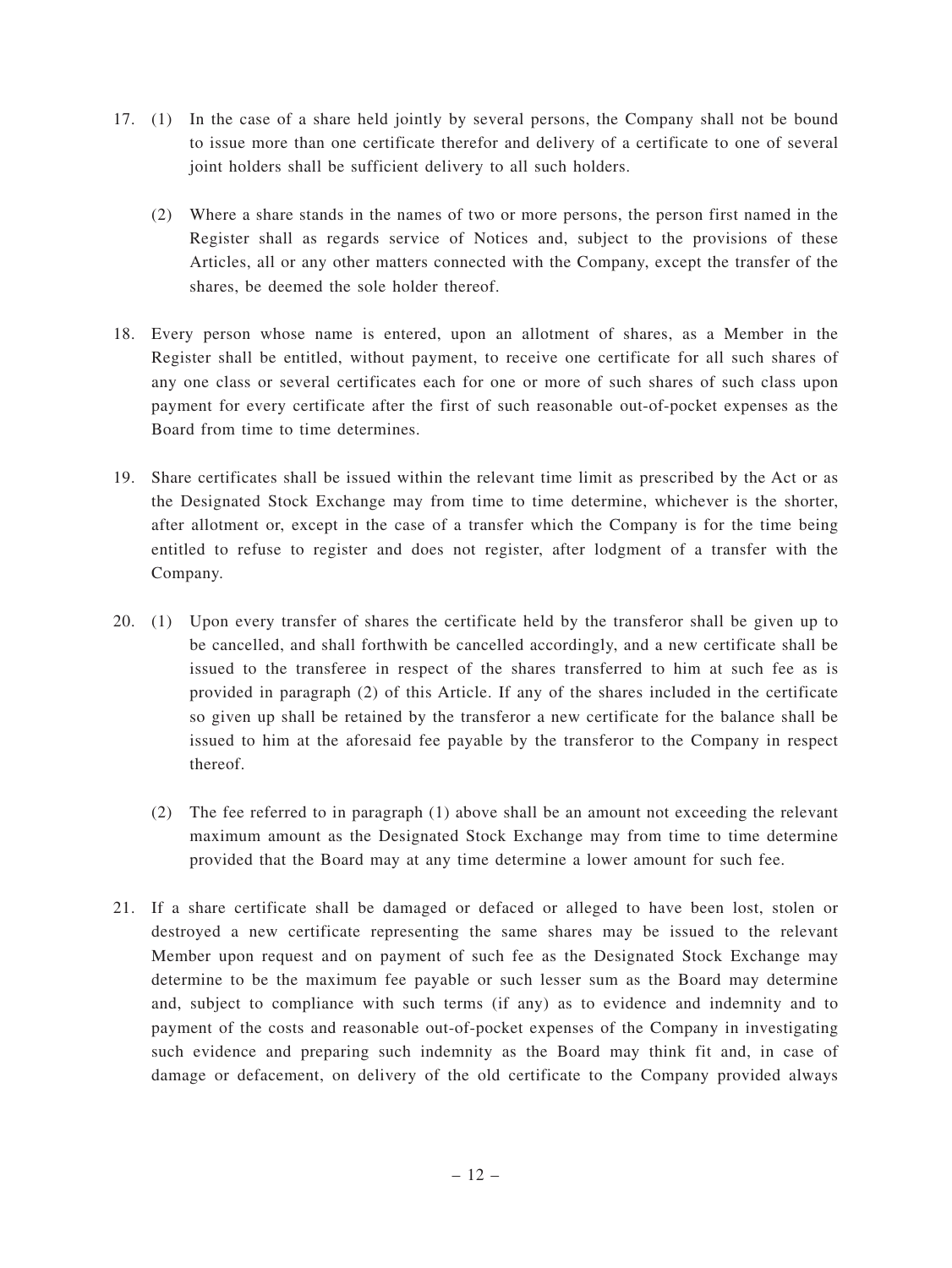17. (1) In the case of a share held jointly by several persons, the Company shall not be bound to issue more than one certificate therefor and delivery of a certificate to one of several joint holders shall be sufficient delivery to all such holders.

    (2) Where a share stands in the names of two or more persons, the person first named in the Register shall as regards service of Notices and, subject to the provisions of these Articles, all or any other matters connected with the Company, except the transfer of the shares, be deemed the sole holder thereof.

18. Every person whose name is entered, upon an allotment of shares, as a Member in the Register shall be entitled, without payment, to receive one certificate for all such shares of any one class or several certificates each for one or more of such shares of such class upon payment for every certificate after the first of such reasonable out-of-pocket expenses as the Board from time to time determines.

19. Share certificates shall be issued within the relevant time limit as prescribed by the Act or as the Designated Stock Exchange may from time to time determine, whichever is the shorter, after allotment or, except in the case of a transfer which the Company is for the time being entitled to refuse to register and does not register, after lodgment of a transfer with the Company.

20. (1) Upon every transfer of shares the certificate held by the transferor shall be given up to be cancelled, and shall forthwith be cancelled accordingly, and a new certificate shall be issued to the transferee in respect of the shares transferred to him at such fee as is provided in paragraph (2) of this Article. If any of the shares included in the certificate so given up shall be retained by the transferor a new certificate for the balance shall be issued to him at the aforesaid fee payable by the transferor to the Company in respect thereof.

    (2) The fee referred to in paragraph (1) above shall be an amount not exceeding the relevant maximum amount as the Designated Stock Exchange may from time to time determine provided that the Board may at any time determine a lower amount for such fee.

21. If a share certificate shall be damaged or defaced or alleged to have been lost, stolen or destroyed a new certificate representing the same shares may be issued to the relevant Member upon request and on payment of such fee as the Designated Stock Exchange may determine to be the maximum fee payable or such lesser sum as the Board may determine and, subject to compliance with such terms (if any) as to evidence and indemnity and to payment of the costs and reasonable out-of-pocket expenses of the Company in investigating such evidence and preparing such indemnity as the Board may think fit and, in case of damage or defacement, on delivery of the old certificate to the Company provided always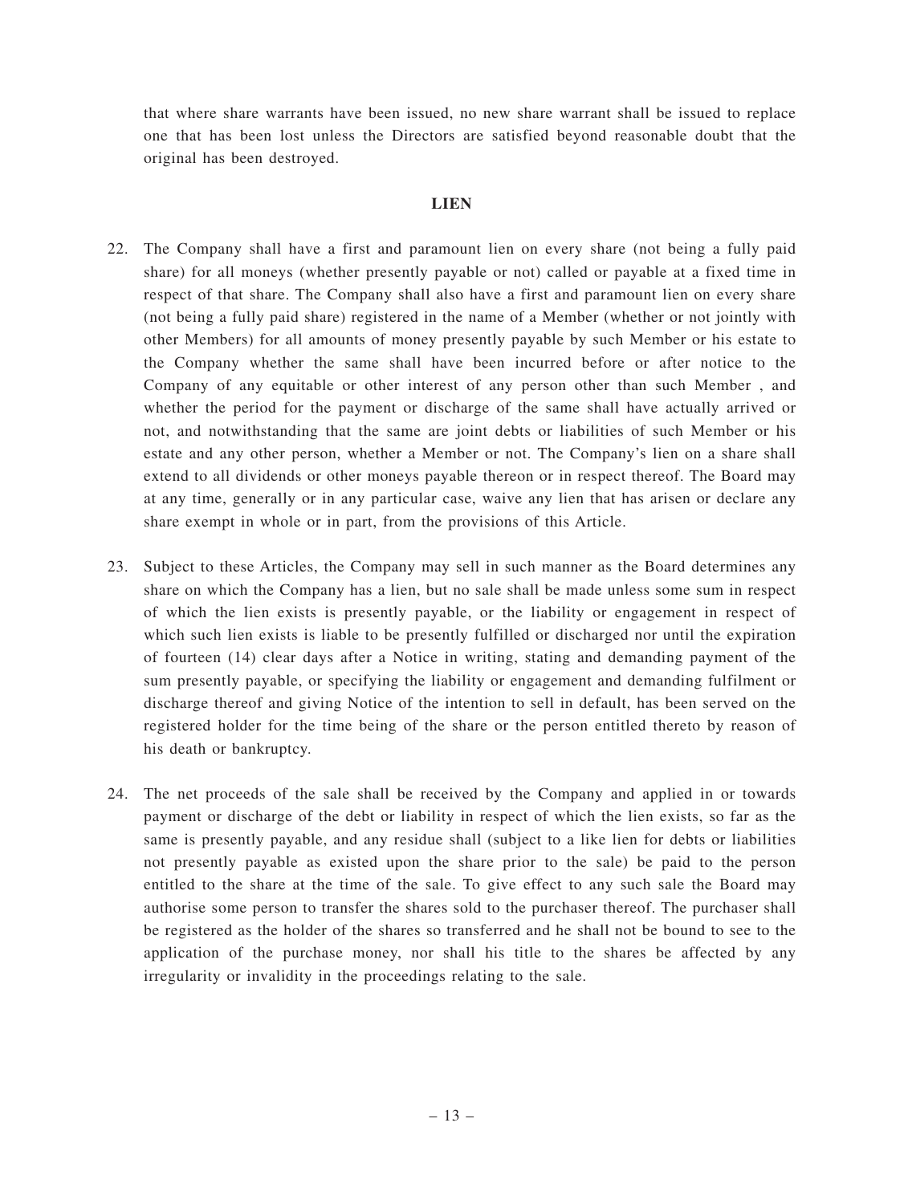that where share warrants have been issued, no new share warrant shall be issued to replace one that has been lost unless the Directors are satisfied beyond reasonable doubt that the original has been destroyed.

## LIEN

22. The Company shall have a first and paramount lien on every share (not being a fully paid share) for all moneys (whether presently payable or not) called or payable at a fixed time in respect of that share. The Company shall also have a first and paramount lien on every share (not being a fully paid share) registered in the name of a Member (whether or not jointly with other Members) for all amounts of money presently payable by such Member or his estate to the Company whether the same shall have been incurred before or after notice to the Company of any equitable or other interest of any person other than such Member , and whether the period for the payment or discharge of the same shall have actually arrived or not, and notwithstanding that the same are joint debts or liabilities of such Member or his estate and any other person, whether a Member or not. The Company's lien on a share shall extend to all dividends or other moneys payable thereon or in respect thereof. The Board may at any time, generally or in any particular case, waive any lien that has arisen or declare any share exempt in whole or in part, from the provisions of this Article.

23. Subject to these Articles, the Company may sell in such manner as the Board determines any share on which the Company has a lien, but no sale shall be made unless some sum in respect of which the lien exists is presently payable, or the liability or engagement in respect of which such lien exists is liable to be presently fulfilled or discharged nor until the expiration of fourteen (14) clear days after a Notice in writing, stating and demanding payment of the sum presently payable, or specifying the liability or engagement and demanding fulfilment or discharge thereof and giving Notice of the intention to sell in default, has been served on the registered holder for the time being of the share or the person entitled thereto by reason of his death or bankruptcy.

24. The net proceeds of the sale shall be received by the Company and applied in or towards payment or discharge of the debt or liability in respect of which the lien exists, so far as the same is presently payable, and any residue shall (subject to a like lien for debts or liabilities not presently payable as existed upon the share prior to the sale) be paid to the person entitled to the share at the time of the sale. To give effect to any such sale the Board may authorise some person to transfer the shares sold to the purchaser thereof. The purchaser shall be registered as the holder of the shares so transferred and he shall not be bound to see to the application of the purchase money, nor shall his title to the shares be affected by any irregularity or invalidity in the proceedings relating to the sale.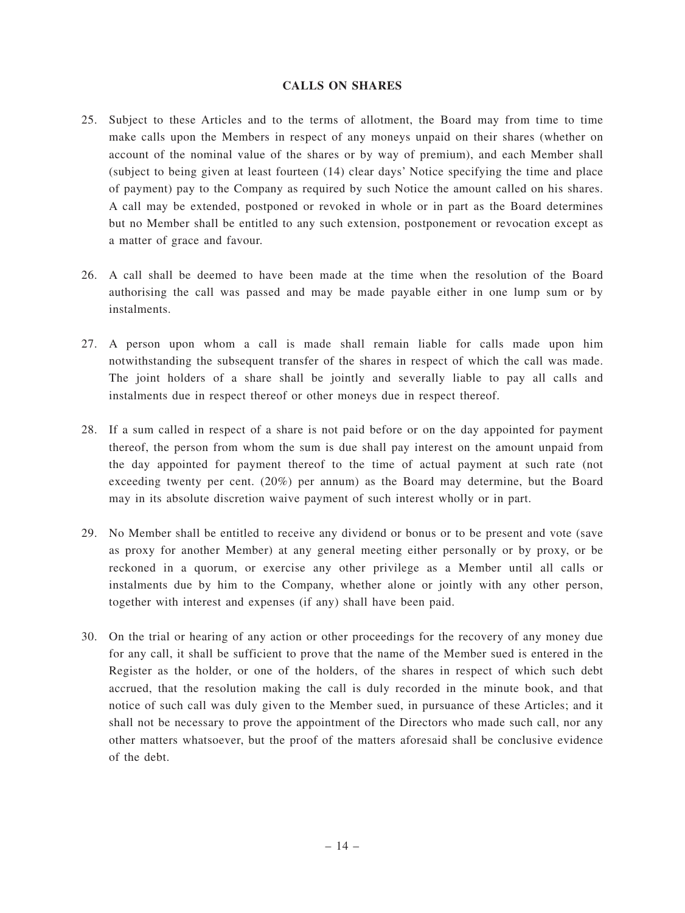## CALLS ON SHARES

25. Subject to these Articles and to the terms of allotment, the Board may from time to time make calls upon the Members in respect of any moneys unpaid on their shares (whether on account of the nominal value of the shares or by way of premium), and each Member shall (subject to being given at least fourteen (14) clear days' Notice specifying the time and place of payment) pay to the Company as required by such Notice the amount called on his shares. A call may be extended, postponed or revoked in whole or in part as the Board determines but no Member shall be entitled to any such extension, postponement or revocation except as a matter of grace and favour.

26. A call shall be deemed to have been made at the time when the resolution of the Board authorising the call was passed and may be made payable either in one lump sum or by instalments.

27. A person upon whom a call is made shall remain liable for calls made upon him notwithstanding the subsequent transfer of the shares in respect of which the call was made. The joint holders of a share shall be jointly and severally liable to pay all calls and instalments due in respect thereof or other moneys due in respect thereof.

28. If a sum called in respect of a share is not paid before or on the day appointed for payment thereof, the person from whom the sum is due shall pay interest on the amount unpaid from the day appointed for payment thereof to the time of actual payment at such rate (not exceeding twenty per cent. (20%) per annum) as the Board may determine, but the Board may in its absolute discretion waive payment of such interest wholly or in part.

29. No Member shall be entitled to receive any dividend or bonus or to be present and vote (save as proxy for another Member) at any general meeting either personally or by proxy, or be reckoned in a quorum, or exercise any other privilege as a Member until all calls or instalments due by him to the Company, whether alone or jointly with any other person, together with interest and expenses (if any) shall have been paid.

30. On the trial or hearing of any action or other proceedings for the recovery of any money due for any call, it shall be sufficient to prove that the name of the Member sued is entered in the Register as the holder, or one of the holders, of the shares in respect of which such debt accrued, that the resolution making the call is duly recorded in the minute book, and that notice of such call was duly given to the Member sued, in pursuance of these Articles; and it shall not be necessary to prove the appointment of the Directors who made such call, nor any other matters whatsoever, but the proof of the matters aforesaid shall be conclusive evidence of the debt.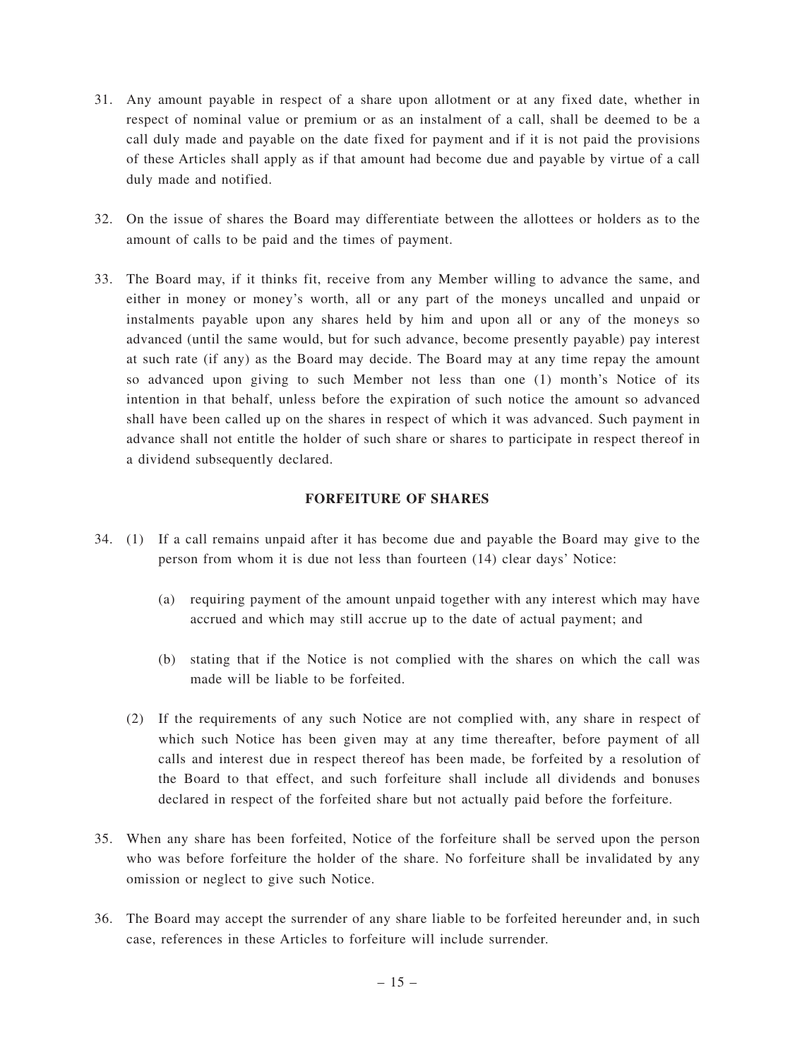31. Any amount payable in respect of a share upon allotment or at any fixed date, whether in respect of nominal value or premium or as an instalment of a call, shall be deemed to be a call duly made and payable on the date fixed for payment and if it is not paid the provisions of these Articles shall apply as if that amount had become due and payable by virtue of a call duly made and notified.

32. On the issue of shares the Board may differentiate between the allottees or holders as to the amount of calls to be paid and the times of payment.

33. The Board may, if it thinks fit, receive from any Member willing to advance the same, and either in money or money's worth, all or any part of the moneys uncalled and unpaid or instalments payable upon any shares held by him and upon all or any of the moneys so advanced (until the same would, but for such advance, become presently payable) pay interest at such rate (if any) as the Board may decide. The Board may at any time repay the amount so advanced upon giving to such Member not less than one (1) month's Notice of its intention in that behalf, unless before the expiration of such notice the amount so advanced shall have been called up on the shares in respect of which it was advanced. Such payment in advance shall not entitle the holder of such share or shares to participate in respect thereof in a dividend subsequently declared.

## FORFEITURE OF SHARES

34. (1) If a call remains unpaid after it has become due and payable the Board may give to the person from whom it is due not less than fourteen (14) clear days' Notice:

    (a) requiring payment of the amount unpaid together with any interest which may have accrued and which may still accrue up to the date of actual payment; and

    (b) stating that if the Notice is not complied with the shares on which the call was made will be liable to be forfeited.

    (2) If the requirements of any such Notice are not complied with, any share in respect of which such Notice has been given may at any time thereafter, before payment of all calls and interest due in respect thereof has been made, be forfeited by a resolution of the Board to that effect, and such forfeiture shall include all dividends and bonuses declared in respect of the forfeited share but not actually paid before the forfeiture.

35. When any share has been forfeited, Notice of the forfeiture shall be served upon the person who was before forfeiture the holder of the share. No forfeiture shall be invalidated by any omission or neglect to give such Notice.

36. The Board may accept the surrender of any share liable to be forfeited hereunder and, in such case, references in these Articles to forfeiture will include surrender.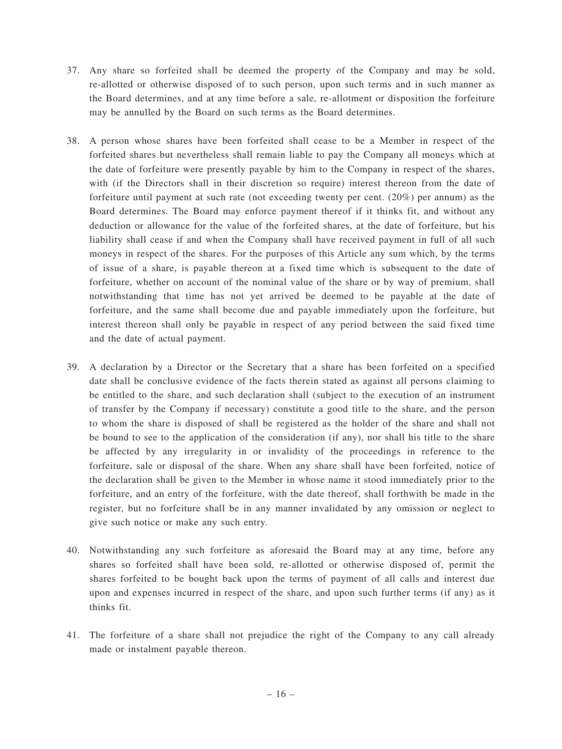37. Any share so forfeited shall be deemed the property of the Company and may be sold, re-allotted or otherwise disposed of to such person, upon such terms and in such manner as the Board determines, and at any time before a sale, re-allotment or disposition the forfeiture may be annulled by the Board on such terms as the Board determines.

38. A person whose shares have been forfeited shall cease to be a Member in respect of the forfeited shares but nevertheless shall remain liable to pay the Company all moneys which at the date of forfeiture were presently payable by him to the Company in respect of the shares, with (if the Directors shall in their discretion so require) interest thereon from the date of forfeiture until payment at such rate (not exceeding twenty per cent. (20%) per annum) as the Board determines. The Board may enforce payment thereof if it thinks fit, and without any deduction or allowance for the value of the forfeited shares, at the date of forfeiture, but his liability shall cease if and when the Company shall have received payment in full of all such moneys in respect of the shares. For the purposes of this Article any sum which, by the terms of issue of a share, is payable thereon at a fixed time which is subsequent to the date of forfeiture, whether on account of the nominal value of the share or by way of premium, shall notwithstanding that time has not yet arrived be deemed to be payable at the date of forfeiture, and the same shall become due and payable immediately upon the forfeiture, but interest thereon shall only be payable in respect of any period between the said fixed time and the date of actual payment.

39. A declaration by a Director or the Secretary that a share has been forfeited on a specified date shall be conclusive evidence of the facts therein stated as against all persons claiming to be entitled to the share, and such declaration shall (subject to the execution of an instrument of transfer by the Company if necessary) constitute a good title to the share, and the person to whom the share is disposed of shall be registered as the holder of the share and shall not be bound to see to the application of the consideration (if any), nor shall his title to the share be affected by any irregularity in or invalidity of the proceedings in reference to the forfeiture, sale or disposal of the share. When any share shall have been forfeited, notice of the declaration shall be given to the Member in whose name it stood immediately prior to the forfeiture, and an entry of the forfeiture, with the date thereof, shall forthwith be made in the register, but no forfeiture shall be in any manner invalidated by any omission or neglect to give such notice or make any such entry.

40. Notwithstanding any such forfeiture as aforesaid the Board may at any time, before any shares so forfeited shall have been sold, re-allotted or otherwise disposed of, permit the shares forfeited to be bought back upon the terms of payment of all calls and interest due upon and expenses incurred in respect of the share, and upon such further terms (if any) as it thinks fit.

41. The forfeiture of a share shall not prejudice the right of the Company to any call already made or instalment payable thereon.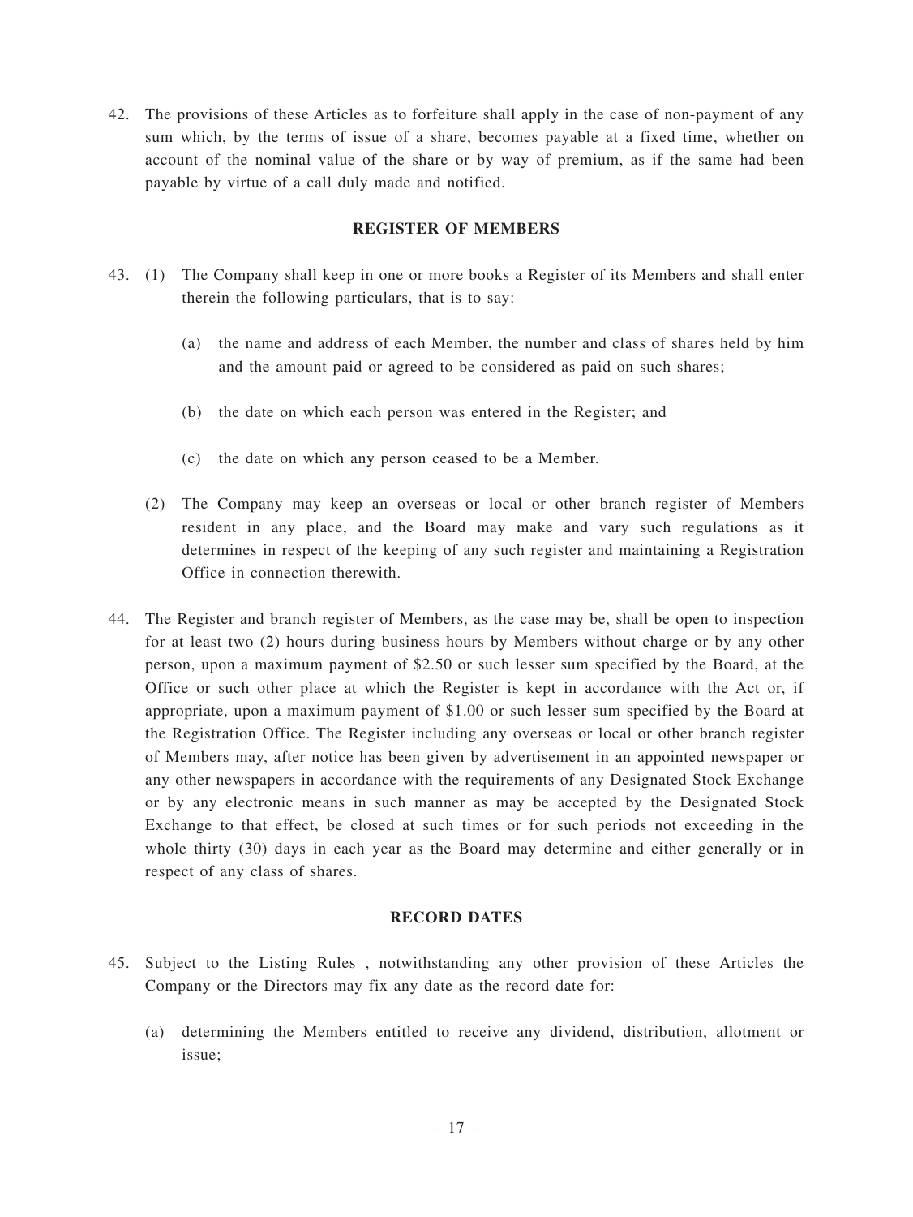42. The provisions of these Articles as to forfeiture shall apply in the case of non-payment of any sum which, by the terms of issue of a share, becomes payable at a fixed time, whether on account of the nominal value of the share or by way of premium, as if the same had been payable by virtue of a call duly made and notified.

**REGISTER OF MEMBERS**

43. (1) The Company shall keep in one or more books a Register of its Members and shall enter therein the following particulars, that is to say:

    (a) the name and address of each Member, the number and class of shares held by him and the amount paid or agreed to be considered as paid on such shares;

    (b) the date on which each person was entered in the Register; and

    (c) the date on which any person ceased to be a Member.

    (2) The Company may keep an overseas or local or other branch register of Members resident in any place, and the Board may make and vary such regulations as it determines in respect of the keeping of any such register and maintaining a Registration Office in connection therewith.

44. The Register and branch register of Members, as the case may be, shall be open to inspection for at least two (2) hours during business hours by Members without charge or by any other person, upon a maximum payment of $2.50 or such lesser sum specified by the Board, at the Office or such other place at which the Register is kept in accordance with the Act or, if appropriate, upon a maximum payment of $1.00 or such lesser sum specified by the Board at the Registration Office. The Register including any overseas or local or other branch register of Members may, after notice has been given by advertisement in an appointed newspaper or any other newspapers in accordance with the requirements of any Designated Stock Exchange or by any electronic means in such manner as may be accepted by the Designated Stock Exchange to that effect, be closed at such times or for such periods not exceeding in the whole thirty (30) days in each year as the Board may determine and either generally or in respect of any class of shares.

**RECORD DATES**

45. Subject to the Listing Rules , notwithstanding any other provision of these Articles the Company or the Directors may fix any date as the record date for:

    (a) determining the Members entitled to receive any dividend, distribution, allotment or issue;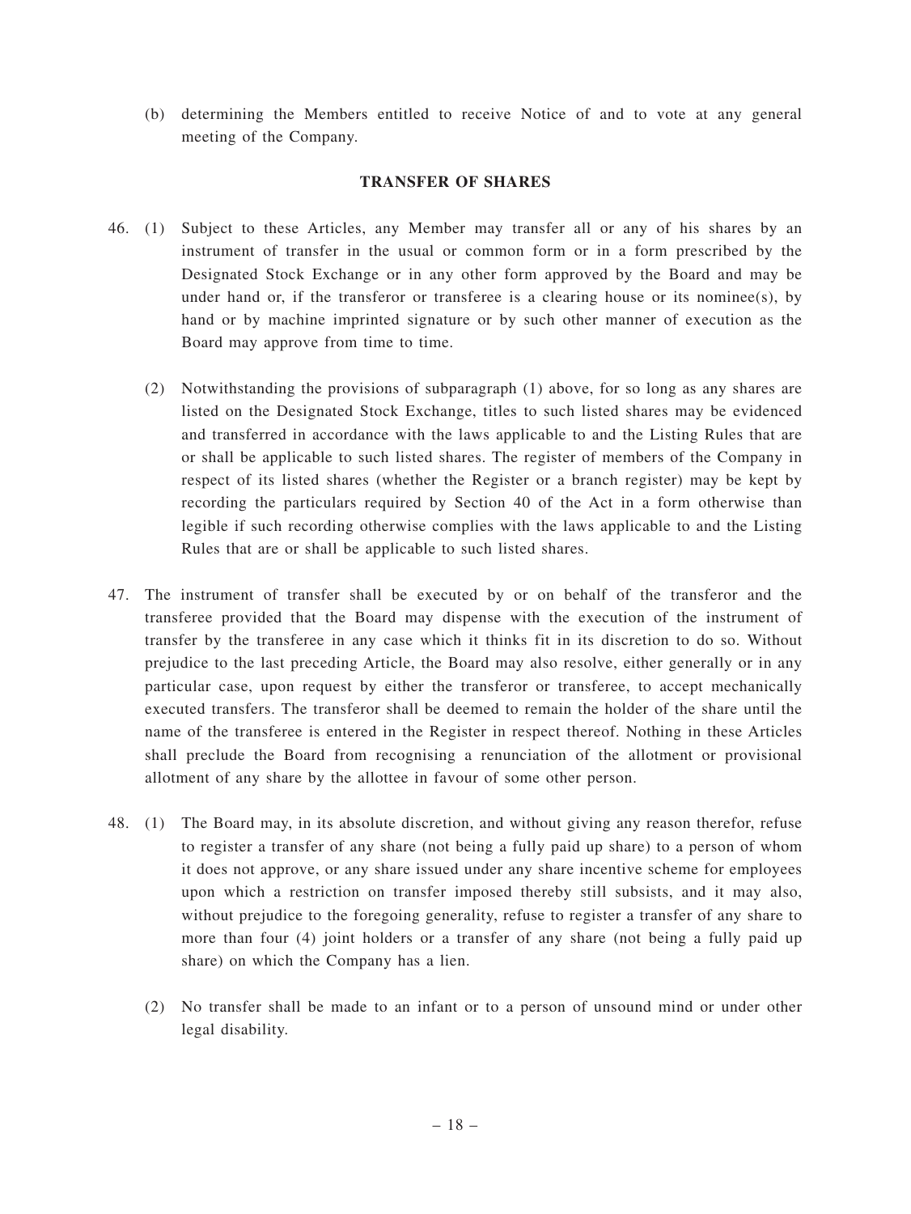(b) determining the Members entitled to receive Notice of and to vote at any general meeting of the Company.

## TRANSFER OF SHARES

46. (1) Subject to these Articles, any Member may transfer all or any of his shares by an instrument of transfer in the usual or common form or in a form prescribed by the Designated Stock Exchange or in any other form approved by the Board and may be under hand or, if the transferor or transferee is a clearing house or its nominee(s), by hand or by machine imprinted signature or by such other manner of execution as the Board may approve from time to time.

    (2) Notwithstanding the provisions of subparagraph (1) above, for so long as any shares are listed on the Designated Stock Exchange, titles to such listed shares may be evidenced and transferred in accordance with the laws applicable to and the Listing Rules that are or shall be applicable to such listed shares. The register of members of the Company in respect of its listed shares (whether the Register or a branch register) may be kept by recording the particulars required by Section 40 of the Act in a form otherwise than legible if such recording otherwise complies with the laws applicable to and the Listing Rules that are or shall be applicable to such listed shares.

47. The instrument of transfer shall be executed by or on behalf of the transferor and the transferee provided that the Board may dispense with the execution of the instrument of transfer by the transferee in any case which it thinks fit in its discretion to do so. Without prejudice to the last preceding Article, the Board may also resolve, either generally or in any particular case, upon request by either the transferor or transferee, to accept mechanically executed transfers. The transferor shall be deemed to remain the holder of the share until the name of the transferee is entered in the Register in respect thereof. Nothing in these Articles shall preclude the Board from recognising a renunciation of the allotment or provisional allotment of any share by the allottee in favour of some other person.

48. (1) The Board may, in its absolute discretion, and without giving any reason therefor, refuse to register a transfer of any share (not being a fully paid up share) to a person of whom it does not approve, or any share issued under any share incentive scheme for employees upon which a restriction on transfer imposed thereby still subsists, and it may also, without prejudice to the foregoing generality, refuse to register a transfer of any share to more than four (4) joint holders or a transfer of any share (not being a fully paid up share) on which the Company has a lien.

    (2) No transfer shall be made to an infant or to a person of unsound mind or under other legal disability.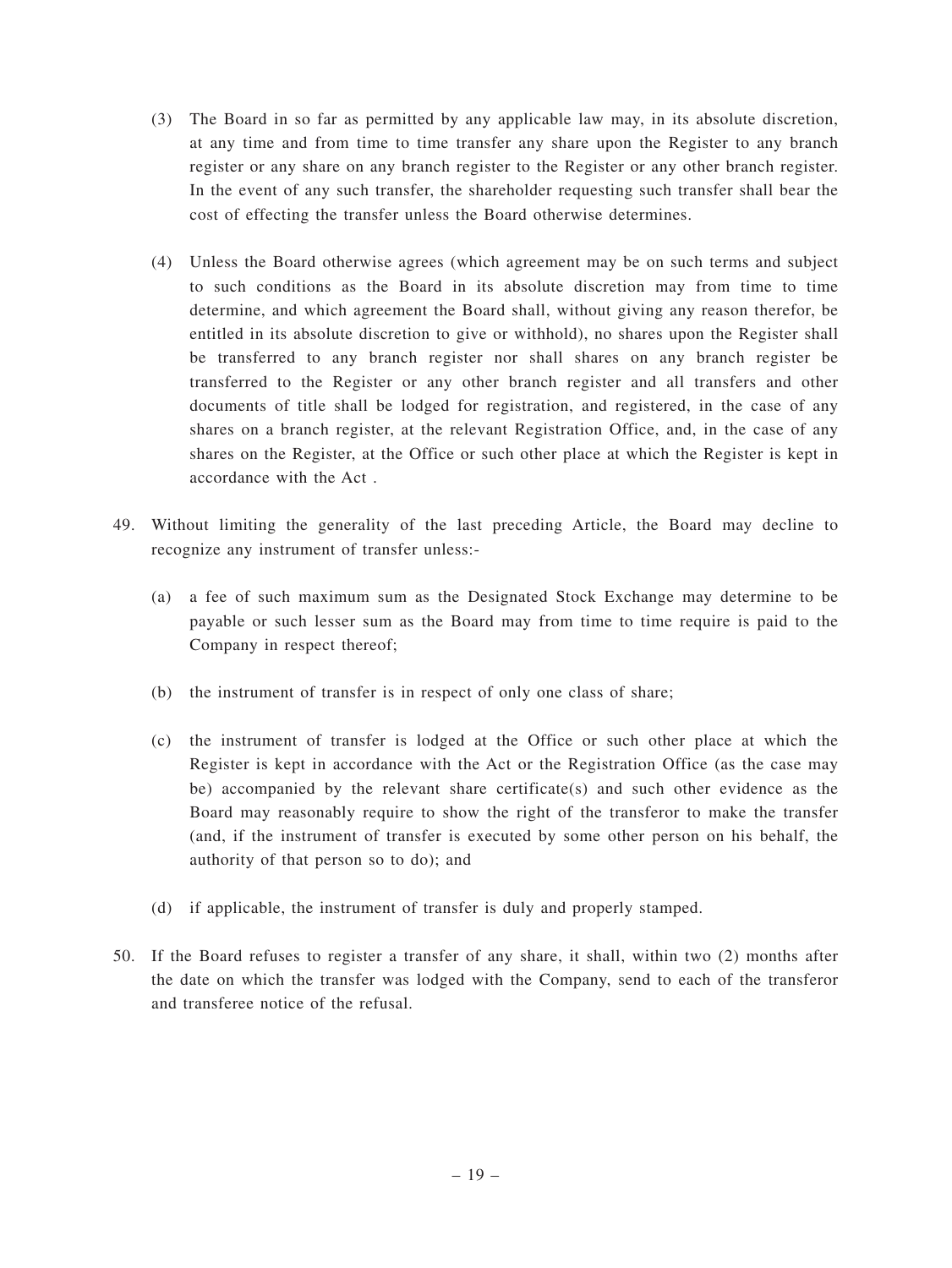(3) The Board in so far as permitted by any applicable law may, in its absolute discretion, at any time and from time to time transfer any share upon the Register to any branch register or any share on any branch register to the Register or any other branch register. In the event of any such transfer, the shareholder requesting such transfer shall bear the cost of effecting the transfer unless the Board otherwise determines.

(4) Unless the Board otherwise agrees (which agreement may be on such terms and subject to such conditions as the Board in its absolute discretion may from time to time determine, and which agreement the Board shall, without giving any reason therefor, be entitled in its absolute discretion to give or withhold), no shares upon the Register shall be transferred to any branch register nor shall shares on any branch register be transferred to the Register or any other branch register and all transfers and other documents of title shall be lodged for registration, and registered, in the case of any shares on a branch register, at the relevant Registration Office, and, in the case of any shares on the Register, at the Office or such other place at which the Register is kept in accordance with the Act .

49. Without limiting the generality of the last preceding Article, the Board may decline to recognize any instrument of transfer unless:-

(a) a fee of such maximum sum as the Designated Stock Exchange may determine to be payable or such lesser sum as the Board may from time to time require is paid to the Company in respect thereof;

(b) the instrument of transfer is in respect of only one class of share;

(c) the instrument of transfer is lodged at the Office or such other place at which the Register is kept in accordance with the Act or the Registration Office (as the case may be) accompanied by the relevant share certificate(s) and such other evidence as the Board may reasonably require to show the right of the transferor to make the transfer (and, if the instrument of transfer is executed by some other person on his behalf, the authority of that person so to do); and

(d) if applicable, the instrument of transfer is duly and properly stamped.

50. If the Board refuses to register a transfer of any share, it shall, within two (2) months after the date on which the transfer was lodged with the Company, send to each of the transferor and transferee notice of the refusal.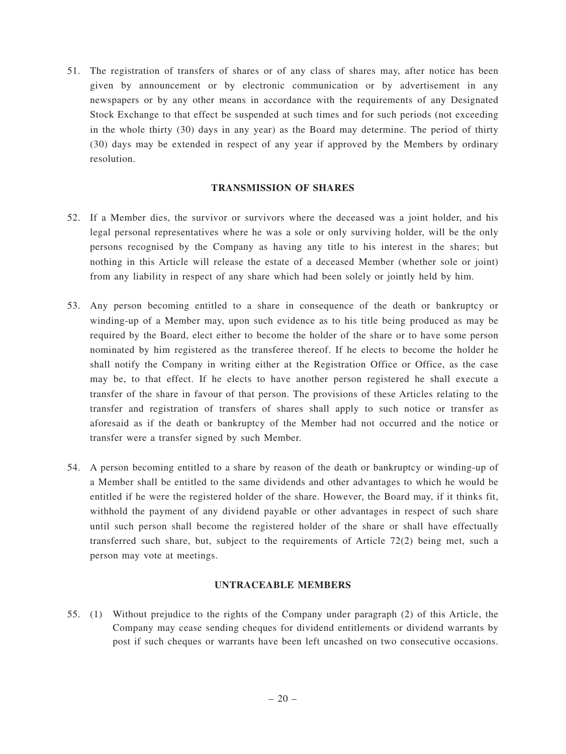51. The registration of transfers of shares or of any class of shares may, after notice has been given by announcement or by electronic communication or by advertisement in any newspapers or by any other means in accordance with the requirements of any Designated Stock Exchange to that effect be suspended at such times and for such periods (not exceeding in the whole thirty (30) days in any year) as the Board may determine. The period of thirty (30) days may be extended in respect of any year if approved by the Members by ordinary resolution.

## TRANSMISSION OF SHARES

52. If a Member dies, the survivor or survivors where the deceased was a joint holder, and his legal personal representatives where he was a sole or only surviving holder, will be the only persons recognised by the Company as having any title to his interest in the shares; but nothing in this Article will release the estate of a deceased Member (whether sole or joint) from any liability in respect of any share which had been solely or jointly held by him.

53. Any person becoming entitled to a share in consequence of the death or bankruptcy or winding-up of a Member may, upon such evidence as to his title being produced as may be required by the Board, elect either to become the holder of the share or to have some person nominated by him registered as the transferee thereof. If he elects to become the holder he shall notify the Company in writing either at the Registration Office or Office, as the case may be, to that effect. If he elects to have another person registered he shall execute a transfer of the share in favour of that person. The provisions of these Articles relating to the transfer and registration of transfers of shares shall apply to such notice or transfer as aforesaid as if the death or bankruptcy of the Member had not occurred and the notice or transfer were a transfer signed by such Member.

54. A person becoming entitled to a share by reason of the death or bankruptcy or winding-up of a Member shall be entitled to the same dividends and other advantages to which he would be entitled if he were the registered holder of the share. However, the Board may, if it thinks fit, withhold the payment of any dividend payable or other advantages in respect of such share until such person shall become the registered holder of the share or shall have effectually transferred such share, but, subject to the requirements of Article 72(2) being met, such a person may vote at meetings.

## UNTRACEABLE MEMBERS

55. (1) Without prejudice to the rights of the Company under paragraph (2) of this Article, the Company may cease sending cheques for dividend entitlements or dividend warrants by post if such cheques or warrants have been left uncashed on two consecutive occasions.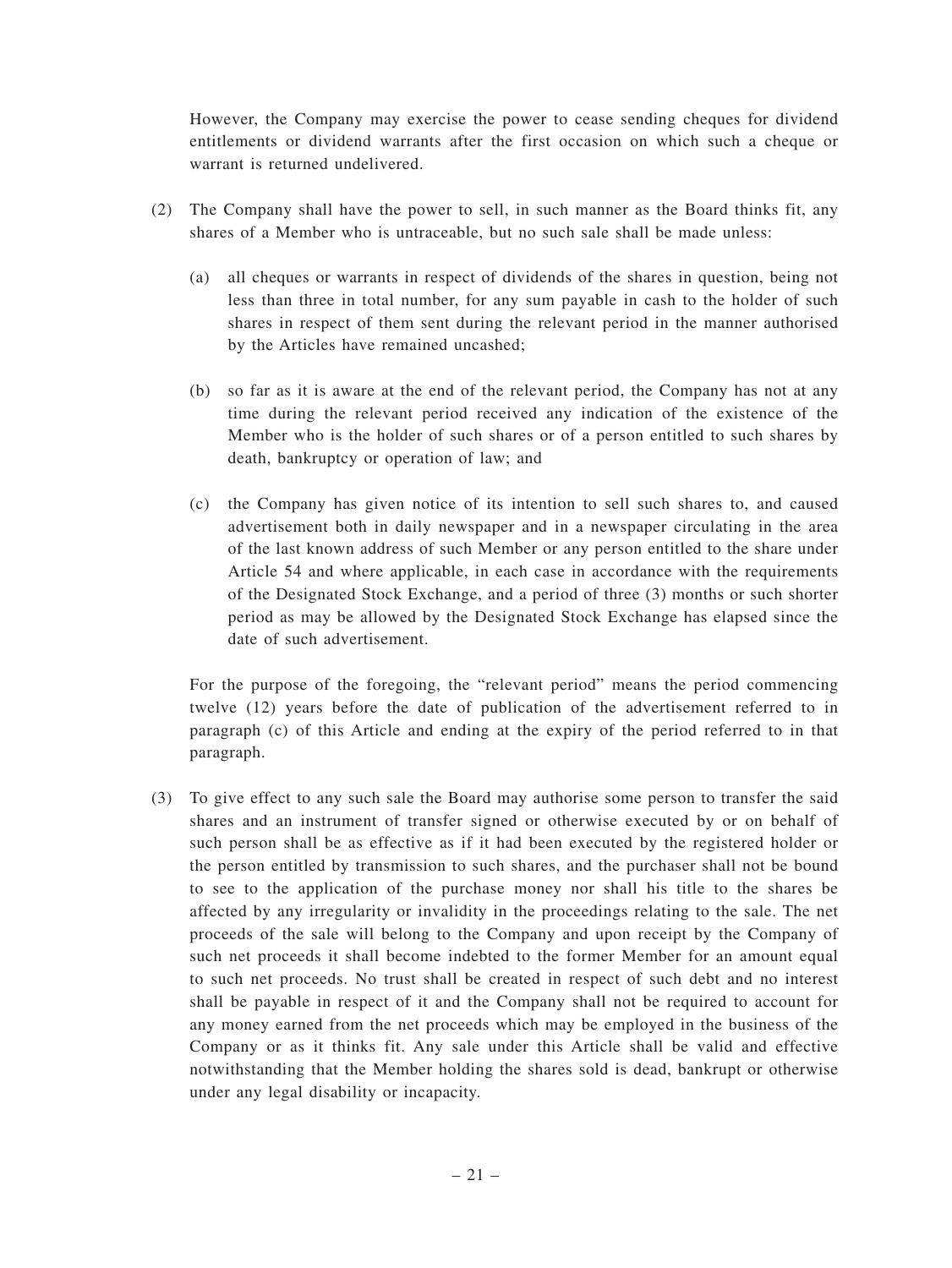However, the Company may exercise the power to cease sending cheques for dividend entitlements or dividend warrants after the first occasion on which such a cheque or warrant is returned undelivered.

(2) The Company shall have the power to sell, in such manner as the Board thinks fit, any shares of a Member who is untraceable, but no such sale shall be made unless:

 (a) all cheques or warrants in respect of dividends of the shares in question, being not less than three in total number, for any sum payable in cash to the holder of such shares in respect of them sent during the relevant period in the manner authorised by the Articles have remained uncashed;

 (b) so far as it is aware at the end of the relevant period, the Company has not at any time during the relevant period received any indication of the existence of the Member who is the holder of such shares or of a person entitled to such shares by death, bankruptcy or operation of law; and

 (c) the Company has given notice of its intention to sell such shares to, and caused advertisement both in daily newspaper and in a newspaper circulating in the area of the last known address of such Member or any person entitled to the share under Article 54 and where applicable, in each case in accordance with the requirements of the Designated Stock Exchange, and a period of three (3) months or such shorter period as may be allowed by the Designated Stock Exchange has elapsed since the date of such advertisement.

For the purpose of the foregoing, the "relevant period" means the period commencing twelve (12) years before the date of publication of the advertisement referred to in paragraph (c) of this Article and ending at the expiry of the period referred to in that paragraph.

(3) To give effect to any such sale the Board may authorise some person to transfer the said shares and an instrument of transfer signed or otherwise executed by or on behalf of such person shall be as effective as if it had been executed by the registered holder or the person entitled by transmission to such shares, and the purchaser shall not be bound to see to the application of the purchase money nor shall his title to the shares be affected by any irregularity or invalidity in the proceedings relating to the sale. The net proceeds of the sale will belong to the Company and upon receipt by the Company of such net proceeds it shall become indebted to the former Member for an amount equal to such net proceeds. No trust shall be created in respect of such debt and no interest shall be payable in respect of it and the Company shall not be required to account for any money earned from the net proceeds which may be employed in the business of the Company or as it thinks fit. Any sale under this Article shall be valid and effective notwithstanding that the Member holding the shares sold is dead, bankrupt or otherwise under any legal disability or incapacity.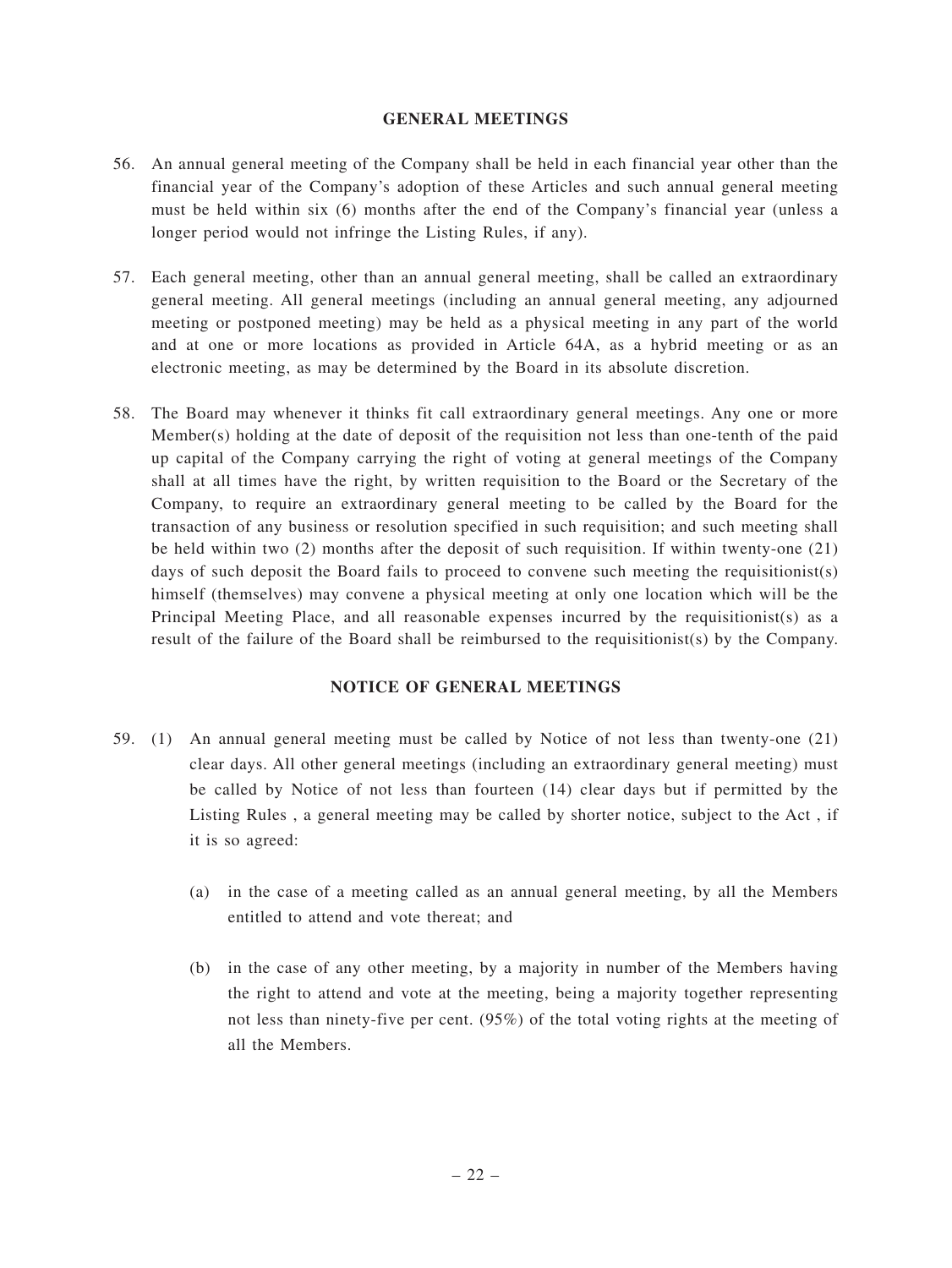## GENERAL MEETINGS

56. An annual general meeting of the Company shall be held in each financial year other than the financial year of the Company's adoption of these Articles and such annual general meeting must be held within six (6) months after the end of the Company's financial year (unless a longer period would not infringe the Listing Rules, if any).

57. Each general meeting, other than an annual general meeting, shall be called an extraordinary general meeting. All general meetings (including an annual general meeting, any adjourned meeting or postponed meeting) may be held as a physical meeting in any part of the world and at one or more locations as provided in Article 64A, as a hybrid meeting or as an electronic meeting, as may be determined by the Board in its absolute discretion.

58. The Board may whenever it thinks fit call extraordinary general meetings. Any one or more Member(s) holding at the date of deposit of the requisition not less than one-tenth of the paid up capital of the Company carrying the right of voting at general meetings of the Company shall at all times have the right, by written requisition to the Board or the Secretary of the Company, to require an extraordinary general meeting to be called by the Board for the transaction of any business or resolution specified in such requisition; and such meeting shall be held within two (2) months after the deposit of such requisition. If within twenty-one (21) days of such deposit the Board fails to proceed to convene such meeting the requisitionist(s) himself (themselves) may convene a physical meeting at only one location which will be the Principal Meeting Place, and all reasonable expenses incurred by the requisitionist(s) as a result of the failure of the Board shall be reimbursed to the requisitionist(s) by the Company.

## NOTICE OF GENERAL MEETINGS

59. (1) An annual general meeting must be called by Notice of not less than twenty-one (21) clear days. All other general meetings (including an extraordinary general meeting) must be called by Notice of not less than fourteen (14) clear days but if permitted by the Listing Rules , a general meeting may be called by shorter notice, subject to the Act , if it is so agreed:

    (a) in the case of a meeting called as an annual general meeting, by all the Members entitled to attend and vote thereat; and

    (b) in the case of any other meeting, by a majority in number of the Members having the right to attend and vote at the meeting, being a majority together representing not less than ninety-five per cent. (95%) of the total voting rights at the meeting of all the Members.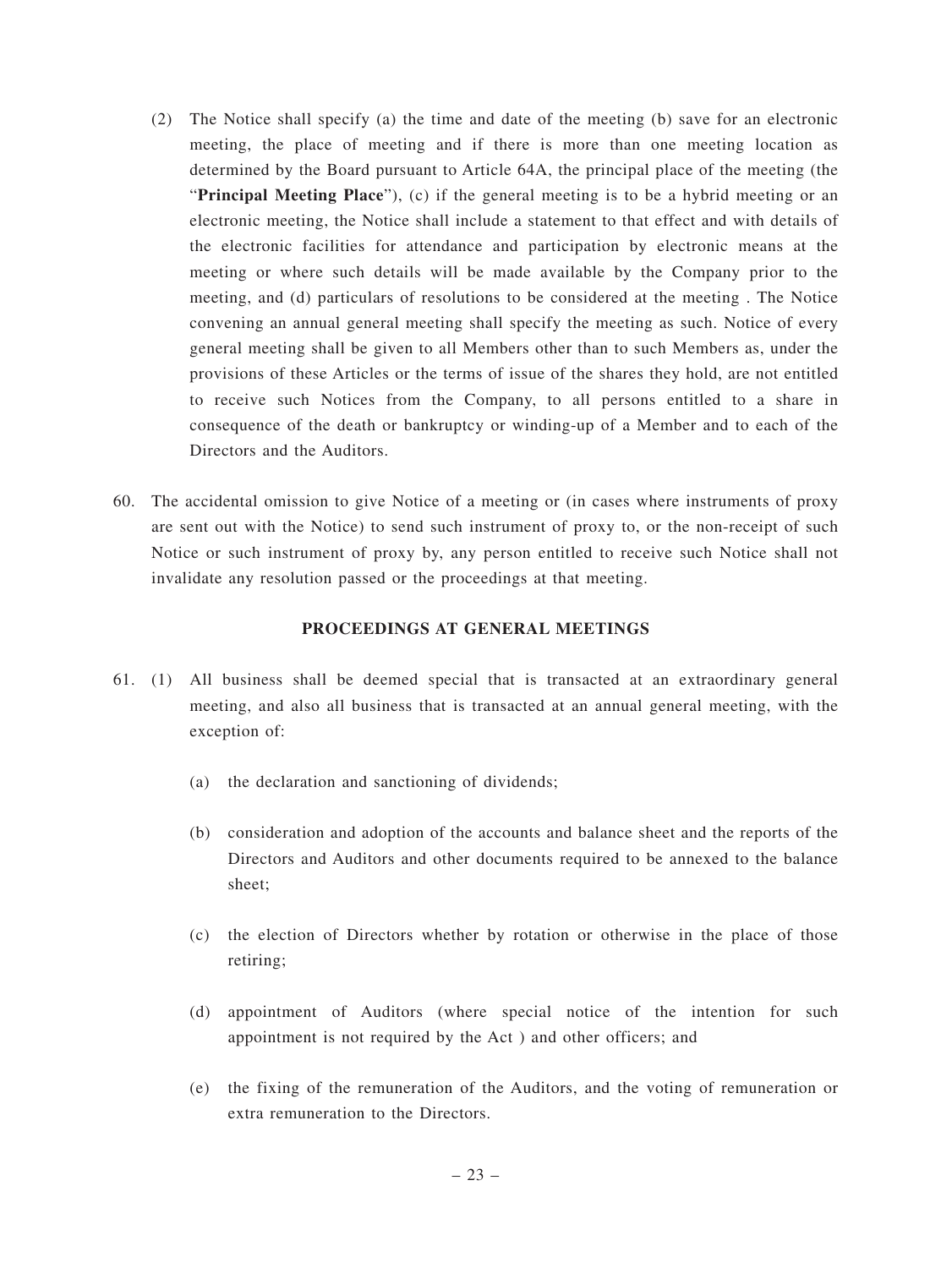(2) The Notice shall specify (a) the time and date of the meeting (b) save for an electronic meeting, the place of meeting and if there is more than one meeting location as determined by the Board pursuant to Article 64A, the principal place of the meeting (the "**Principal Meeting Place**"), (c) if the general meeting is to be a hybrid meeting or an electronic meeting, the Notice shall include a statement to that effect and with details of the electronic facilities for attendance and participation by electronic means at the meeting or where such details will be made available by the Company prior to the meeting, and (d) particulars of resolutions to be considered at the meeting . The Notice convening an annual general meeting shall specify the meeting as such. Notice of every general meeting shall be given to all Members other than to such Members as, under the provisions of these Articles or the terms of issue of the shares they hold, are not entitled to receive such Notices from the Company, to all persons entitled to a share in consequence of the death or bankruptcy or winding-up of a Member and to each of the Directors and the Auditors.

60. The accidental omission to give Notice of a meeting or (in cases where instruments of proxy are sent out with the Notice) to send such instrument of proxy to, or the non-receipt of such Notice or such instrument of proxy by, any person entitled to receive such Notice shall not invalidate any resolution passed or the proceedings at that meeting.

## PROCEEDINGS AT GENERAL MEETINGS

61. (1) All business shall be deemed special that is transacted at an extraordinary general meeting, and also all business that is transacted at an annual general meeting, with the exception of:

   (a) the declaration and sanctioning of dividends;

   (b) consideration and adoption of the accounts and balance sheet and the reports of the Directors and Auditors and other documents required to be annexed to the balance sheet;

   (c) the election of Directors whether by rotation or otherwise in the place of those retiring;

   (d) appointment of Auditors (where special notice of the intention for such appointment is not required by the Act ) and other officers; and

   (e) the fixing of the remuneration of the Auditors, and the voting of remuneration or extra remuneration to the Directors.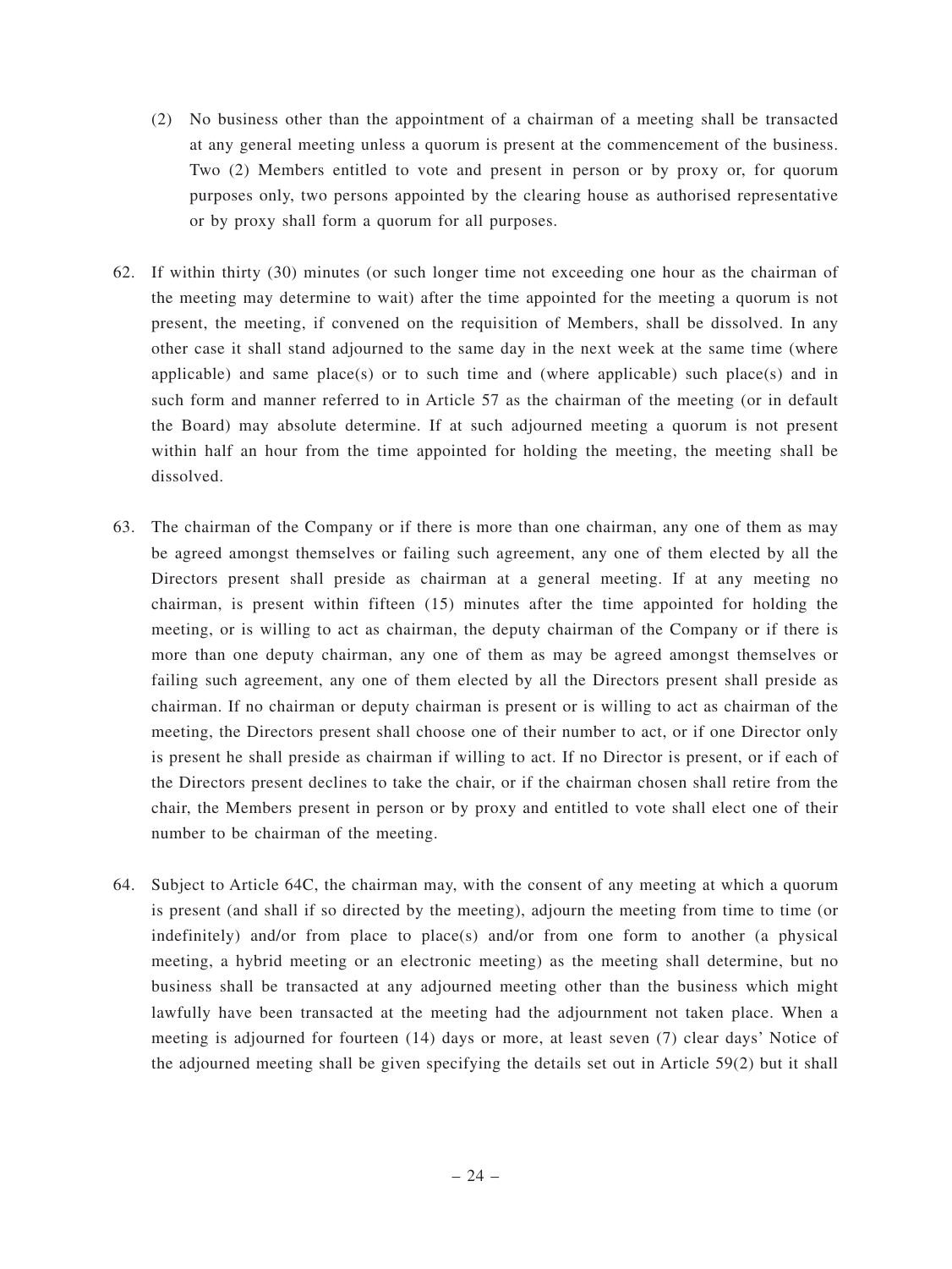(2) No business other than the appointment of a chairman of a meeting shall be transacted at any general meeting unless a quorum is present at the commencement of the business. Two (2) Members entitled to vote and present in person or by proxy or, for quorum purposes only, two persons appointed by the clearing house as authorised representative or by proxy shall form a quorum for all purposes.

62. If within thirty (30) minutes (or such longer time not exceeding one hour as the chairman of the meeting may determine to wait) after the time appointed for the meeting a quorum is not present, the meeting, if convened on the requisition of Members, shall be dissolved. In any other case it shall stand adjourned to the same day in the next week at the same time (where applicable) and same place(s) or to such time and (where applicable) such place(s) and in such form and manner referred to in Article 57 as the chairman of the meeting (or in default the Board) may absolute determine. If at such adjourned meeting a quorum is not present within half an hour from the time appointed for holding the meeting, the meeting shall be dissolved.

63. The chairman of the Company or if there is more than one chairman, any one of them as may be agreed amongst themselves or failing such agreement, any one of them elected by all the Directors present shall preside as chairman at a general meeting. If at any meeting no chairman, is present within fifteen (15) minutes after the time appointed for holding the meeting, or is willing to act as chairman, the deputy chairman of the Company or if there is more than one deputy chairman, any one of them as may be agreed amongst themselves or failing such agreement, any one of them elected by all the Directors present shall preside as chairman. If no chairman or deputy chairman is present or is willing to act as chairman of the meeting, the Directors present shall choose one of their number to act, or if one Director only is present he shall preside as chairman if willing to act. If no Director is present, or if each of the Directors present declines to take the chair, or if the chairman chosen shall retire from the chair, the Members present in person or by proxy and entitled to vote shall elect one of their number to be chairman of the meeting.

64. Subject to Article 64C, the chairman may, with the consent of any meeting at which a quorum is present (and shall if so directed by the meeting), adjourn the meeting from time to time (or indefinitely) and/or from place to place(s) and/or from one form to another (a physical meeting, a hybrid meeting or an electronic meeting) as the meeting shall determine, but no business shall be transacted at any adjourned meeting other than the business which might lawfully have been transacted at the meeting had the adjournment not taken place. When a meeting is adjourned for fourteen (14) days or more, at least seven (7) clear days' Notice of the adjourned meeting shall be given specifying the details set out in Article 59(2) but it shall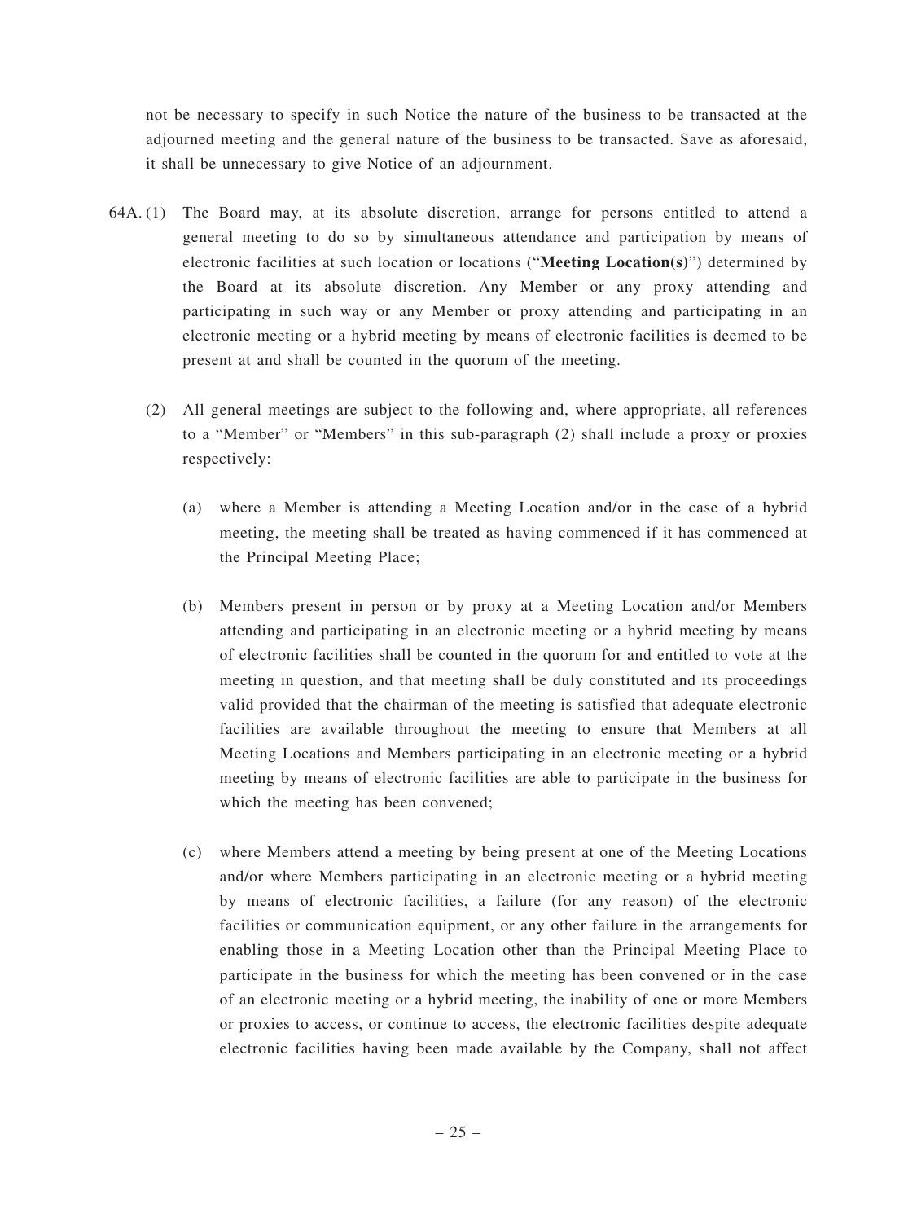not be necessary to specify in such Notice the nature of the business to be transacted at the adjourned meeting and the general nature of the business to be transacted. Save as aforesaid, it shall be unnecessary to give Notice of an adjournment.

64A. (1) The Board may, at its absolute discretion, arrange for persons entitled to attend a general meeting to do so by simultaneous attendance and participation by means of electronic facilities at such location or locations ("**Meeting Location(s)**") determined by the Board at its absolute discretion. Any Member or any proxy attending and participating in such way or any Member or proxy attending and participating in an electronic meeting or a hybrid meeting by means of electronic facilities is deemed to be present at and shall be counted in the quorum of the meeting.

(2) All general meetings are subject to the following and, where appropriate, all references to a "Member" or "Members" in this sub-paragraph (2) shall include a proxy or proxies respectively:

(a) where a Member is attending a Meeting Location and/or in the case of a hybrid meeting, the meeting shall be treated as having commenced if it has commenced at the Principal Meeting Place;

(b) Members present in person or by proxy at a Meeting Location and/or Members attending and participating in an electronic meeting or a hybrid meeting by means of electronic facilities shall be counted in the quorum for and entitled to vote at the meeting in question, and that meeting shall be duly constituted and its proceedings valid provided that the chairman of the meeting is satisfied that adequate electronic facilities are available throughout the meeting to ensure that Members at all Meeting Locations and Members participating in an electronic meeting or a hybrid meeting by means of electronic facilities are able to participate in the business for which the meeting has been convened;

(c) where Members attend a meeting by being present at one of the Meeting Locations and/or where Members participating in an electronic meeting or a hybrid meeting by means of electronic facilities, a failure (for any reason) of the electronic facilities or communication equipment, or any other failure in the arrangements for enabling those in a Meeting Location other than the Principal Meeting Place to participate in the business for which the meeting has been convened or in the case of an electronic meeting or a hybrid meeting, the inability of one or more Members or proxies to access, or continue to access, the electronic facilities despite adequate electronic facilities having been made available by the Company, shall not affect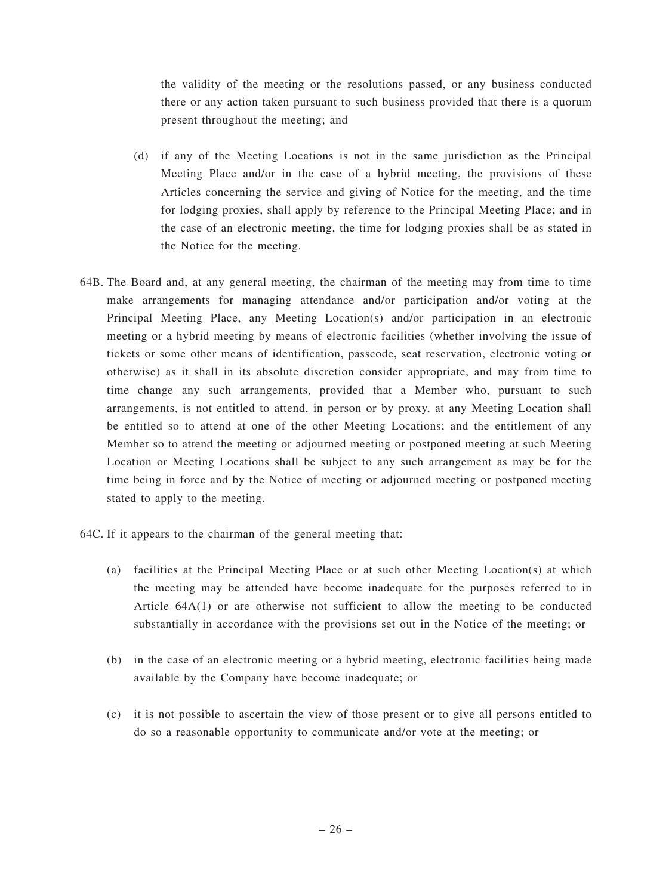the validity of the meeting or the resolutions passed, or any business conducted there or any action taken pursuant to such business provided that there is a quorum present throughout the meeting; and

(d) if any of the Meeting Locations is not in the same jurisdiction as the Principal Meeting Place and/or in the case of a hybrid meeting, the provisions of these Articles concerning the service and giving of Notice for the meeting, and the time for lodging proxies, shall apply by reference to the Principal Meeting Place; and in the case of an electronic meeting, the time for lodging proxies shall be as stated in the Notice for the meeting.

64B. The Board and, at any general meeting, the chairman of the meeting may from time to time make arrangements for managing attendance and/or participation and/or voting at the Principal Meeting Place, any Meeting Location(s) and/or participation in an electronic meeting or a hybrid meeting by means of electronic facilities (whether involving the issue of tickets or some other means of identification, passcode, seat reservation, electronic voting or otherwise) as it shall in its absolute discretion consider appropriate, and may from time to time change any such arrangements, provided that a Member who, pursuant to such arrangements, is not entitled to attend, in person or by proxy, at any Meeting Location shall be entitled so to attend at one of the other Meeting Locations; and the entitlement of any Member so to attend the meeting or adjourned meeting or postponed meeting at such Meeting Location or Meeting Locations shall be subject to any such arrangement as may be for the time being in force and by the Notice of meeting or adjourned meeting or postponed meeting stated to apply to the meeting.

64C. If it appears to the chairman of the general meeting that:

(a) facilities at the Principal Meeting Place or at such other Meeting Location(s) at which the meeting may be attended have become inadequate for the purposes referred to in Article 64A(1) or are otherwise not sufficient to allow the meeting to be conducted substantially in accordance with the provisions set out in the Notice of the meeting; or

(b) in the case of an electronic meeting or a hybrid meeting, electronic facilities being made available by the Company have become inadequate; or

(c) it is not possible to ascertain the view of those present or to give all persons entitled to do so a reasonable opportunity to communicate and/or vote at the meeting; or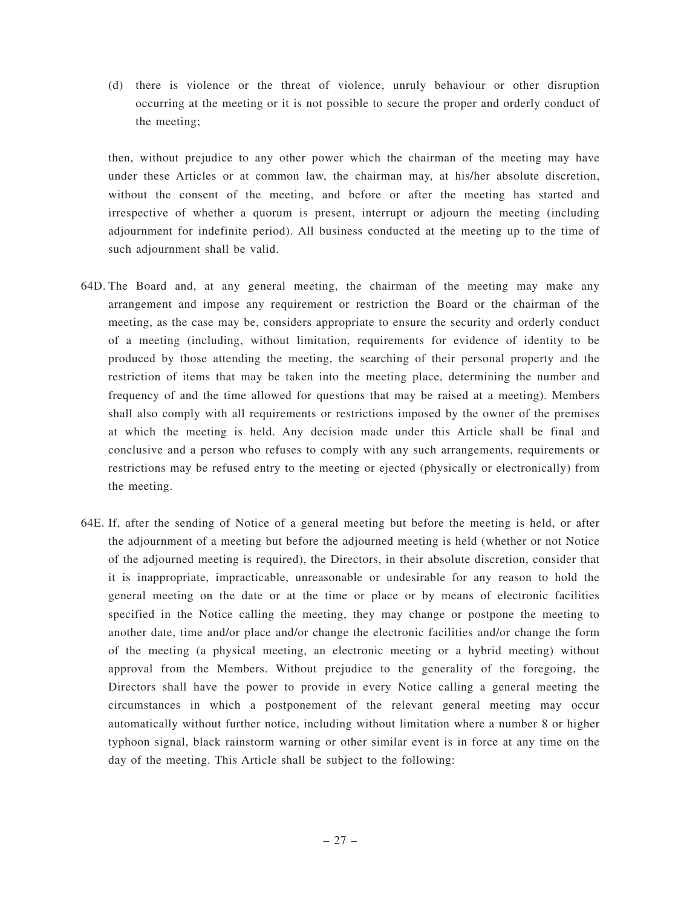(d) there is violence or the threat of violence, unruly behaviour or other disruption occurring at the meeting or it is not possible to secure the proper and orderly conduct of the meeting;

then, without prejudice to any other power which the chairman of the meeting may have under these Articles or at common law, the chairman may, at his/her absolute discretion, without the consent of the meeting, and before or after the meeting has started and irrespective of whether a quorum is present, interrupt or adjourn the meeting (including adjournment for indefinite period). All business conducted at the meeting up to the time of such adjournment shall be valid.

64D. The Board and, at any general meeting, the chairman of the meeting may make any arrangement and impose any requirement or restriction the Board or the chairman of the meeting, as the case may be, considers appropriate to ensure the security and orderly conduct of a meeting (including, without limitation, requirements for evidence of identity to be produced by those attending the meeting, the searching of their personal property and the restriction of items that may be taken into the meeting place, determining the number and frequency of and the time allowed for questions that may be raised at a meeting). Members shall also comply with all requirements or restrictions imposed by the owner of the premises at which the meeting is held. Any decision made under this Article shall be final and conclusive and a person who refuses to comply with any such arrangements, requirements or restrictions may be refused entry to the meeting or ejected (physically or electronically) from the meeting.

64E. If, after the sending of Notice of a general meeting but before the meeting is held, or after the adjournment of a meeting but before the adjourned meeting is held (whether or not Notice of the adjourned meeting is required), the Directors, in their absolute discretion, consider that it is inappropriate, impracticable, unreasonable or undesirable for any reason to hold the general meeting on the date or at the time or place or by means of electronic facilities specified in the Notice calling the meeting, they may change or postpone the meeting to another date, time and/or place and/or change the electronic facilities and/or change the form of the meeting (a physical meeting, an electronic meeting or a hybrid meeting) without approval from the Members. Without prejudice to the generality of the foregoing, the Directors shall have the power to provide in every Notice calling a general meeting the circumstances in which a postponement of the relevant general meeting may occur automatically without further notice, including without limitation where a number 8 or higher typhoon signal, black rainstorm warning or other similar event is in force at any time on the day of the meeting. This Article shall be subject to the following: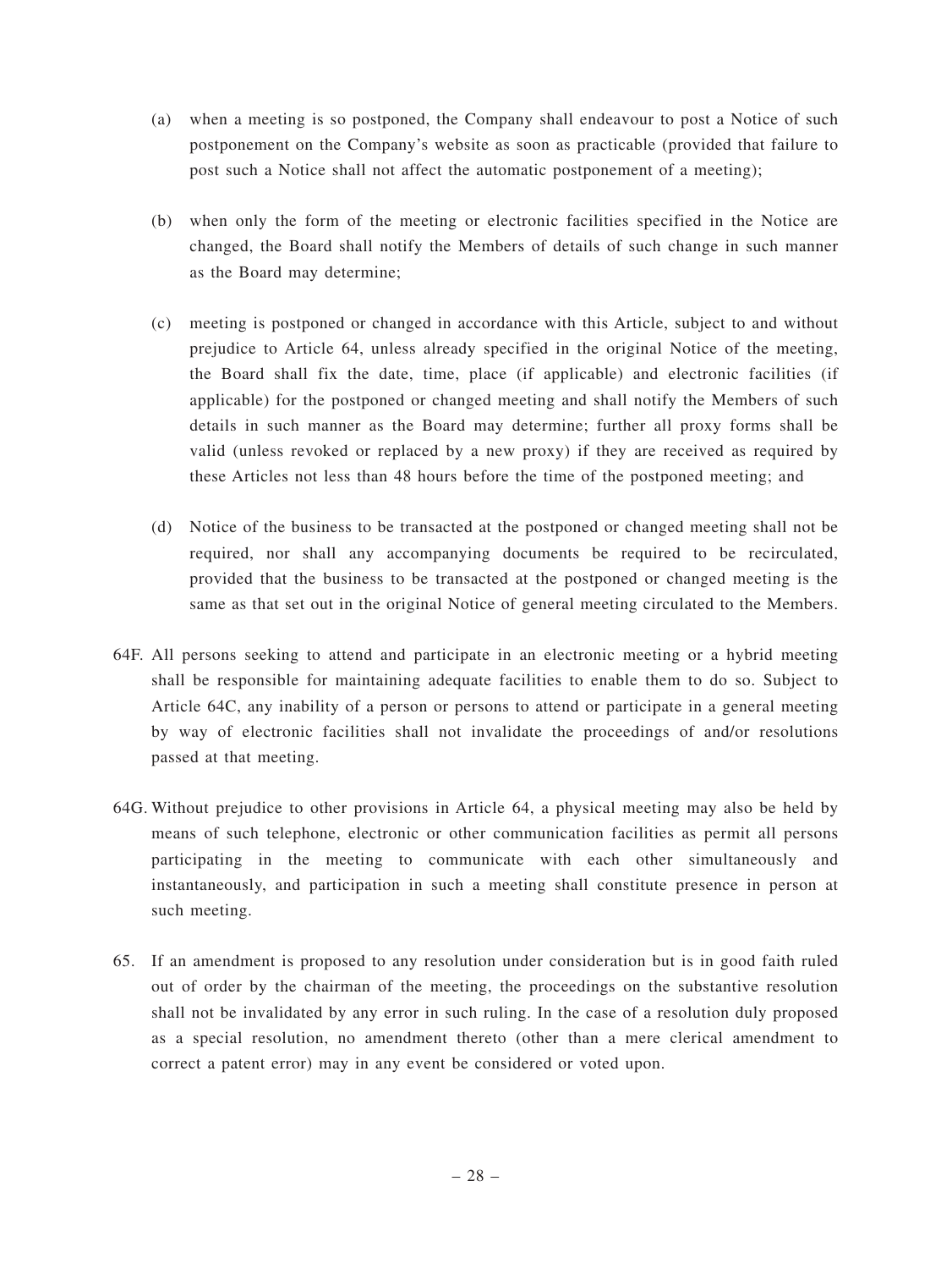(a) when a meeting is so postponed, the Company shall endeavour to post a Notice of such postponement on the Company's website as soon as practicable (provided that failure to post such a Notice shall not affect the automatic postponement of a meeting);

(b) when only the form of the meeting or electronic facilities specified in the Notice are changed, the Board shall notify the Members of details of such change in such manner as the Board may determine;

(c) meeting is postponed or changed in accordance with this Article, subject to and without prejudice to Article 64, unless already specified in the original Notice of the meeting, the Board shall fix the date, time, place (if applicable) and electronic facilities (if applicable) for the postponed or changed meeting and shall notify the Members of such details in such manner as the Board may determine; further all proxy forms shall be valid (unless revoked or replaced by a new proxy) if they are received as required by these Articles not less than 48 hours before the time of the postponed meeting; and

(d) Notice of the business to be transacted at the postponed or changed meeting shall not be required, nor shall any accompanying documents be required to be recirculated, provided that the business to be transacted at the postponed or changed meeting is the same as that set out in the original Notice of general meeting circulated to the Members.

64F. All persons seeking to attend and participate in an electronic meeting or a hybrid meeting shall be responsible for maintaining adequate facilities to enable them to do so. Subject to Article 64C, any inability of a person or persons to attend or participate in a general meeting by way of electronic facilities shall not invalidate the proceedings of and/or resolutions passed at that meeting.

64G. Without prejudice to other provisions in Article 64, a physical meeting may also be held by means of such telephone, electronic or other communication facilities as permit all persons participating in the meeting to communicate with each other simultaneously and instantaneously, and participation in such a meeting shall constitute presence in person at such meeting.

65. If an amendment is proposed to any resolution under consideration but is in good faith ruled out of order by the chairman of the meeting, the proceedings on the substantive resolution shall not be invalidated by any error in such ruling. In the case of a resolution duly proposed as a special resolution, no amendment thereto (other than a mere clerical amendment to correct a patent error) may in any event be considered or voted upon.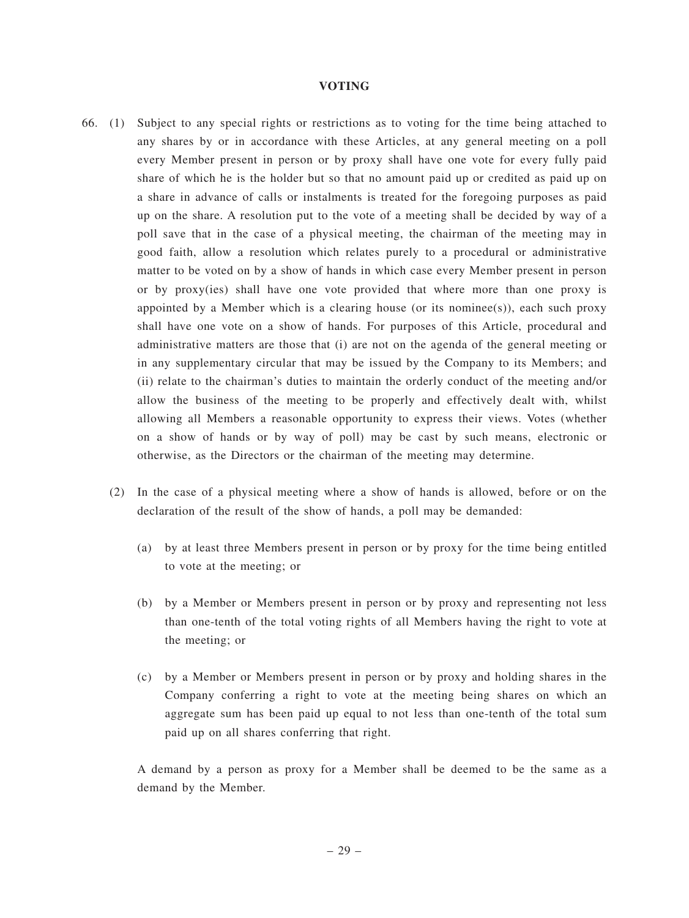## VOTING

66. (1) Subject to any special rights or restrictions as to voting for the time being attached to any shares by or in accordance with these Articles, at any general meeting on a poll every Member present in person or by proxy shall have one vote for every fully paid share of which he is the holder but so that no amount paid up or credited as paid up on a share in advance of calls or instalments is treated for the foregoing purposes as paid up on the share. A resolution put to the vote of a meeting shall be decided by way of a poll save that in the case of a physical meeting, the chairman of the meeting may in good faith, allow a resolution which relates purely to a procedural or administrative matter to be voted on by a show of hands in which case every Member present in person or by proxy(ies) shall have one vote provided that where more than one proxy is appointed by a Member which is a clearing house (or its nominee(s)), each such proxy shall have one vote on a show of hands. For purposes of this Article, procedural and administrative matters are those that (i) are not on the agenda of the general meeting or in any supplementary circular that may be issued by the Company to its Members; and (ii) relate to the chairman's duties to maintain the orderly conduct of the meeting and/or allow the business of the meeting to be properly and effectively dealt with, whilst allowing all Members a reasonable opportunity to express their views. Votes (whether on a show of hands or by way of poll) may be cast by such means, electronic or otherwise, as the Directors or the chairman of the meeting may determine.

(2) In the case of a physical meeting where a show of hands is allowed, before or on the declaration of the result of the show of hands, a poll may be demanded:

(a) by at least three Members present in person or by proxy for the time being entitled to vote at the meeting; or

(b) by a Member or Members present in person or by proxy and representing not less than one-tenth of the total voting rights of all Members having the right to vote at the meeting; or

(c) by a Member or Members present in person or by proxy and holding shares in the Company conferring a right to vote at the meeting being shares on which an aggregate sum has been paid up equal to not less than one-tenth of the total sum paid up on all shares conferring that right.

A demand by a person as proxy for a Member shall be deemed to be the same as a demand by the Member.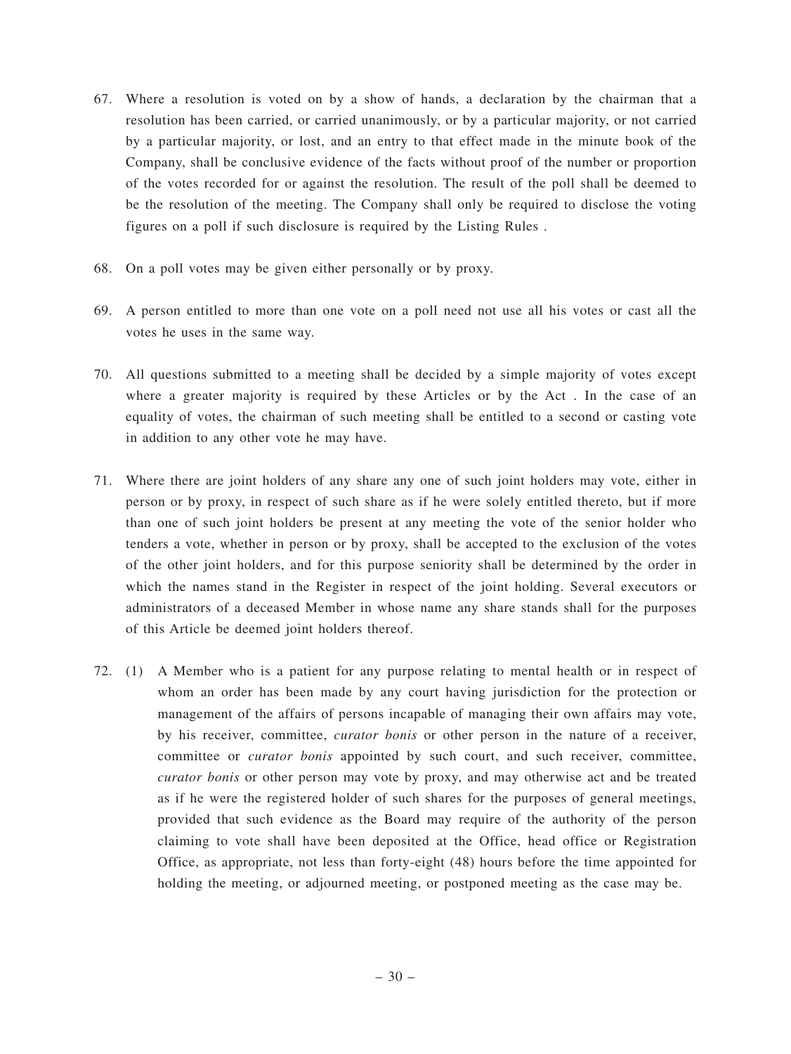67. Where a resolution is voted on by a show of hands, a declaration by the chairman that a resolution has been carried, or carried unanimously, or by a particular majority, or not carried by a particular majority, or lost, and an entry to that effect made in the minute book of the Company, shall be conclusive evidence of the facts without proof of the number or proportion of the votes recorded for or against the resolution. The result of the poll shall be deemed to be the resolution of the meeting. The Company shall only be required to disclose the voting figures on a poll if such disclosure is required by the Listing Rules .

68. On a poll votes may be given either personally or by proxy.

69. A person entitled to more than one vote on a poll need not use all his votes or cast all the votes he uses in the same way.

70. All questions submitted to a meeting shall be decided by a simple majority of votes except where a greater majority is required by these Articles or by the Act . In the case of an equality of votes, the chairman of such meeting shall be entitled to a second or casting vote in addition to any other vote he may have.

71. Where there are joint holders of any share any one of such joint holders may vote, either in person or by proxy, in respect of such share as if he were solely entitled thereto, but if more than one of such joint holders be present at any meeting the vote of the senior holder who tenders a vote, whether in person or by proxy, shall be accepted to the exclusion of the votes of the other joint holders, and for this purpose seniority shall be determined by the order in which the names stand in the Register in respect of the joint holding. Several executors or administrators of a deceased Member in whose name any share stands shall for the purposes of this Article be deemed joint holders thereof.

72. (1) A Member who is a patient for any purpose relating to mental health or in respect of whom an order has been made by any court having jurisdiction for the protection or management of the affairs of persons incapable of managing their own affairs may vote, by his receiver, committee, *curator bonis* or other person in the nature of a receiver, committee or *curator bonis* appointed by such court, and such receiver, committee, *curator bonis* or other person may vote by proxy, and may otherwise act and be treated as if he were the registered holder of such shares for the purposes of general meetings, provided that such evidence as the Board may require of the authority of the person claiming to vote shall have been deposited at the Office, head office or Registration Office, as appropriate, not less than forty-eight (48) hours before the time appointed for holding the meeting, or adjourned meeting, or postponed meeting as the case may be.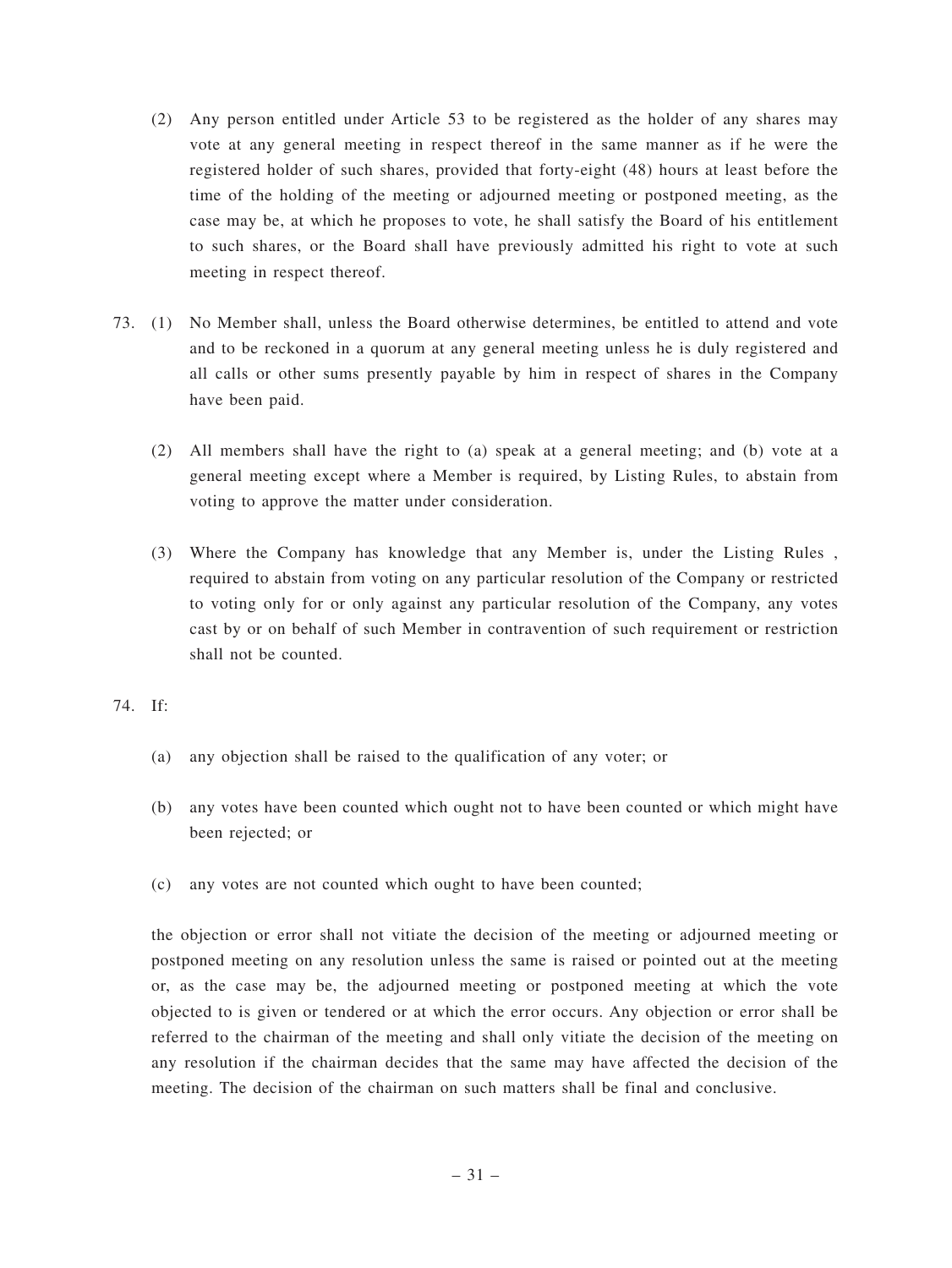(2) Any person entitled under Article 53 to be registered as the holder of any shares may vote at any general meeting in respect thereof in the same manner as if he were the registered holder of such shares, provided that forty-eight (48) hours at least before the time of the holding of the meeting or adjourned meeting or postponed meeting, as the case may be, at which he proposes to vote, he shall satisfy the Board of his entitlement to such shares, or the Board shall have previously admitted his right to vote at such meeting in respect thereof.

73. (1) No Member shall, unless the Board otherwise determines, be entitled to attend and vote and to be reckoned in a quorum at any general meeting unless he is duly registered and all calls or other sums presently payable by him in respect of shares in the Company have been paid.

(2) All members shall have the right to (a) speak at a general meeting; and (b) vote at a general meeting except where a Member is required, by Listing Rules, to abstain from voting to approve the matter under consideration.

(3) Where the Company has knowledge that any Member is, under the Listing Rules , required to abstain from voting on any particular resolution of the Company or restricted to voting only for or only against any particular resolution of the Company, any votes cast by or on behalf of such Member in contravention of such requirement or restriction shall not be counted.

74. If:

(a) any objection shall be raised to the qualification of any voter; or

(b) any votes have been counted which ought not to have been counted or which might have been rejected; or

(c) any votes are not counted which ought to have been counted;

the objection or error shall not vitiate the decision of the meeting or adjourned meeting or postponed meeting on any resolution unless the same is raised or pointed out at the meeting or, as the case may be, the adjourned meeting or postponed meeting at which the vote objected to is given or tendered or at which the error occurs. Any objection or error shall be referred to the chairman of the meeting and shall only vitiate the decision of the meeting on any resolution if the chairman decides that the same may have affected the decision of the meeting. The decision of the chairman on such matters shall be final and conclusive.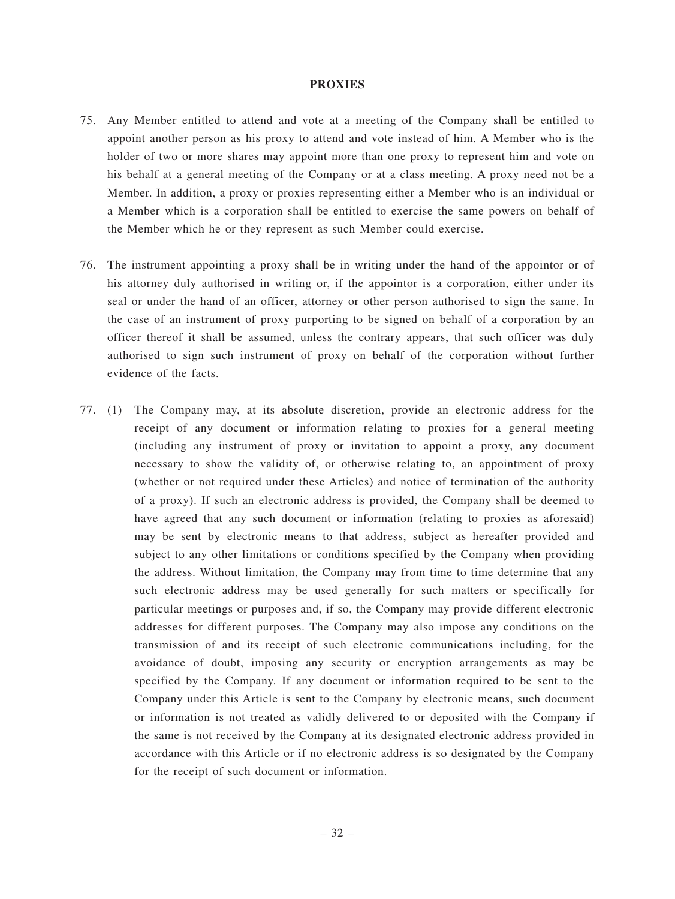## PROXIES

75. Any Member entitled to attend and vote at a meeting of the Company shall be entitled to appoint another person as his proxy to attend and vote instead of him. A Member who is the holder of two or more shares may appoint more than one proxy to represent him and vote on his behalf at a general meeting of the Company or at a class meeting. A proxy need not be a Member. In addition, a proxy or proxies representing either a Member who is an individual or a Member which is a corporation shall be entitled to exercise the same powers on behalf of the Member which he or they represent as such Member could exercise.

76. The instrument appointing a proxy shall be in writing under the hand of the appointor or of his attorney duly authorised in writing or, if the appointor is a corporation, either under its seal or under the hand of an officer, attorney or other person authorised to sign the same. In the case of an instrument of proxy purporting to be signed on behalf of a corporation by an officer thereof it shall be assumed, unless the contrary appears, that such officer was duly authorised to sign such instrument of proxy on behalf of the corporation without further evidence of the facts.

77. (1) The Company may, at its absolute discretion, provide an electronic address for the receipt of any document or information relating to proxies for a general meeting (including any instrument of proxy or invitation to appoint a proxy, any document necessary to show the validity of, or otherwise relating to, an appointment of proxy (whether or not required under these Articles) and notice of termination of the authority of a proxy). If such an electronic address is provided, the Company shall be deemed to have agreed that any such document or information (relating to proxies as aforesaid) may be sent by electronic means to that address, subject as hereafter provided and subject to any other limitations or conditions specified by the Company when providing the address. Without limitation, the Company may from time to time determine that any such electronic address may be used generally for such matters or specifically for particular meetings or purposes and, if so, the Company may provide different electronic addresses for different purposes. The Company may also impose any conditions on the transmission of and its receipt of such electronic communications including, for the avoidance of doubt, imposing any security or encryption arrangements as may be specified by the Company. If any document or information required to be sent to the Company under this Article is sent to the Company by electronic means, such document or information is not treated as validly delivered to or deposited with the Company if the same is not received by the Company at its designated electronic address provided in accordance with this Article or if no electronic address is so designated by the Company for the receipt of such document or information.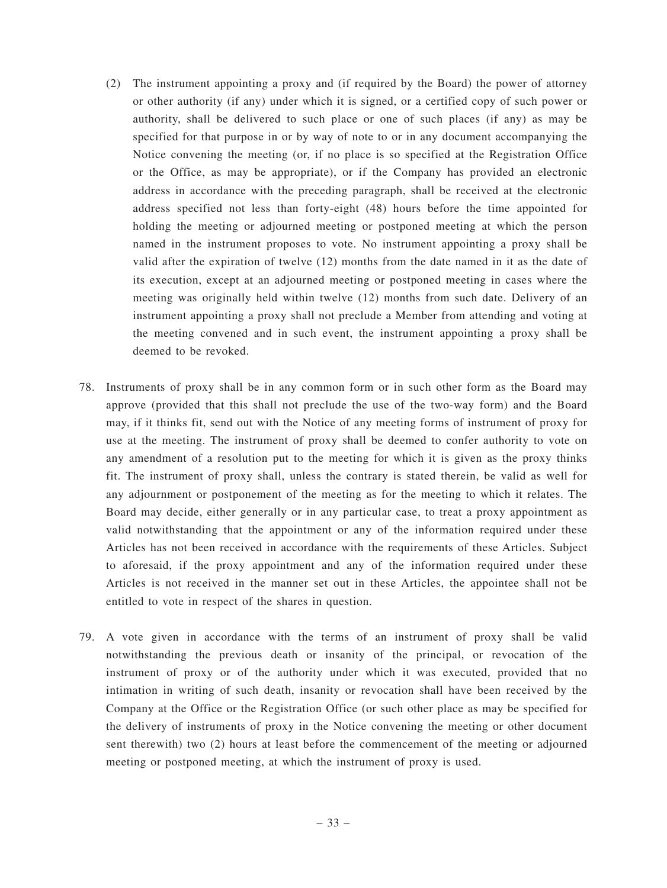(2) The instrument appointing a proxy and (if required by the Board) the power of attorney or other authority (if any) under which it is signed, or a certified copy of such power or authority, shall be delivered to such place or one of such places (if any) as may be specified for that purpose in or by way of note to or in any document accompanying the Notice convening the meeting (or, if no place is so specified at the Registration Office or the Office, as may be appropriate), or if the Company has provided an electronic address in accordance with the preceding paragraph, shall be received at the electronic address specified not less than forty-eight (48) hours before the time appointed for holding the meeting or adjourned meeting or postponed meeting at which the person named in the instrument proposes to vote. No instrument appointing a proxy shall be valid after the expiration of twelve (12) months from the date named in it as the date of its execution, except at an adjourned meeting or postponed meeting in cases where the meeting was originally held within twelve (12) months from such date. Delivery of an instrument appointing a proxy shall not preclude a Member from attending and voting at the meeting convened and in such event, the instrument appointing a proxy shall be deemed to be revoked.

78. Instruments of proxy shall be in any common form or in such other form as the Board may approve (provided that this shall not preclude the use of the two-way form) and the Board may, if it thinks fit, send out with the Notice of any meeting forms of instrument of proxy for use at the meeting. The instrument of proxy shall be deemed to confer authority to vote on any amendment of a resolution put to the meeting for which it is given as the proxy thinks fit. The instrument of proxy shall, unless the contrary is stated therein, be valid as well for any adjournment or postponement of the meeting as for the meeting to which it relates. The Board may decide, either generally or in any particular case, to treat a proxy appointment as valid notwithstanding that the appointment or any of the information required under these Articles has not been received in accordance with the requirements of these Articles. Subject to aforesaid, if the proxy appointment and any of the information required under these Articles is not received in the manner set out in these Articles, the appointee shall not be entitled to vote in respect of the shares in question.

79. A vote given in accordance with the terms of an instrument of proxy shall be valid notwithstanding the previous death or insanity of the principal, or revocation of the instrument of proxy or of the authority under which it was executed, provided that no intimation in writing of such death, insanity or revocation shall have been received by the Company at the Office or the Registration Office (or such other place as may be specified for the delivery of instruments of proxy in the Notice convening the meeting or other document sent therewith) two (2) hours at least before the commencement of the meeting or adjourned meeting or postponed meeting, at which the instrument of proxy is used.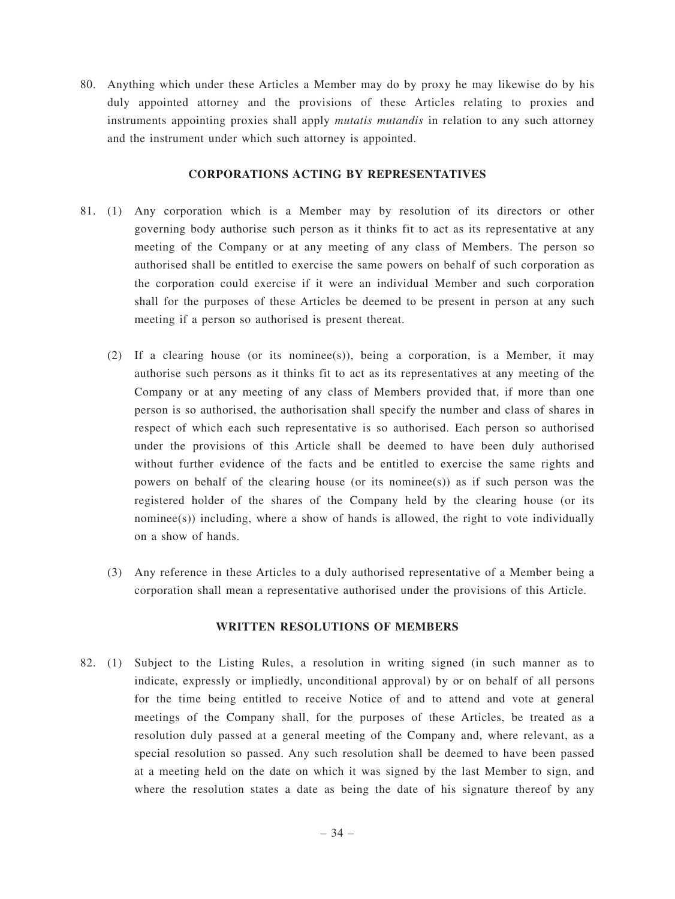80. Anything which under these Articles a Member may do by proxy he may likewise do by his duly appointed attorney and the provisions of these Articles relating to proxies and instruments appointing proxies shall apply *mutatis mutandis* in relation to any such attorney and the instrument under which such attorney is appointed.

**CORPORATIONS ACTING BY REPRESENTATIVES**

81. (1) Any corporation which is a Member may by resolution of its directors or other governing body authorise such person as it thinks fit to act as its representative at any meeting of the Company or at any meeting of any class of Members. The person so authorised shall be entitled to exercise the same powers on behalf of such corporation as the corporation could exercise if it were an individual Member and such corporation shall for the purposes of these Articles be deemed to be present in person at any such meeting if a person so authorised is present thereat.

    (2) If a clearing house (or its nominee(s)), being a corporation, is a Member, it may authorise such persons as it thinks fit to act as its representatives at any meeting of the Company or at any meeting of any class of Members provided that, if more than one person is so authorised, the authorisation shall specify the number and class of shares in respect of which each such representative is so authorised. Each person so authorised under the provisions of this Article shall be deemed to have been duly authorised without further evidence of the facts and be entitled to exercise the same rights and powers on behalf of the clearing house (or its nominee(s)) as if such person was the registered holder of the shares of the Company held by the clearing house (or its nominee(s)) including, where a show of hands is allowed, the right to vote individually on a show of hands.

    (3) Any reference in these Articles to a duly authorised representative of a Member being a corporation shall mean a representative authorised under the provisions of this Article.

**WRITTEN RESOLUTIONS OF MEMBERS**

82. (1) Subject to the Listing Rules, a resolution in writing signed (in such manner as to indicate, expressly or impliedly, unconditional approval) by or on behalf of all persons for the time being entitled to receive Notice of and to attend and vote at general meetings of the Company shall, for the purposes of these Articles, be treated as a resolution duly passed at a general meeting of the Company and, where relevant, as a special resolution so passed. Any such resolution shall be deemed to have been passed at a meeting held on the date on which it was signed by the last Member to sign, and where the resolution states a date as being the date of his signature thereof by any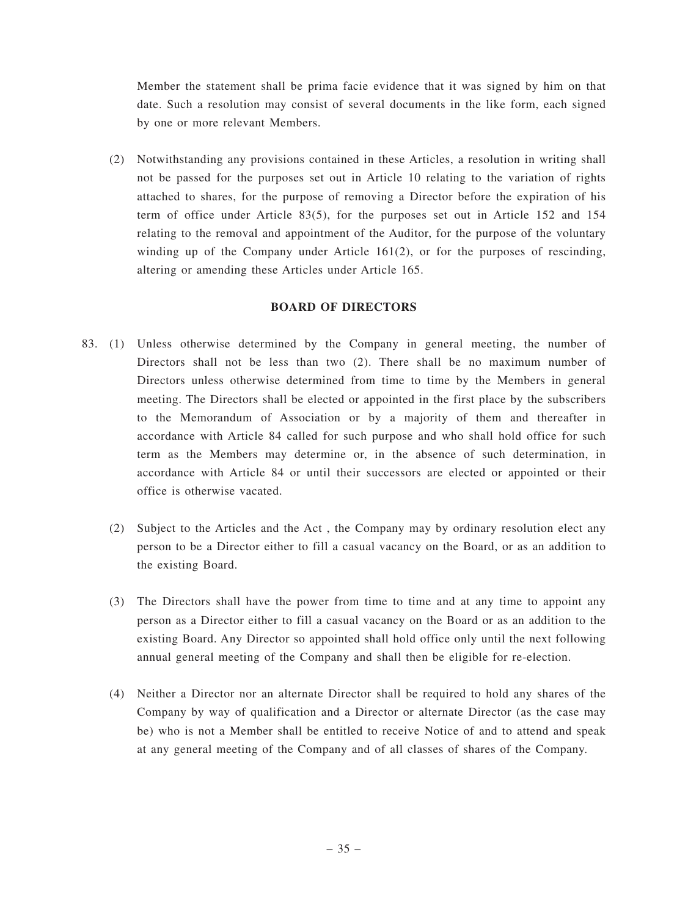Member the statement shall be prima facie evidence that it was signed by him on that date. Such a resolution may consist of several documents in the like form, each signed by one or more relevant Members.

(2) Notwithstanding any provisions contained in these Articles, a resolution in writing shall not be passed for the purposes set out in Article 10 relating to the variation of rights attached to shares, for the purpose of removing a Director before the expiration of his term of office under Article 83(5), for the purposes set out in Article 152 and 154 relating to the removal and appointment of the Auditor, for the purpose of the voluntary winding up of the Company under Article 161(2), or for the purposes of rescinding, altering or amending these Articles under Article 165.

## BOARD OF DIRECTORS

83. (1) Unless otherwise determined by the Company in general meeting, the number of Directors shall not be less than two (2). There shall be no maximum number of Directors unless otherwise determined from time to time by the Members in general meeting. The Directors shall be elected or appointed in the first place by the subscribers to the Memorandum of Association or by a majority of them and thereafter in accordance with Article 84 called for such purpose and who shall hold office for such term as the Members may determine or, in the absence of such determination, in accordance with Article 84 or until their successors are elected or appointed or their office is otherwise vacated.

(2) Subject to the Articles and the Act , the Company may by ordinary resolution elect any person to be a Director either to fill a casual vacancy on the Board, or as an addition to the existing Board.

(3) The Directors shall have the power from time to time and at any time to appoint any person as a Director either to fill a casual vacancy on the Board or as an addition to the existing Board. Any Director so appointed shall hold office only until the next following annual general meeting of the Company and shall then be eligible for re-election.

(4) Neither a Director nor an alternate Director shall be required to hold any shares of the Company by way of qualification and a Director or alternate Director (as the case may be) who is not a Member shall be entitled to receive Notice of and to attend and speak at any general meeting of the Company and of all classes of shares of the Company.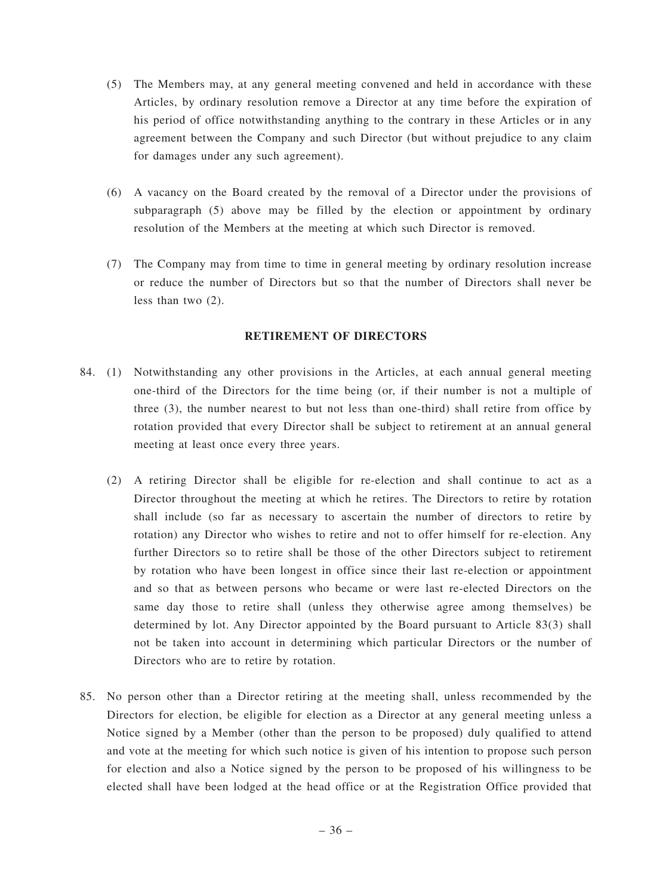(5) The Members may, at any general meeting convened and held in accordance with these Articles, by ordinary resolution remove a Director at any time before the expiration of his period of office notwithstanding anything to the contrary in these Articles or in any agreement between the Company and such Director (but without prejudice to any claim for damages under any such agreement).

(6) A vacancy on the Board created by the removal of a Director under the provisions of subparagraph (5) above may be filled by the election or appointment by ordinary resolution of the Members at the meeting at which such Director is removed.

(7) The Company may from time to time in general meeting by ordinary resolution increase or reduce the number of Directors but so that the number of Directors shall never be less than two (2).

**RETIREMENT OF DIRECTORS**

84. (1) Notwithstanding any other provisions in the Articles, at each annual general meeting one-third of the Directors for the time being (or, if their number is not a multiple of three (3), the number nearest to but not less than one-third) shall retire from office by rotation provided that every Director shall be subject to retirement at an annual general meeting at least once every three years.

(2) A retiring Director shall be eligible for re-election and shall continue to act as a Director throughout the meeting at which he retires. The Directors to retire by rotation shall include (so far as necessary to ascertain the number of directors to retire by rotation) any Director who wishes to retire and not to offer himself for re-election. Any further Directors so to retire shall be those of the other Directors subject to retirement by rotation who have been longest in office since their last re-election or appointment and so that as between persons who became or were last re-elected Directors on the same day those to retire shall (unless they otherwise agree among themselves) be determined by lot. Any Director appointed by the Board pursuant to Article 83(3) shall not be taken into account in determining which particular Directors or the number of Directors who are to retire by rotation.

85. No person other than a Director retiring at the meeting shall, unless recommended by the Directors for election, be eligible for election as a Director at any general meeting unless a Notice signed by a Member (other than the person to be proposed) duly qualified to attend and vote at the meeting for which such notice is given of his intention to propose such person for election and also a Notice signed by the person to be proposed of his willingness to be elected shall have been lodged at the head office or at the Registration Office provided that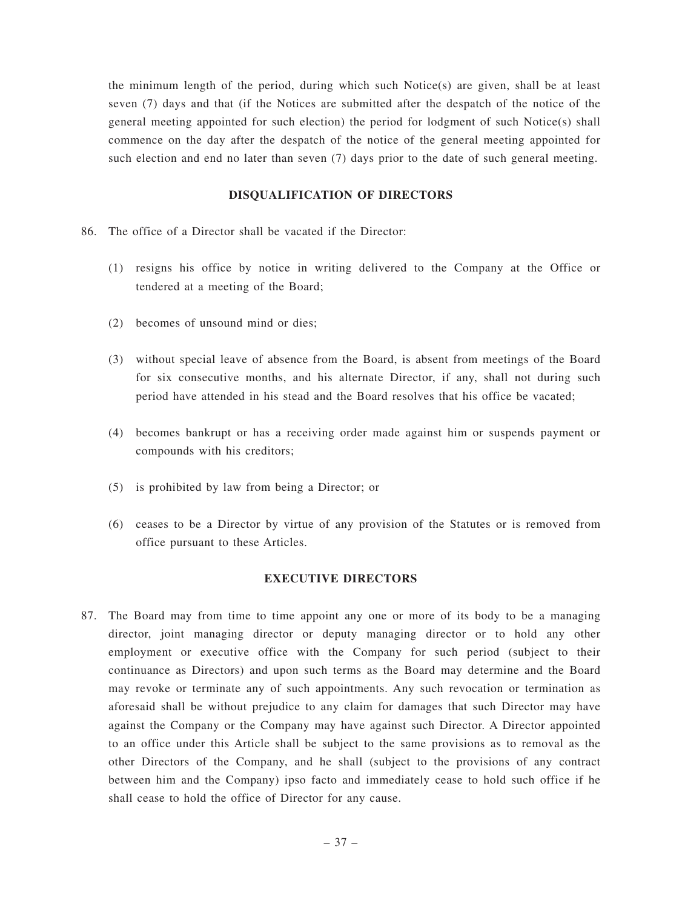the minimum length of the period, during which such Notice(s) are given, shall be at least seven (7) days and that (if the Notices are submitted after the despatch of the notice of the general meeting appointed for such election) the period for lodgment of such Notice(s) shall commence on the day after the despatch of the notice of the general meeting appointed for such election and end no later than seven (7) days prior to the date of such general meeting.

## DISQUALIFICATION OF DIRECTORS

86. The office of a Director shall be vacated if the Director:

    (1) resigns his office by notice in writing delivered to the Company at the Office or tendered at a meeting of the Board;

    (2) becomes of unsound mind or dies;

    (3) without special leave of absence from the Board, is absent from meetings of the Board for six consecutive months, and his alternate Director, if any, shall not during such period have attended in his stead and the Board resolves that his office be vacated;

    (4) becomes bankrupt or has a receiving order made against him or suspends payment or compounds with his creditors;

    (5) is prohibited by law from being a Director; or

    (6) ceases to be a Director by virtue of any provision of the Statutes or is removed from office pursuant to these Articles.

## EXECUTIVE DIRECTORS

87. The Board may from time to time appoint any one or more of its body to be a managing director, joint managing director or deputy managing director or to hold any other employment or executive office with the Company for such period (subject to their continuance as Directors) and upon such terms as the Board may determine and the Board may revoke or terminate any of such appointments. Any such revocation or termination as aforesaid shall be without prejudice to any claim for damages that such Director may have against the Company or the Company may have against such Director. A Director appointed to an office under this Article shall be subject to the same provisions as to removal as the other Directors of the Company, and he shall (subject to the provisions of any contract between him and the Company) ipso facto and immediately cease to hold such office if he shall cease to hold the office of Director for any cause.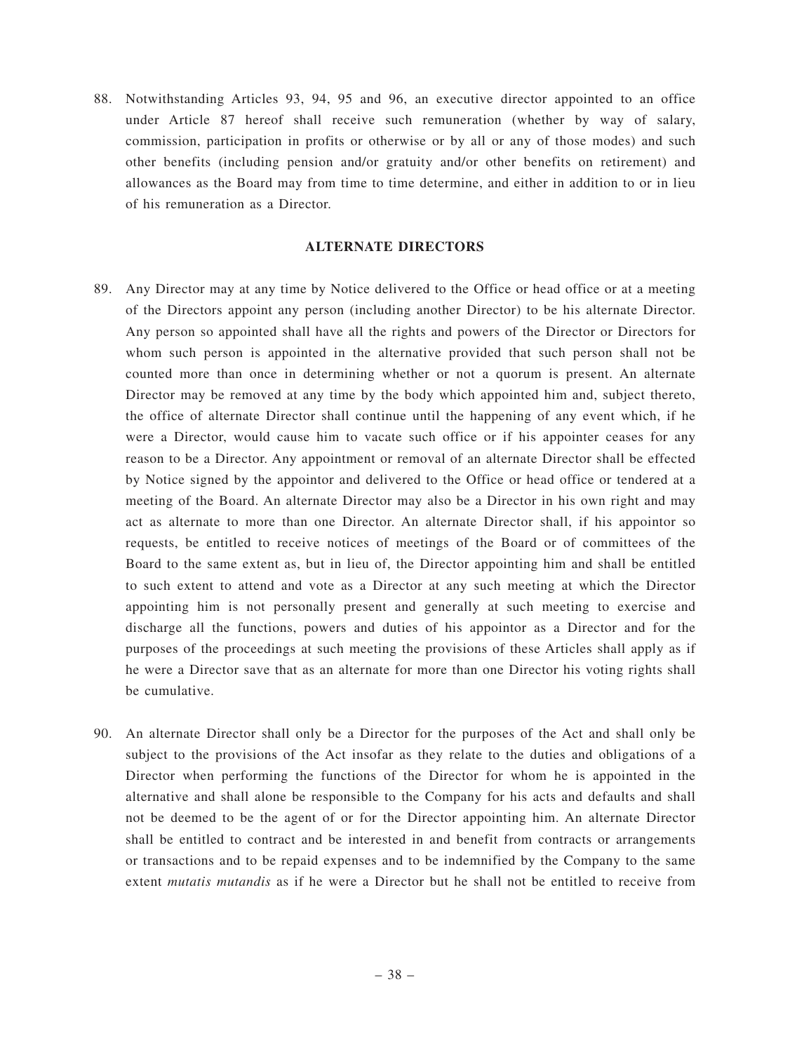88. Notwithstanding Articles 93, 94, 95 and 96, an executive director appointed to an office under Article 87 hereof shall receive such remuneration (whether by way of salary, commission, participation in profits or otherwise or by all or any of those modes) and such other benefits (including pension and/or gratuity and/or other benefits on retirement) and allowances as the Board may from time to time determine, and either in addition to or in lieu of his remuneration as a Director.

## ALTERNATE DIRECTORS

89. Any Director may at any time by Notice delivered to the Office or head office or at a meeting of the Directors appoint any person (including another Director) to be his alternate Director. Any person so appointed shall have all the rights and powers of the Director or Directors for whom such person is appointed in the alternative provided that such person shall not be counted more than once in determining whether or not a quorum is present. An alternate Director may be removed at any time by the body which appointed him and, subject thereto, the office of alternate Director shall continue until the happening of any event which, if he were a Director, would cause him to vacate such office or if his appointer ceases for any reason to be a Director. Any appointment or removal of an alternate Director shall be effected by Notice signed by the appointor and delivered to the Office or head office or tendered at a meeting of the Board. An alternate Director may also be a Director in his own right and may act as alternate to more than one Director. An alternate Director shall, if his appointor so requests, be entitled to receive notices of meetings of the Board or of committees of the Board to the same extent as, but in lieu of, the Director appointing him and shall be entitled to such extent to attend and vote as a Director at any such meeting at which the Director appointing him is not personally present and generally at such meeting to exercise and discharge all the functions, powers and duties of his appointor as a Director and for the purposes of the proceedings at such meeting the provisions of these Articles shall apply as if he were a Director save that as an alternate for more than one Director his voting rights shall be cumulative.

90. An alternate Director shall only be a Director for the purposes of the Act and shall only be subject to the provisions of the Act insofar as they relate to the duties and obligations of a Director when performing the functions of the Director for whom he is appointed in the alternative and shall alone be responsible to the Company for his acts and defaults and shall not be deemed to be the agent of or for the Director appointing him. An alternate Director shall be entitled to contract and be interested in and benefit from contracts or arrangements or transactions and to be repaid expenses and to be indemnified by the Company to the same extent *mutatis mutandis* as if he were a Director but he shall not be entitled to receive from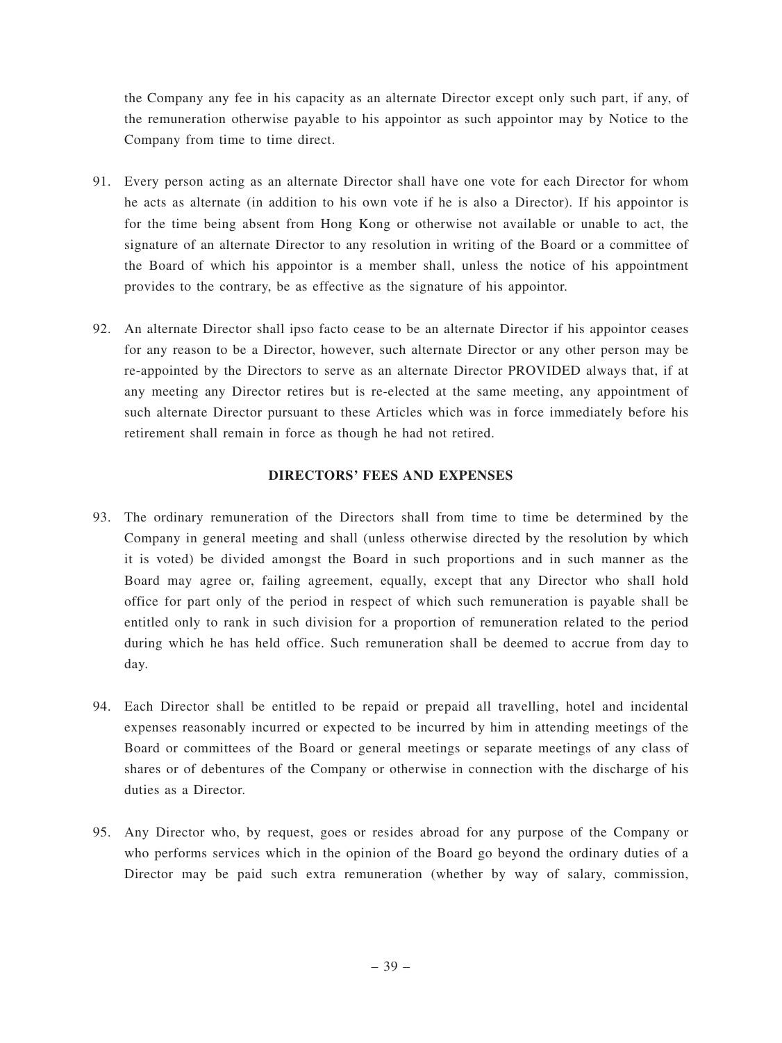the Company any fee in his capacity as an alternate Director except only such part, if any, of the remuneration otherwise payable to his appointor as such appointor may by Notice to the Company from time to time direct.

91. Every person acting as an alternate Director shall have one vote for each Director for whom he acts as alternate (in addition to his own vote if he is also a Director). If his appointor is for the time being absent from Hong Kong or otherwise not available or unable to act, the signature of an alternate Director to any resolution in writing of the Board or a committee of the Board of which his appointor is a member shall, unless the notice of his appointment provides to the contrary, be as effective as the signature of his appointor.

92. An alternate Director shall ipso facto cease to be an alternate Director if his appointor ceases for any reason to be a Director, however, such alternate Director or any other person may be re-appointed by the Directors to serve as an alternate Director PROVIDED always that, if at any meeting any Director retires but is re-elected at the same meeting, any appointment of such alternate Director pursuant to these Articles which was in force immediately before his retirement shall remain in force as though he had not retired.

## DIRECTORS' FEES AND EXPENSES

93. The ordinary remuneration of the Directors shall from time to time be determined by the Company in general meeting and shall (unless otherwise directed by the resolution by which it is voted) be divided amongst the Board in such proportions and in such manner as the Board may agree or, failing agreement, equally, except that any Director who shall hold office for part only of the period in respect of which such remuneration is payable shall be entitled only to rank in such division for a proportion of remuneration related to the period during which he has held office. Such remuneration shall be deemed to accrue from day to day.

94. Each Director shall be entitled to be repaid or prepaid all travelling, hotel and incidental expenses reasonably incurred or expected to be incurred by him in attending meetings of the Board or committees of the Board or general meetings or separate meetings of any class of shares or of debentures of the Company or otherwise in connection with the discharge of his duties as a Director.

95. Any Director who, by request, goes or resides abroad for any purpose of the Company or who performs services which in the opinion of the Board go beyond the ordinary duties of a Director may be paid such extra remuneration (whether by way of salary, commission,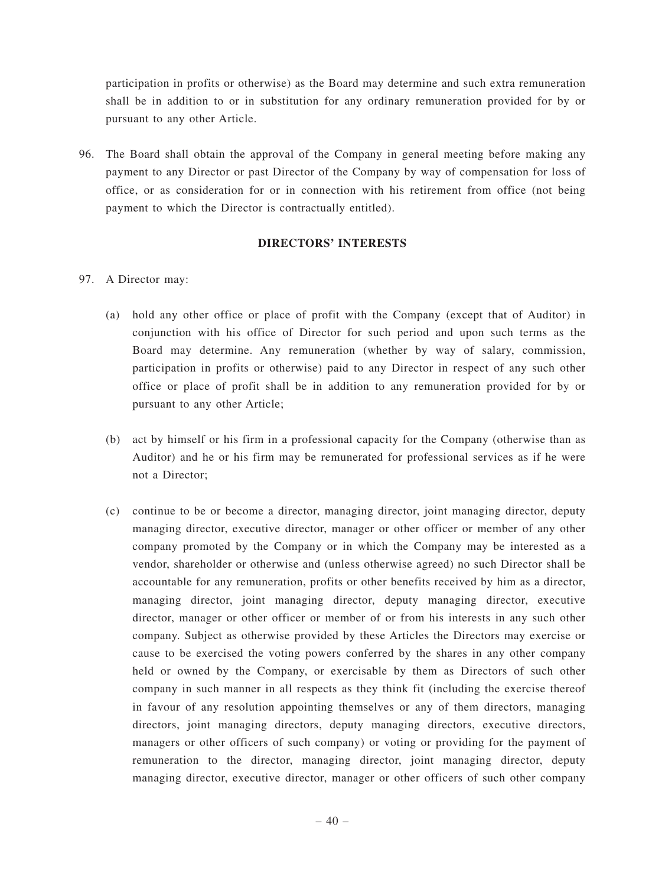participation in profits or otherwise) as the Board may determine and such extra remuneration shall be in addition to or in substitution for any ordinary remuneration provided for by or pursuant to any other Article.

96. The Board shall obtain the approval of the Company in general meeting before making any payment to any Director or past Director of the Company by way of compensation for loss of office, or as consideration for or in connection with his retirement from office (not being payment to which the Director is contractually entitled).

## DIRECTORS' INTERESTS

97. A Director may:

    (a) hold any other office or place of profit with the Company (except that of Auditor) in conjunction with his office of Director for such period and upon such terms as the Board may determine. Any remuneration (whether by way of salary, commission, participation in profits or otherwise) paid to any Director in respect of any such other office or place of profit shall be in addition to any remuneration provided for by or pursuant to any other Article;

    (b) act by himself or his firm in a professional capacity for the Company (otherwise than as Auditor) and he or his firm may be remunerated for professional services as if he were not a Director;

    (c) continue to be or become a director, managing director, joint managing director, deputy managing director, executive director, manager or other officer or member of any other company promoted by the Company or in which the Company may be interested as a vendor, shareholder or otherwise and (unless otherwise agreed) no such Director shall be accountable for any remuneration, profits or other benefits received by him as a director, managing director, joint managing director, deputy managing director, executive director, manager or other officer or member of or from his interests in any such other company. Subject as otherwise provided by these Articles the Directors may exercise or cause to be exercised the voting powers conferred by the shares in any other company held or owned by the Company, or exercisable by them as Directors of such other company in such manner in all respects as they think fit (including the exercise thereof in favour of any resolution appointing themselves or any of them directors, managing directors, joint managing directors, deputy managing directors, executive directors, managers or other officers of such company) or voting or providing for the payment of remuneration to the director, managing director, joint managing director, deputy managing director, executive director, manager or other officers of such other company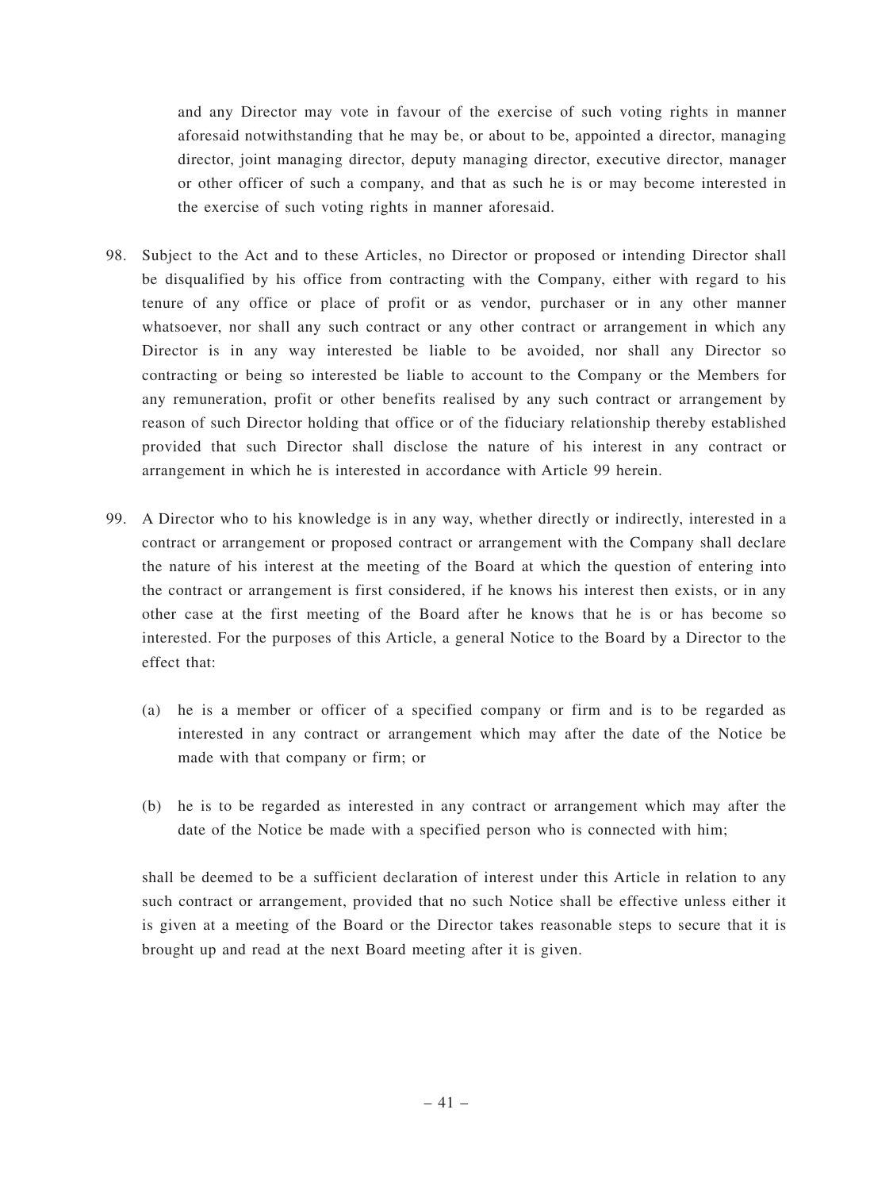and any Director may vote in favour of the exercise of such voting rights in manner aforesaid notwithstanding that he may be, or about to be, appointed a director, managing director, joint managing director, deputy managing director, executive director, manager or other officer of such a company, and that as such he is or may become interested in the exercise of such voting rights in manner aforesaid.

98. Subject to the Act and to these Articles, no Director or proposed or intending Director shall be disqualified by his office from contracting with the Company, either with regard to his tenure of any office or place of profit or as vendor, purchaser or in any other manner whatsoever, nor shall any such contract or any other contract or arrangement in which any Director is in any way interested be liable to be avoided, nor shall any Director so contracting or being so interested be liable to account to the Company or the Members for any remuneration, profit or other benefits realised by any such contract or arrangement by reason of such Director holding that office or of the fiduciary relationship thereby established provided that such Director shall disclose the nature of his interest in any contract or arrangement in which he is interested in accordance with Article 99 herein.

99. A Director who to his knowledge is in any way, whether directly or indirectly, interested in a contract or arrangement or proposed contract or arrangement with the Company shall declare the nature of his interest at the meeting of the Board at which the question of entering into the contract or arrangement is first considered, if he knows his interest then exists, or in any other case at the first meeting of the Board after he knows that he is or has become so interested. For the purposes of this Article, a general Notice to the Board by a Director to the effect that:

    (a) he is a member or officer of a specified company or firm and is to be regarded as interested in any contract or arrangement which may after the date of the Notice be made with that company or firm; or

    (b) he is to be regarded as interested in any contract or arrangement which may after the date of the Notice be made with a specified person who is connected with him;

shall be deemed to be a sufficient declaration of interest under this Article in relation to any such contract or arrangement, provided that no such Notice shall be effective unless either it is given at a meeting of the Board or the Director takes reasonable steps to secure that it is brought up and read at the next Board meeting after it is given.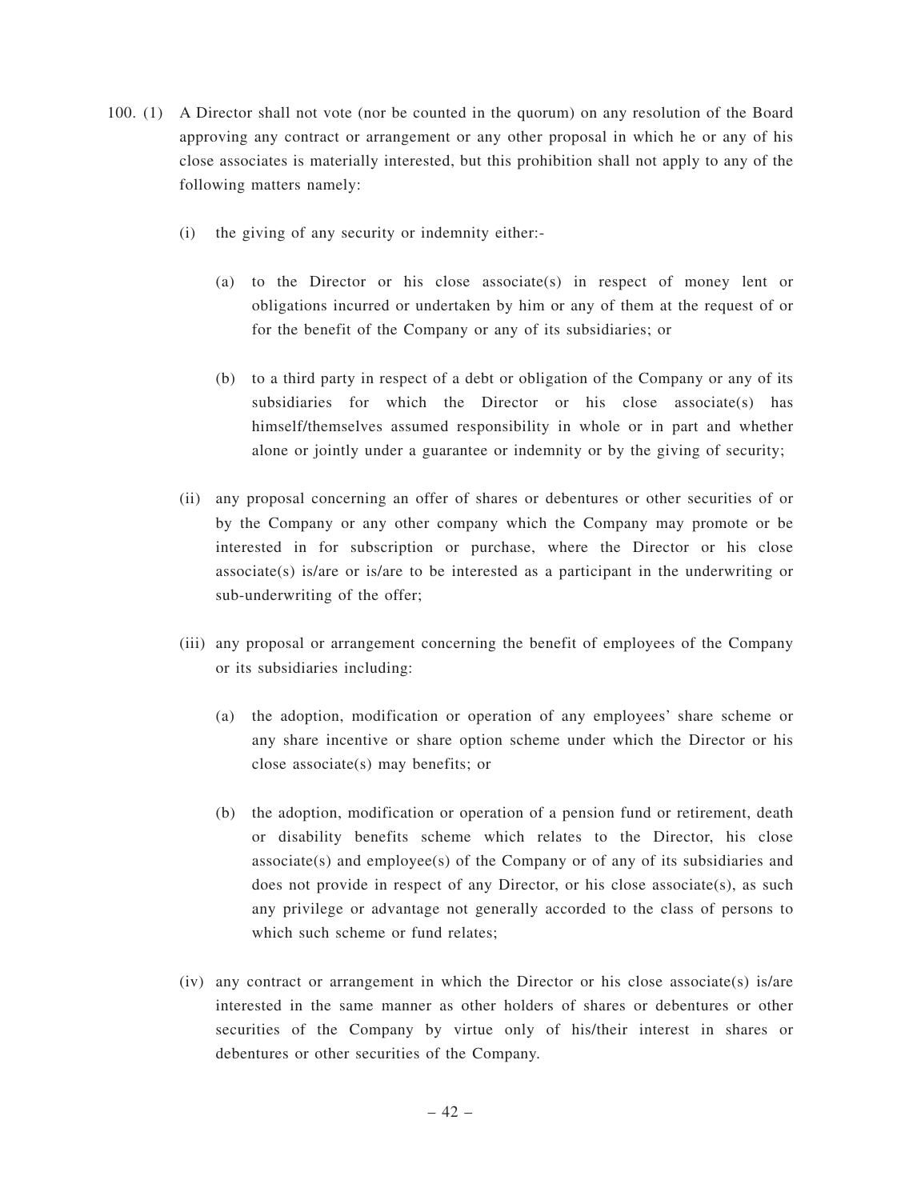100. (1) A Director shall not vote (nor be counted in the quorum) on any resolution of the Board approving any contract or arrangement or any other proposal in which he or any of his close associates is materially interested, but this prohibition shall not apply to any of the following matters namely:

   (i) the giving of any security or indemnity either:-

      (a) to the Director or his close associate(s) in respect of money lent or obligations incurred or undertaken by him or any of them at the request of or for the benefit of the Company or any of its subsidiaries; or

      (b) to a third party in respect of a debt or obligation of the Company or any of its subsidiaries for which the Director or his close associate(s) has himself/themselves assumed responsibility in whole or in part and whether alone or jointly under a guarantee or indemnity or by the giving of security;

   (ii) any proposal concerning an offer of shares or debentures or other securities of or by the Company or any other company which the Company may promote or be interested in for subscription or purchase, where the Director or his close associate(s) is/are or is/are to be interested as a participant in the underwriting or sub-underwriting of the offer;

   (iii) any proposal or arrangement concerning the benefit of employees of the Company or its subsidiaries including:

      (a) the adoption, modification or operation of any employees' share scheme or any share incentive or share option scheme under which the Director or his close associate(s) may benefits; or

      (b) the adoption, modification or operation of a pension fund or retirement, death or disability benefits scheme which relates to the Director, his close associate(s) and employee(s) of the Company or of any of its subsidiaries and does not provide in respect of any Director, or his close associate(s), as such any privilege or advantage not generally accorded to the class of persons to which such scheme or fund relates;

   (iv) any contract or arrangement in which the Director or his close associate(s) is/are interested in the same manner as other holders of shares or debentures or other securities of the Company by virtue only of his/their interest in shares or debentures or other securities of the Company.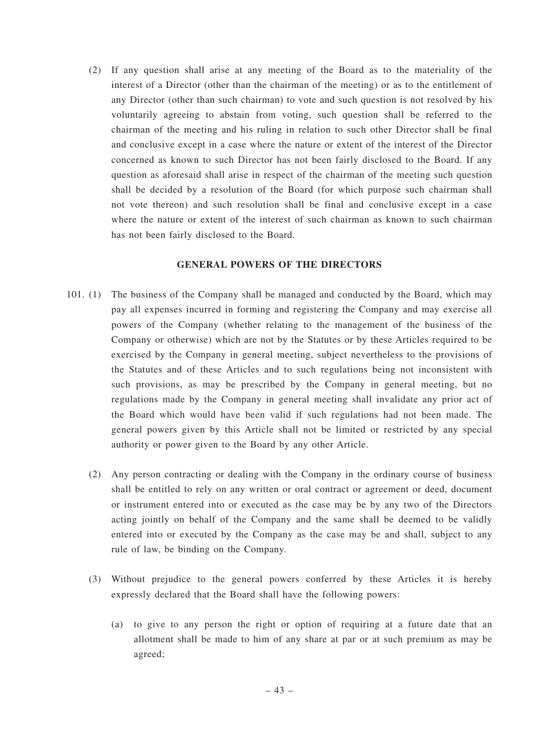(2) If any question shall arise at any meeting of the Board as to the materiality of the interest of a Director (other than the chairman of the meeting) or as to the entitlement of any Director (other than such chairman) to vote and such question is not resolved by his voluntarily agreeing to abstain from voting, such question shall be referred to the chairman of the meeting and his ruling in relation to such other Director shall be final and conclusive except in a case where the nature or extent of the interest of the Director concerned as known to such Director has not been fairly disclosed to the Board. If any question as aforesaid shall arise in respect of the chairman of the meeting such question shall be decided by a resolution of the Board (for which purpose such chairman shall not vote thereon) and such resolution shall be final and conclusive except in a case where the nature or extent of the interest of such chairman as known to such chairman has not been fairly disclosed to the Board.

## GENERAL POWERS OF THE DIRECTORS

101. (1) The business of the Company shall be managed and conducted by the Board, which may pay all expenses incurred in forming and registering the Company and may exercise all powers of the Company (whether relating to the management of the business of the Company or otherwise) which are not by the Statutes or by these Articles required to be exercised by the Company in general meeting, subject nevertheless to the provisions of the Statutes and of these Articles and to such regulations being not inconsistent with such provisions, as may be prescribed by the Company in general meeting, but no regulations made by the Company in general meeting shall invalidate any prior act of the Board which would have been valid if such regulations had not been made. The general powers given by this Article shall not be limited or restricted by any special authority or power given to the Board by any other Article.

(2) Any person contracting or dealing with the Company in the ordinary course of business shall be entitled to rely on any written or oral contract or agreement or deed, document or instrument entered into or executed as the case may be by any two of the Directors acting jointly on behalf of the Company and the same shall be deemed to be validly entered into or executed by the Company as the case may be and shall, subject to any rule of law, be binding on the Company.

(3) Without prejudice to the general powers conferred by these Articles it is hereby expressly declared that the Board shall have the following powers:

(a) to give to any person the right or option of requiring at a future date that an allotment shall be made to him of any share at par or at such premium as may be agreed;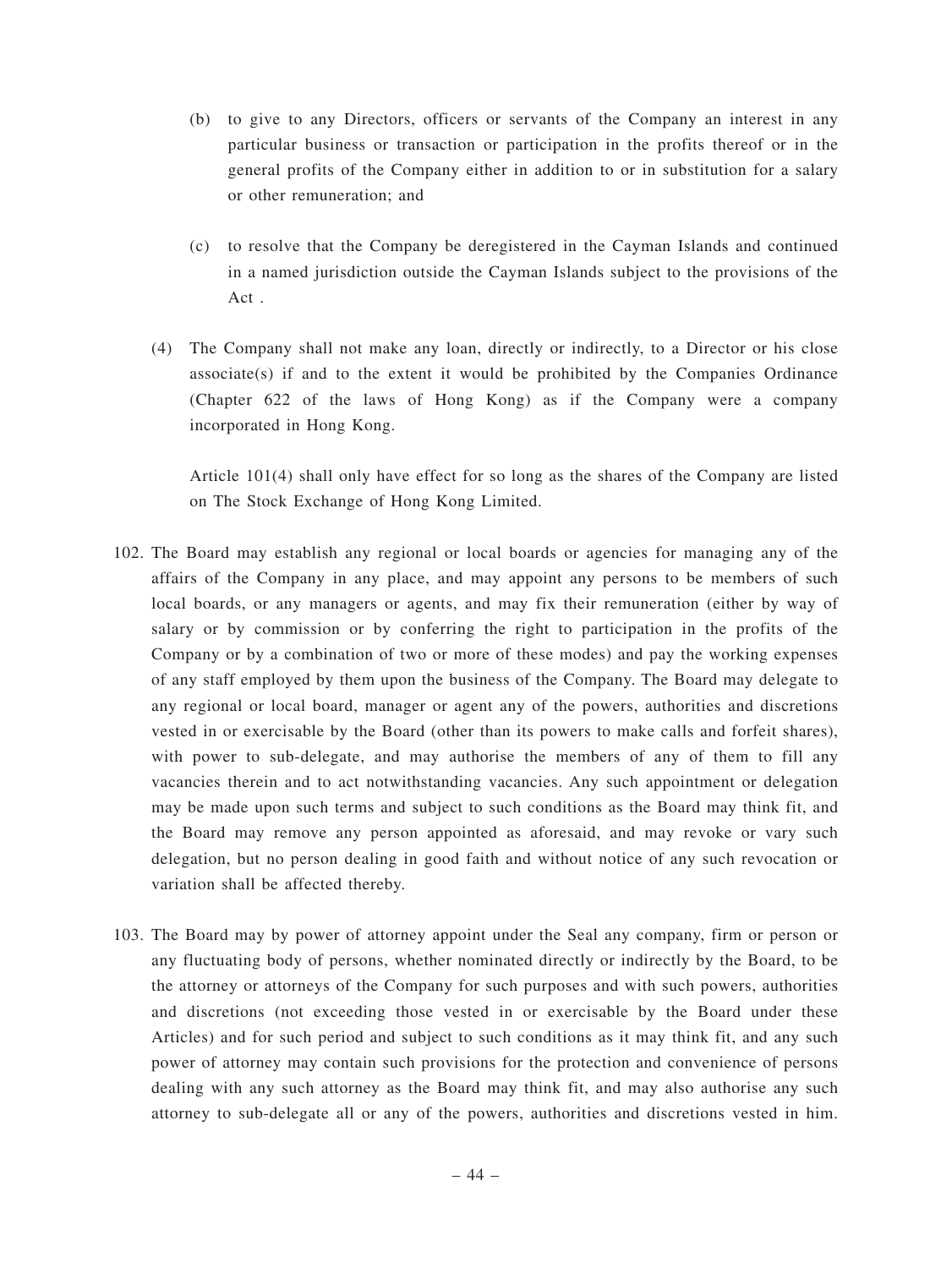(b) to give to any Directors, officers or servants of the Company an interest in any particular business or transaction or participation in the profits thereof or in the general profits of the Company either in addition to or in substitution for a salary or other remuneration; and

(c) to resolve that the Company be deregistered in the Cayman Islands and continued in a named jurisdiction outside the Cayman Islands subject to the provisions of the Act .

(4) The Company shall not make any loan, directly or indirectly, to a Director or his close associate(s) if and to the extent it would be prohibited by the Companies Ordinance (Chapter 622 of the laws of Hong Kong) as if the Company were a company incorporated in Hong Kong.

Article 101(4) shall only have effect for so long as the shares of the Company are listed on The Stock Exchange of Hong Kong Limited.

102. The Board may establish any regional or local boards or agencies for managing any of the affairs of the Company in any place, and may appoint any persons to be members of such local boards, or any managers or agents, and may fix their remuneration (either by way of salary or by commission or by conferring the right to participation in the profits of the Company or by a combination of two or more of these modes) and pay the working expenses of any staff employed by them upon the business of the Company. The Board may delegate to any regional or local board, manager or agent any of the powers, authorities and discretions vested in or exercisable by the Board (other than its powers to make calls and forfeit shares), with power to sub-delegate, and may authorise the members of any of them to fill any vacancies therein and to act notwithstanding vacancies. Any such appointment or delegation may be made upon such terms and subject to such conditions as the Board may think fit, and the Board may remove any person appointed as aforesaid, and may revoke or vary such delegation, but no person dealing in good faith and without notice of any such revocation or variation shall be affected thereby.

103. The Board may by power of attorney appoint under the Seal any company, firm or person or any fluctuating body of persons, whether nominated directly or indirectly by the Board, to be the attorney or attorneys of the Company for such purposes and with such powers, authorities and discretions (not exceeding those vested in or exercisable by the Board under these Articles) and for such period and subject to such conditions as it may think fit, and any such power of attorney may contain such provisions for the protection and convenience of persons dealing with any such attorney as the Board may think fit, and may also authorise any such attorney to sub-delegate all or any of the powers, authorities and discretions vested in him.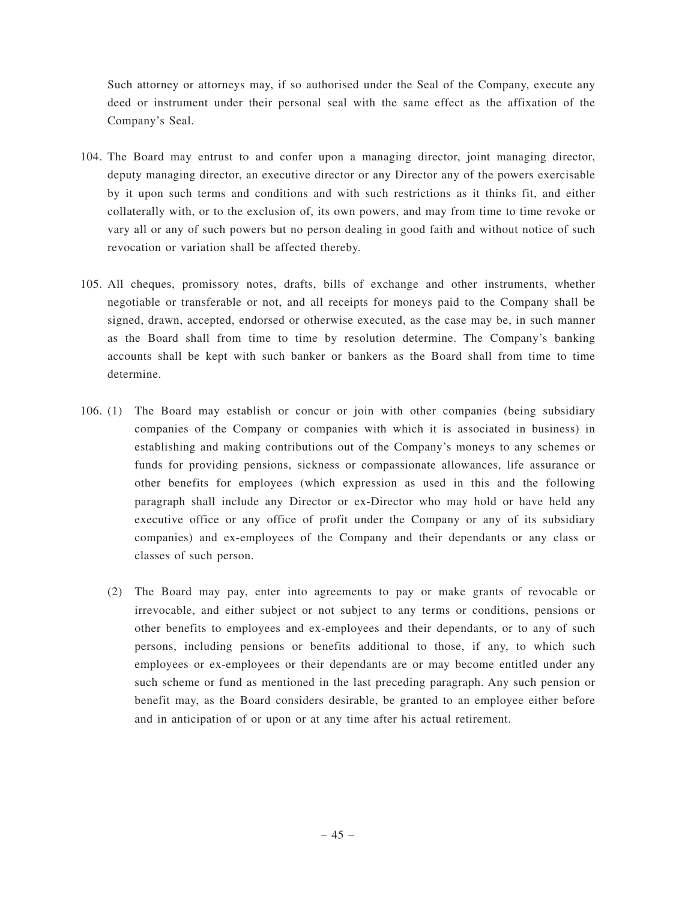Such attorney or attorneys may, if so authorised under the Seal of the Company, execute any deed or instrument under their personal seal with the same effect as the affixation of the Company's Seal.

104. The Board may entrust to and confer upon a managing director, joint managing director, deputy managing director, an executive director or any Director any of the powers exercisable by it upon such terms and conditions and with such restrictions as it thinks fit, and either collaterally with, or to the exclusion of, its own powers, and may from time to time revoke or vary all or any of such powers but no person dealing in good faith and without notice of such revocation or variation shall be affected thereby.

105. All cheques, promissory notes, drafts, bills of exchange and other instruments, whether negotiable or transferable or not, and all receipts for moneys paid to the Company shall be signed, drawn, accepted, endorsed or otherwise executed, as the case may be, in such manner as the Board shall from time to time by resolution determine. The Company's banking accounts shall be kept with such banker or bankers as the Board shall from time to time determine.

106. (1) The Board may establish or concur or join with other companies (being subsidiary companies of the Company or companies with which it is associated in business) in establishing and making contributions out of the Company's moneys to any schemes or funds for providing pensions, sickness or compassionate allowances, life assurance or other benefits for employees (which expression as used in this and the following paragraph shall include any Director or ex-Director who may hold or have held any executive office or any office of profit under the Company or any of its subsidiary companies) and ex-employees of the Company and their dependants or any class or classes of such person.

(2) The Board may pay, enter into agreements to pay or make grants of revocable or irrevocable, and either subject or not subject to any terms or conditions, pensions or other benefits to employees and ex-employees and their dependants, or to any of such persons, including pensions or benefits additional to those, if any, to which such employees or ex-employees or their dependants are or may become entitled under any such scheme or fund as mentioned in the last preceding paragraph. Any such pension or benefit may, as the Board considers desirable, be granted to an employee either before and in anticipation of or upon or at any time after his actual retirement.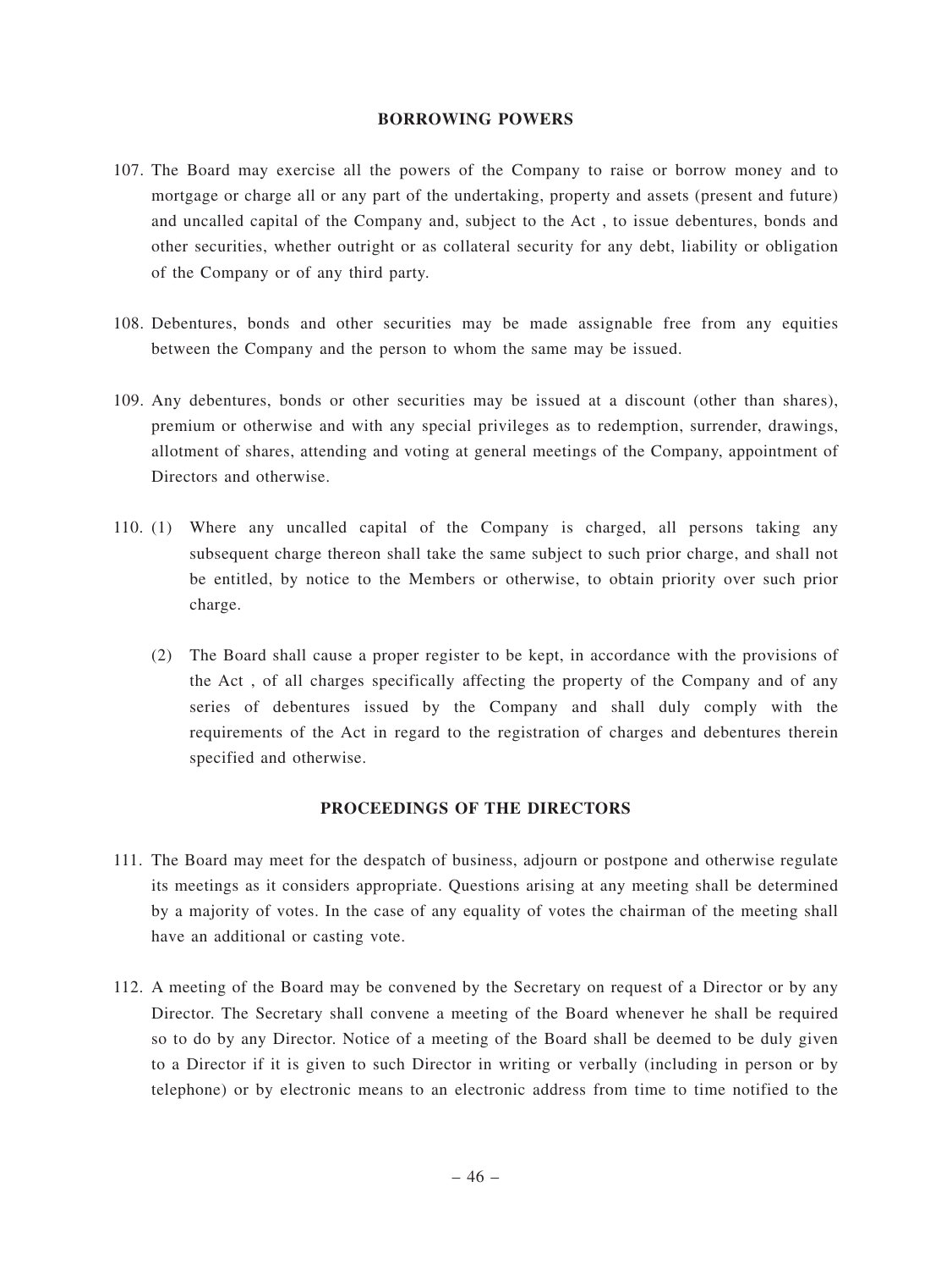## BORROWING POWERS

107. The Board may exercise all the powers of the Company to raise or borrow money and to mortgage or charge all or any part of the undertaking, property and assets (present and future) and uncalled capital of the Company and, subject to the Act , to issue debentures, bonds and other securities, whether outright or as collateral security for any debt, liability or obligation of the Company or of any third party.

108. Debentures, bonds and other securities may be made assignable free from any equities between the Company and the person to whom the same may be issued.

109. Any debentures, bonds or other securities may be issued at a discount (other than shares), premium or otherwise and with any special privileges as to redemption, surrender, drawings, allotment of shares, attending and voting at general meetings of the Company, appointment of Directors and otherwise.

110. (1) Where any uncalled capital of the Company is charged, all persons taking any subsequent charge thereon shall take the same subject to such prior charge, and shall not be entitled, by notice to the Members or otherwise, to obtain priority over such prior charge.

(2) The Board shall cause a proper register to be kept, in accordance with the provisions of the Act , of all charges specifically affecting the property of the Company and of any series of debentures issued by the Company and shall duly comply with the requirements of the Act in regard to the registration of charges and debentures therein specified and otherwise.

## PROCEEDINGS OF THE DIRECTORS

111. The Board may meet for the despatch of business, adjourn or postpone and otherwise regulate its meetings as it considers appropriate. Questions arising at any meeting shall be determined by a majority of votes. In the case of any equality of votes the chairman of the meeting shall have an additional or casting vote.

112. A meeting of the Board may be convened by the Secretary on request of a Director or by any Director. The Secretary shall convene a meeting of the Board whenever he shall be required so to do by any Director. Notice of a meeting of the Board shall be deemed to be duly given to a Director if it is given to such Director in writing or verbally (including in person or by telephone) or by electronic means to an electronic address from time to time notified to the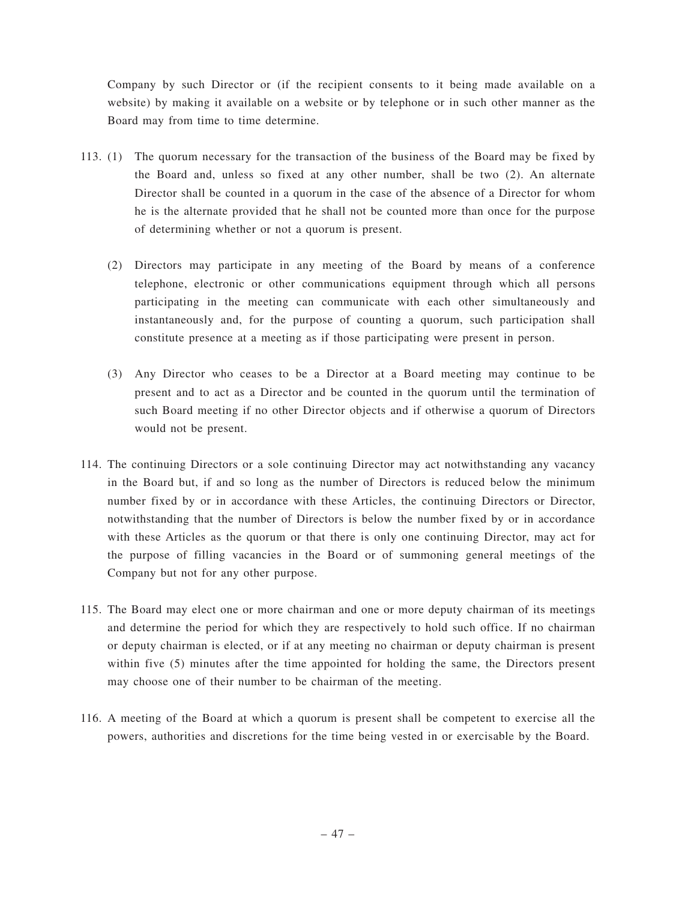Company by such Director or (if the recipient consents to it being made available on a website) by making it available on a website or by telephone or in such other manner as the Board may from time to time determine.

113. (1) The quorum necessary for the transaction of the business of the Board may be fixed by the Board and, unless so fixed at any other number, shall be two (2). An alternate Director shall be counted in a quorum in the case of the absence of a Director for whom he is the alternate provided that he shall not be counted more than once for the purpose of determining whether or not a quorum is present.

(2) Directors may participate in any meeting of the Board by means of a conference telephone, electronic or other communications equipment through which all persons participating in the meeting can communicate with each other simultaneously and instantaneously and, for the purpose of counting a quorum, such participation shall constitute presence at a meeting as if those participating were present in person.

(3) Any Director who ceases to be a Director at a Board meeting may continue to be present and to act as a Director and be counted in the quorum until the termination of such Board meeting if no other Director objects and if otherwise a quorum of Directors would not be present.

114. The continuing Directors or a sole continuing Director may act notwithstanding any vacancy in the Board but, if and so long as the number of Directors is reduced below the minimum number fixed by or in accordance with these Articles, the continuing Directors or Director, notwithstanding that the number of Directors is below the number fixed by or in accordance with these Articles as the quorum or that there is only one continuing Director, may act for the purpose of filling vacancies in the Board or of summoning general meetings of the Company but not for any other purpose.

115. The Board may elect one or more chairman and one or more deputy chairman of its meetings and determine the period for which they are respectively to hold such office. If no chairman or deputy chairman is elected, or if at any meeting no chairman or deputy chairman is present within five (5) minutes after the time appointed for holding the same, the Directors present may choose one of their number to be chairman of the meeting.

116. A meeting of the Board at which a quorum is present shall be competent to exercise all the powers, authorities and discretions for the time being vested in or exercisable by the Board.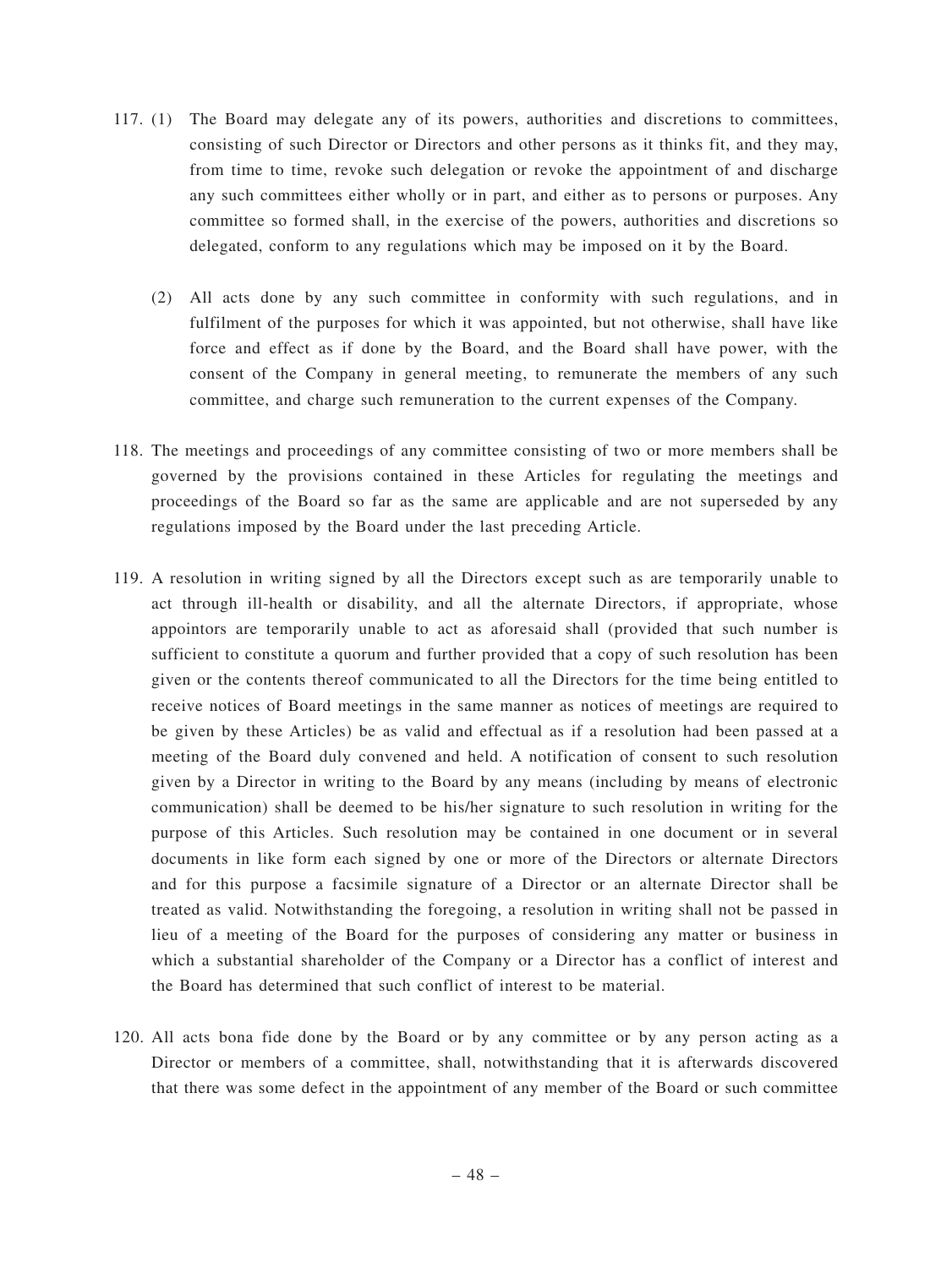117. (1) The Board may delegate any of its powers, authorities and discretions to committees, consisting of such Director or Directors and other persons as it thinks fit, and they may, from time to time, revoke such delegation or revoke the appointment of and discharge any such committees either wholly or in part, and either as to persons or purposes. Any committee so formed shall, in the exercise of the powers, authorities and discretions so delegated, conform to any regulations which may be imposed on it by the Board.

(2) All acts done by any such committee in conformity with such regulations, and in fulfilment of the purposes for which it was appointed, but not otherwise, shall have like force and effect as if done by the Board, and the Board shall have power, with the consent of the Company in general meeting, to remunerate the members of any such committee, and charge such remuneration to the current expenses of the Company.

118. The meetings and proceedings of any committee consisting of two or more members shall be governed by the provisions contained in these Articles for regulating the meetings and proceedings of the Board so far as the same are applicable and are not superseded by any regulations imposed by the Board under the last preceding Article.

119. A resolution in writing signed by all the Directors except such as are temporarily unable to act through ill-health or disability, and all the alternate Directors, if appropriate, whose appointors are temporarily unable to act as aforesaid shall (provided that such number is sufficient to constitute a quorum and further provided that a copy of such resolution has been given or the contents thereof communicated to all the Directors for the time being entitled to receive notices of Board meetings in the same manner as notices of meetings are required to be given by these Articles) be as valid and effectual as if a resolution had been passed at a meeting of the Board duly convened and held. A notification of consent to such resolution given by a Director in writing to the Board by any means (including by means of electronic communication) shall be deemed to be his/her signature to such resolution in writing for the purpose of this Articles. Such resolution may be contained in one document or in several documents in like form each signed by one or more of the Directors or alternate Directors and for this purpose a facsimile signature of a Director or an alternate Director shall be treated as valid. Notwithstanding the foregoing, a resolution in writing shall not be passed in lieu of a meeting of the Board for the purposes of considering any matter or business in which a substantial shareholder of the Company or a Director has a conflict of interest and the Board has determined that such conflict of interest to be material.

120. All acts bona fide done by the Board or by any committee or by any person acting as a Director or members of a committee, shall, notwithstanding that it is afterwards discovered that there was some defect in the appointment of any member of the Board or such committee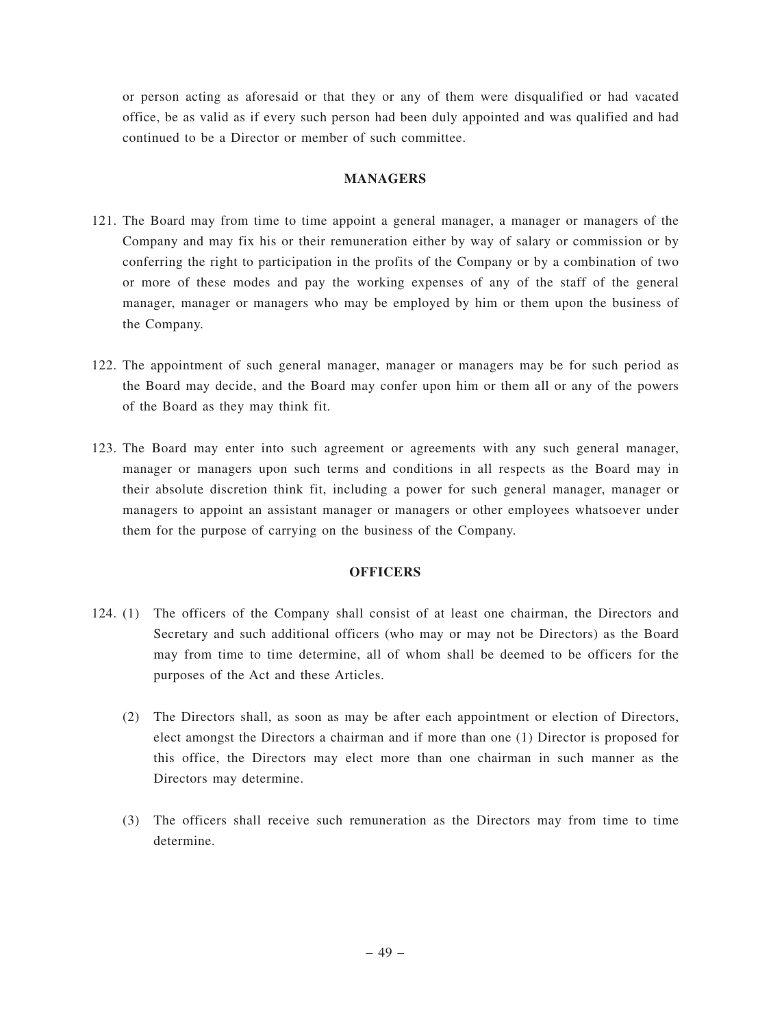or person acting as aforesaid or that they or any of them were disqualified or had vacated office, be as valid as if every such person had been duly appointed and was qualified and had continued to be a Director or member of such committee.

## MANAGERS

121. The Board may from time to time appoint a general manager, a manager or managers of the Company and may fix his or their remuneration either by way of salary or commission or by conferring the right to participation in the profits of the Company or by a combination of two or more of these modes and pay the working expenses of any of the staff of the general manager, manager or managers who may be employed by him or them upon the business of the Company.

122. The appointment of such general manager, manager or managers may be for such period as the Board may decide, and the Board may confer upon him or them all or any of the powers of the Board as they may think fit.

123. The Board may enter into such agreement or agreements with any such general manager, manager or managers upon such terms and conditions in all respects as the Board may in their absolute discretion think fit, including a power for such general manager, manager or managers to appoint an assistant manager or managers or other employees whatsoever under them for the purpose of carrying on the business of the Company.

## OFFICERS

124. (1) The officers of the Company shall consist of at least one chairman, the Directors and Secretary and such additional officers (who may or may not be Directors) as the Board may from time to time determine, all of whom shall be deemed to be officers for the purposes of the Act and these Articles.

(2) The Directors shall, as soon as may be after each appointment or election of Directors, elect amongst the Directors a chairman and if more than one (1) Director is proposed for this office, the Directors may elect more than one chairman in such manner as the Directors may determine.

(3) The officers shall receive such remuneration as the Directors may from time to time determine.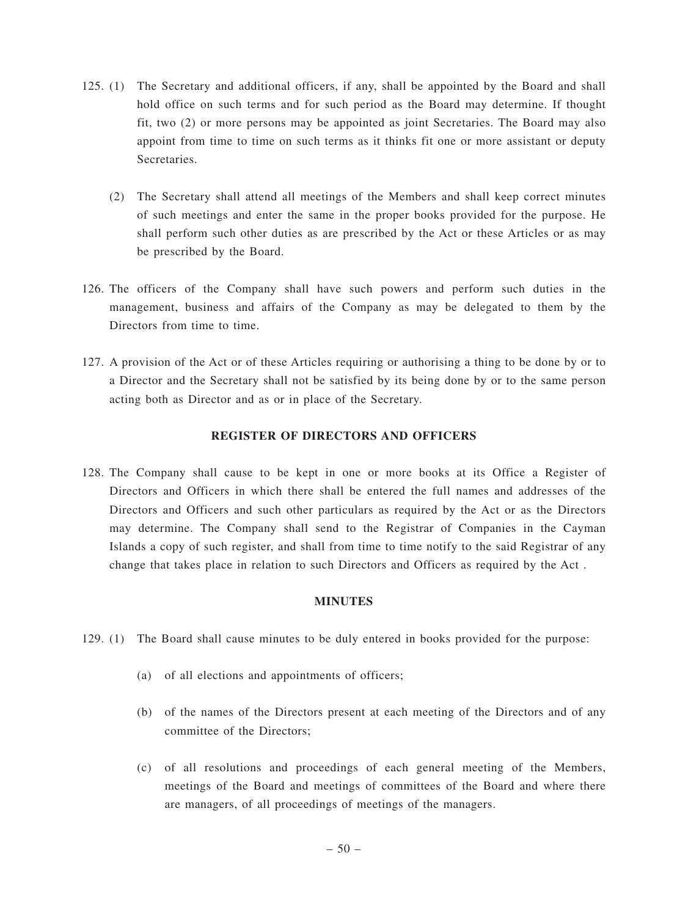125. (1) The Secretary and additional officers, if any, shall be appointed by the Board and shall hold office on such terms and for such period as the Board may determine. If thought fit, two (2) or more persons may be appointed as joint Secretaries. The Board may also appoint from time to time on such terms as it thinks fit one or more assistant or deputy Secretaries.

(2) The Secretary shall attend all meetings of the Members and shall keep correct minutes of such meetings and enter the same in the proper books provided for the purpose. He shall perform such other duties as are prescribed by the Act or these Articles or as may be prescribed by the Board.

126. The officers of the Company shall have such powers and perform such duties in the management, business and affairs of the Company as may be delegated to them by the Directors from time to time.

127. A provision of the Act or of these Articles requiring or authorising a thing to be done by or to a Director and the Secretary shall not be satisfied by its being done by or to the same person acting both as Director and as or in place of the Secretary.

**REGISTER OF DIRECTORS AND OFFICERS**

128. The Company shall cause to be kept in one or more books at its Office a Register of Directors and Officers in which there shall be entered the full names and addresses of the Directors and Officers and such other particulars as required by the Act or as the Directors may determine. The Company shall send to the Registrar of Companies in the Cayman Islands a copy of such register, and shall from time to time notify to the said Registrar of any change that takes place in relation to such Directors and Officers as required by the Act .

**MINUTES**

129. (1) The Board shall cause minutes to be duly entered in books provided for the purpose:

(a) of all elections and appointments of officers;

(b) of the names of the Directors present at each meeting of the Directors and of any committee of the Directors;

(c) of all resolutions and proceedings of each general meeting of the Members, meetings of the Board and meetings of committees of the Board and where there are managers, of all proceedings of meetings of the managers.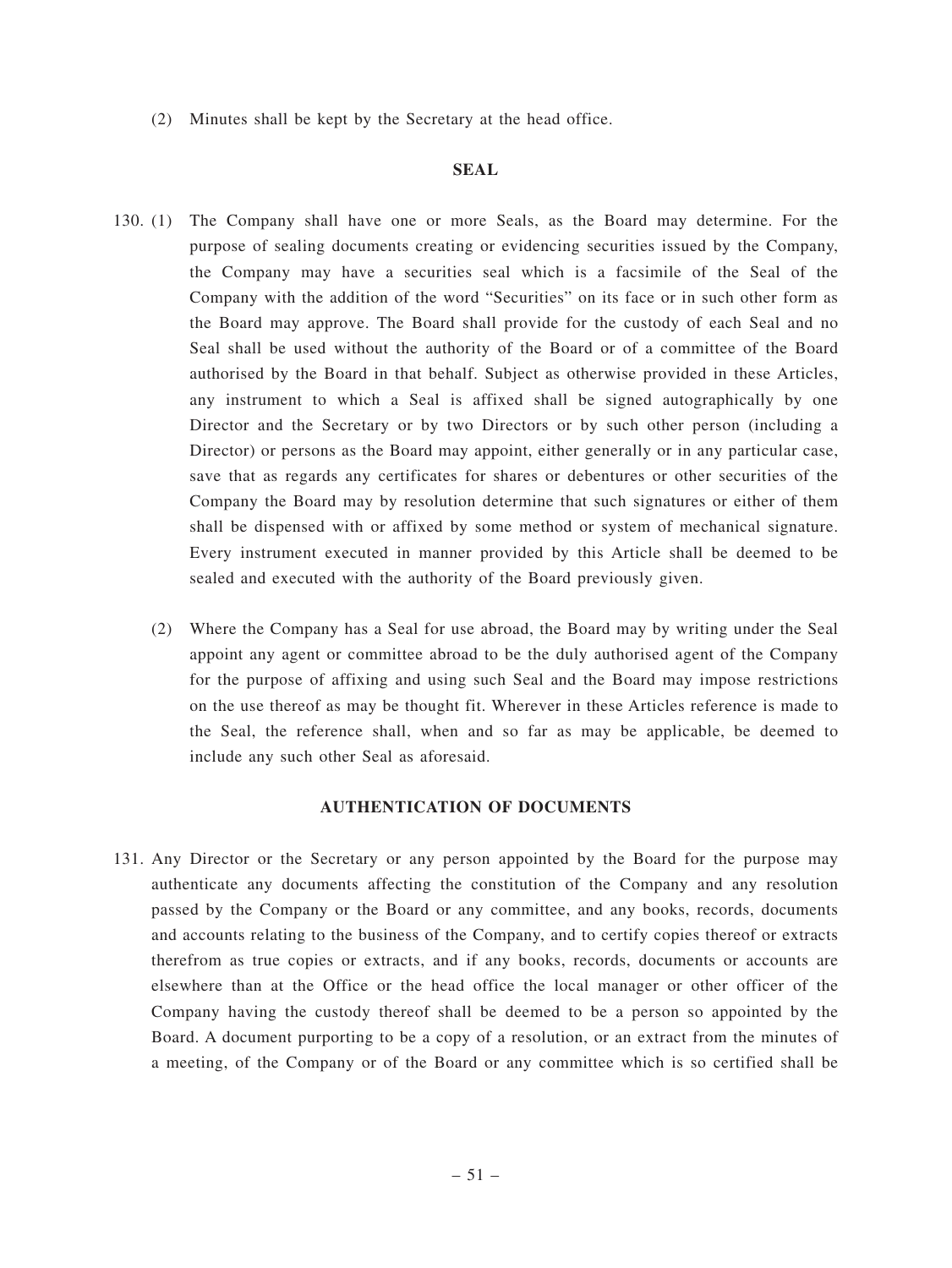(2) Minutes shall be kept by the Secretary at the head office.

## SEAL

130. (1) The Company shall have one or more Seals, as the Board may determine. For the purpose of sealing documents creating or evidencing securities issued by the Company, the Company may have a securities seal which is a facsimile of the Seal of the Company with the addition of the word "Securities" on its face or in such other form as the Board may approve. The Board shall provide for the custody of each Seal and no Seal shall be used without the authority of the Board or of a committee of the Board authorised by the Board in that behalf. Subject as otherwise provided in these Articles, any instrument to which a Seal is affixed shall be signed autographically by one Director and the Secretary or by two Directors or by such other person (including a Director) or persons as the Board may appoint, either generally or in any particular case, save that as regards any certificates for shares or debentures or other securities of the Company the Board may by resolution determine that such signatures or either of them shall be dispensed with or affixed by some method or system of mechanical signature. Every instrument executed in manner provided by this Article shall be deemed to be sealed and executed with the authority of the Board previously given.

(2) Where the Company has a Seal for use abroad, the Board may by writing under the Seal appoint any agent or committee abroad to be the duly authorised agent of the Company for the purpose of affixing and using such Seal and the Board may impose restrictions on the use thereof as may be thought fit. Wherever in these Articles reference is made to the Seal, the reference shall, when and so far as may be applicable, be deemed to include any such other Seal as aforesaid.

## AUTHENTICATION OF DOCUMENTS

131. Any Director or the Secretary or any person appointed by the Board for the purpose may authenticate any documents affecting the constitution of the Company and any resolution passed by the Company or the Board or any committee, and any books, records, documents and accounts relating to the business of the Company, and to certify copies thereof or extracts therefrom as true copies or extracts, and if any books, records, documents or accounts are elsewhere than at the Office or the head office the local manager or other officer of the Company having the custody thereof shall be deemed to be a person so appointed by the Board. A document purporting to be a copy of a resolution, or an extract from the minutes of a meeting, of the Company or of the Board or any committee which is so certified shall be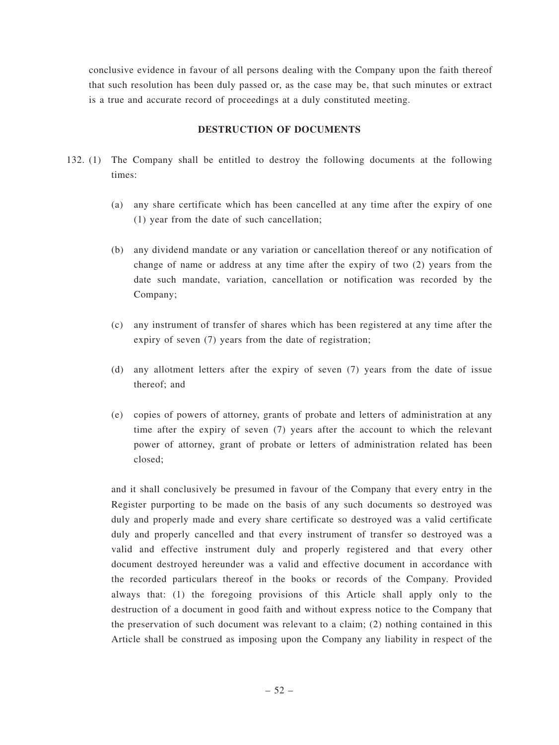conclusive evidence in favour of all persons dealing with the Company upon the faith thereof that such resolution has been duly passed or, as the case may be, that such minutes or extract is a true and accurate record of proceedings at a duly constituted meeting.

**DESTRUCTION OF DOCUMENTS**

132. (1) The Company shall be entitled to destroy the following documents at the following times:

(a) any share certificate which has been cancelled at any time after the expiry of one (1) year from the date of such cancellation;

(b) any dividend mandate or any variation or cancellation thereof or any notification of change of name or address at any time after the expiry of two (2) years from the date such mandate, variation, cancellation or notification was recorded by the Company;

(c) any instrument of transfer of shares which has been registered at any time after the expiry of seven (7) years from the date of registration;

(d) any allotment letters after the expiry of seven (7) years from the date of issue thereof; and

(e) copies of powers of attorney, grants of probate and letters of administration at any time after the expiry of seven (7) years after the account to which the relevant power of attorney, grant of probate or letters of administration related has been closed;

and it shall conclusively be presumed in favour of the Company that every entry in the Register purporting to be made on the basis of any such documents so destroyed was duly and properly made and every share certificate so destroyed was a valid certificate duly and properly cancelled and that every instrument of transfer so destroyed was a valid and effective instrument duly and properly registered and that every other document destroyed hereunder was a valid and effective document in accordance with the recorded particulars thereof in the books or records of the Company. Provided always that: (1) the foregoing provisions of this Article shall apply only to the destruction of a document in good faith and without express notice to the Company that the preservation of such document was relevant to a claim; (2) nothing contained in this Article shall be construed as imposing upon the Company any liability in respect of the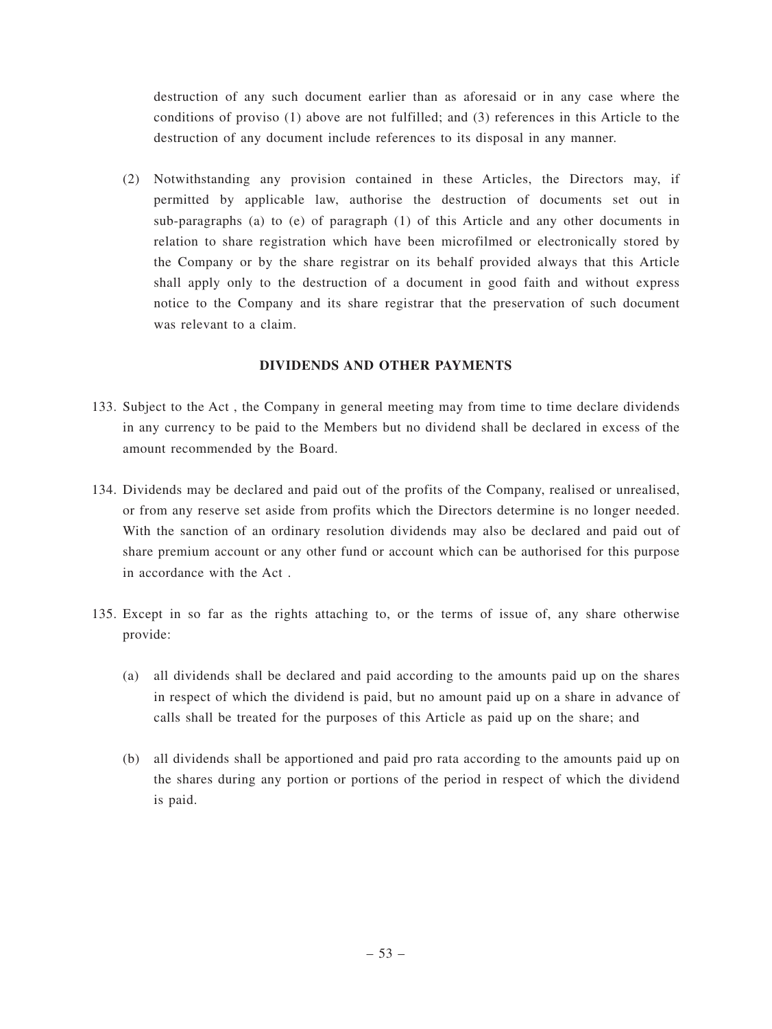destruction of any such document earlier than as aforesaid or in any case where the conditions of proviso (1) above are not fulfilled; and (3) references in this Article to the destruction of any document include references to its disposal in any manner.

(2) Notwithstanding any provision contained in these Articles, the Directors may, if permitted by applicable law, authorise the destruction of documents set out in sub-paragraphs (a) to (e) of paragraph (1) of this Article and any other documents in relation to share registration which have been microfilmed or electronically stored by the Company or by the share registrar on its behalf provided always that this Article shall apply only to the destruction of a document in good faith and without express notice to the Company and its share registrar that the preservation of such document was relevant to a claim.

**DIVIDENDS AND OTHER PAYMENTS**

133. Subject to the Act , the Company in general meeting may from time to time declare dividends in any currency to be paid to the Members but no dividend shall be declared in excess of the amount recommended by the Board.

134. Dividends may be declared and paid out of the profits of the Company, realised or unrealised, or from any reserve set aside from profits which the Directors determine is no longer needed. With the sanction of an ordinary resolution dividends may also be declared and paid out of share premium account or any other fund or account which can be authorised for this purpose in accordance with the Act .

135. Except in so far as the rights attaching to, or the terms of issue of, any share otherwise provide:

  (a) all dividends shall be declared and paid according to the amounts paid up on the shares in respect of which the dividend is paid, but no amount paid up on a share in advance of calls shall be treated for the purposes of this Article as paid up on the share; and

  (b) all dividends shall be apportioned and paid pro rata according to the amounts paid up on the shares during any portion or portions of the period in respect of which the dividend is paid.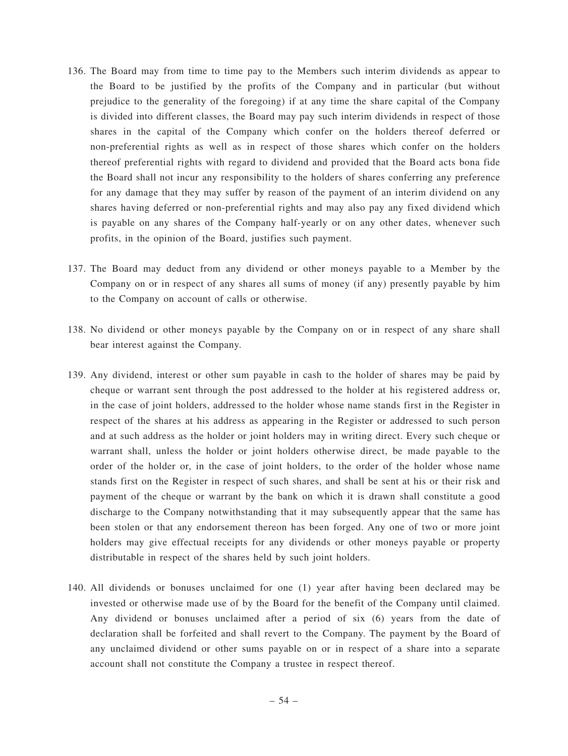136. The Board may from time to time pay to the Members such interim dividends as appear to the Board to be justified by the profits of the Company and in particular (but without prejudice to the generality of the foregoing) if at any time the share capital of the Company is divided into different classes, the Board may pay such interim dividends in respect of those shares in the capital of the Company which confer on the holders thereof deferred or non-preferential rights as well as in respect of those shares which confer on the holders thereof preferential rights with regard to dividend and provided that the Board acts bona fide the Board shall not incur any responsibility to the holders of shares conferring any preference for any damage that they may suffer by reason of the payment of an interim dividend on any shares having deferred or non-preferential rights and may also pay any fixed dividend which is payable on any shares of the Company half-yearly or on any other dates, whenever such profits, in the opinion of the Board, justifies such payment.

137. The Board may deduct from any dividend or other moneys payable to a Member by the Company on or in respect of any shares all sums of money (if any) presently payable by him to the Company on account of calls or otherwise.

138. No dividend or other moneys payable by the Company on or in respect of any share shall bear interest against the Company.

139. Any dividend, interest or other sum payable in cash to the holder of shares may be paid by cheque or warrant sent through the post addressed to the holder at his registered address or, in the case of joint holders, addressed to the holder whose name stands first in the Register in respect of the shares at his address as appearing in the Register or addressed to such person and at such address as the holder or joint holders may in writing direct. Every such cheque or warrant shall, unless the holder or joint holders otherwise direct, be made payable to the order of the holder or, in the case of joint holders, to the order of the holder whose name stands first on the Register in respect of such shares, and shall be sent at his or their risk and payment of the cheque or warrant by the bank on which it is drawn shall constitute a good discharge to the Company notwithstanding that it may subsequently appear that the same has been stolen or that any endorsement thereon has been forged. Any one of two or more joint holders may give effectual receipts for any dividends or other moneys payable or property distributable in respect of the shares held by such joint holders.

140. All dividends or bonuses unclaimed for one (1) year after having been declared may be invested or otherwise made use of by the Board for the benefit of the Company until claimed. Any dividend or bonuses unclaimed after a period of six (6) years from the date of declaration shall be forfeited and shall revert to the Company. The payment by the Board of any unclaimed dividend or other sums payable on or in respect of a share into a separate account shall not constitute the Company a trustee in respect thereof.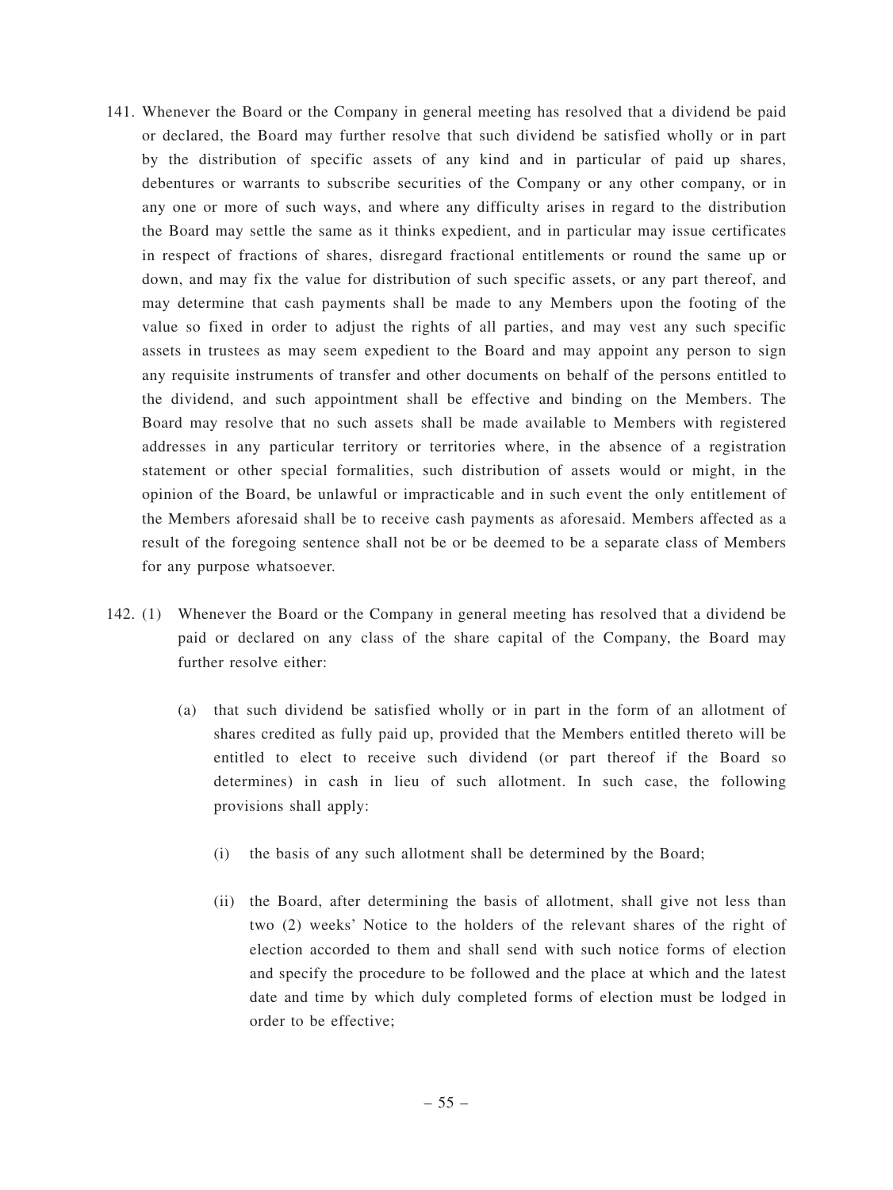141. Whenever the Board or the Company in general meeting has resolved that a dividend be paid or declared, the Board may further resolve that such dividend be satisfied wholly or in part by the distribution of specific assets of any kind and in particular of paid up shares, debentures or warrants to subscribe securities of the Company or any other company, or in any one or more of such ways, and where any difficulty arises in regard to the distribution the Board may settle the same as it thinks expedient, and in particular may issue certificates in respect of fractions of shares, disregard fractional entitlements or round the same up or down, and may fix the value for distribution of such specific assets, or any part thereof, and may determine that cash payments shall be made to any Members upon the footing of the value so fixed in order to adjust the rights of all parties, and may vest any such specific assets in trustees as may seem expedient to the Board and may appoint any person to sign any requisite instruments of transfer and other documents on behalf of the persons entitled to the dividend, and such appointment shall be effective and binding on the Members. The Board may resolve that no such assets shall be made available to Members with registered addresses in any particular territory or territories where, in the absence of a registration statement or other special formalities, such distribution of assets would or might, in the opinion of the Board, be unlawful or impracticable and in such event the only entitlement of the Members aforesaid shall be to receive cash payments as aforesaid. Members affected as a result of the foregoing sentence shall not be or be deemed to be a separate class of Members for any purpose whatsoever.

142. (1) Whenever the Board or the Company in general meeting has resolved that a dividend be paid or declared on any class of the share capital of the Company, the Board may further resolve either:

(a) that such dividend be satisfied wholly or in part in the form of an allotment of shares credited as fully paid up, provided that the Members entitled thereto will be entitled to elect to receive such dividend (or part thereof if the Board so determines) in cash in lieu of such allotment. In such case, the following provisions shall apply:

(i) the basis of any such allotment shall be determined by the Board;

(ii) the Board, after determining the basis of allotment, shall give not less than two (2) weeks' Notice to the holders of the relevant shares of the right of election accorded to them and shall send with such notice forms of election and specify the procedure to be followed and the place at which and the latest date and time by which duly completed forms of election must be lodged in order to be effective;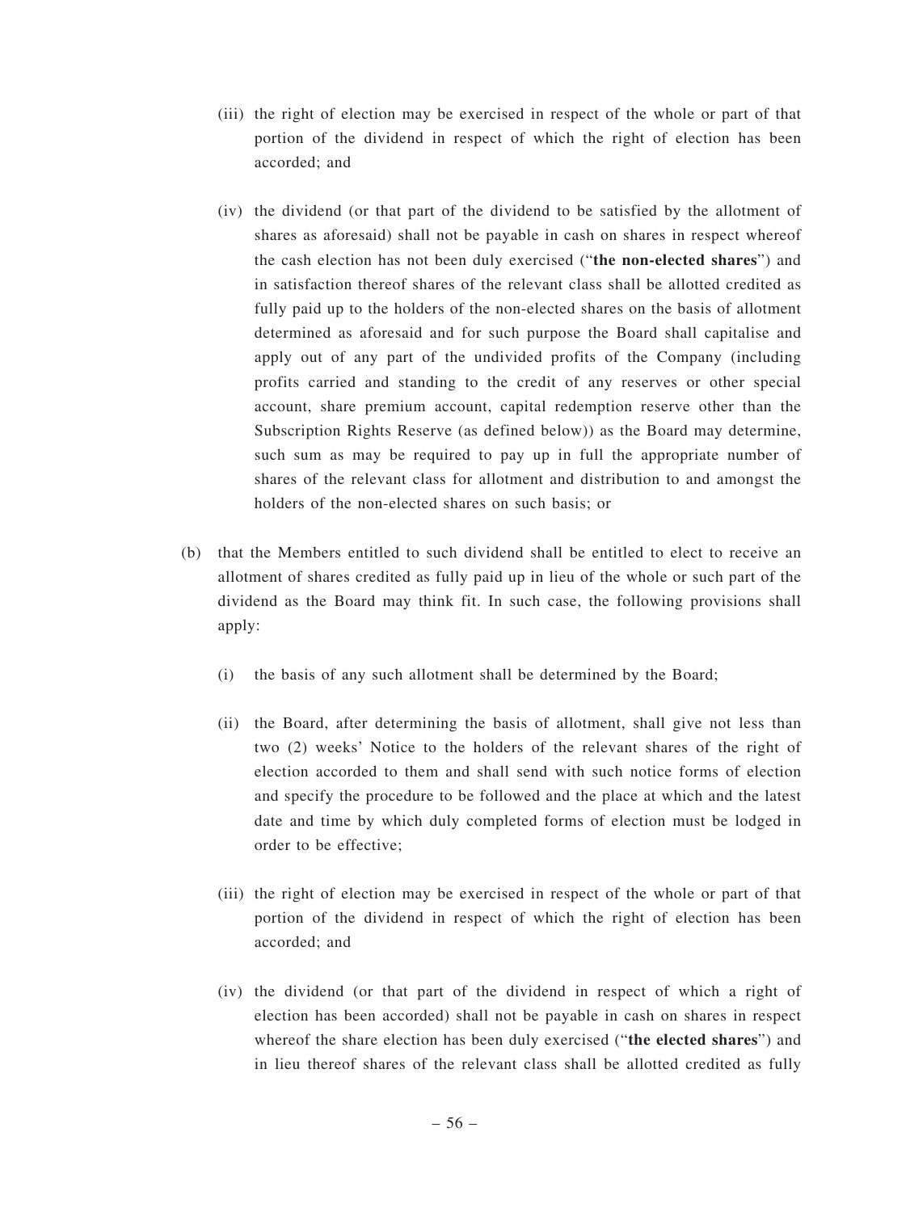(iii) the right of election may be exercised in respect of the whole or part of that portion of the dividend in respect of which the right of election has been accorded; and

(iv) the dividend (or that part of the dividend to be satisfied by the allotment of shares as aforesaid) shall not be payable in cash on shares in respect whereof the cash election has not been duly exercised ("**the non-elected shares**") and in satisfaction thereof shares of the relevant class shall be allotted credited as fully paid up to the holders of the non-elected shares on the basis of allotment determined as aforesaid and for such purpose the Board shall capitalise and apply out of any part of the undivided profits of the Company (including profits carried and standing to the credit of any reserves or other special account, share premium account, capital redemption reserve other than the Subscription Rights Reserve (as defined below)) as the Board may determine, such sum as may be required to pay up in full the appropriate number of shares of the relevant class for allotment and distribution to and amongst the holders of the non-elected shares on such basis; or

(b) that the Members entitled to such dividend shall be entitled to elect to receive an allotment of shares credited as fully paid up in lieu of the whole or such part of the dividend as the Board may think fit. In such case, the following provisions shall apply:

(i) the basis of any such allotment shall be determined by the Board;

(ii) the Board, after determining the basis of allotment, shall give not less than two (2) weeks' Notice to the holders of the relevant shares of the right of election accorded to them and shall send with such notice forms of election and specify the procedure to be followed and the place at which and the latest date and time by which duly completed forms of election must be lodged in order to be effective;

(iii) the right of election may be exercised in respect of the whole or part of that portion of the dividend in respect of which the right of election has been accorded; and

(iv) the dividend (or that part of the dividend in respect of which a right of election has been accorded) shall not be payable in cash on shares in respect whereof the share election has been duly exercised ("**the elected shares**") and in lieu thereof shares of the relevant class shall be allotted credited as fully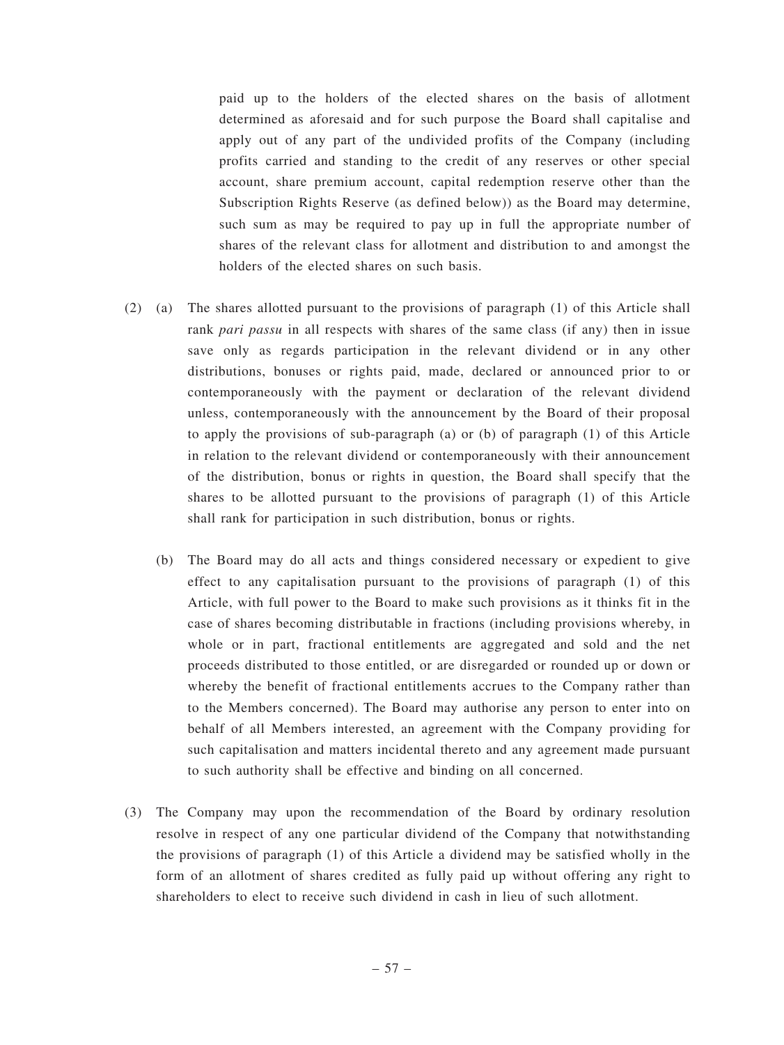paid up to the holders of the elected shares on the basis of allotment determined as aforesaid and for such purpose the Board shall capitalise and apply out of any part of the undivided profits of the Company (including profits carried and standing to the credit of any reserves or other special account, share premium account, capital redemption reserve other than the Subscription Rights Reserve (as defined below)) as the Board may determine, such sum as may be required to pay up in full the appropriate number of shares of the relevant class for allotment and distribution to and amongst the holders of the elected shares on such basis.

(2) (a) The shares allotted pursuant to the provisions of paragraph (1) of this Article shall rank *pari passu* in all respects with shares of the same class (if any) then in issue save only as regards participation in the relevant dividend or in any other distributions, bonuses or rights paid, made, declared or announced prior to or contemporaneously with the payment or declaration of the relevant dividend unless, contemporaneously with the announcement by the Board of their proposal to apply the provisions of sub-paragraph (a) or (b) of paragraph (1) of this Article in relation to the relevant dividend or contemporaneously with their announcement of the distribution, bonus or rights in question, the Board shall specify that the shares to be allotted pursuant to the provisions of paragraph (1) of this Article shall rank for participation in such distribution, bonus or rights.

(b) The Board may do all acts and things considered necessary or expedient to give effect to any capitalisation pursuant to the provisions of paragraph (1) of this Article, with full power to the Board to make such provisions as it thinks fit in the case of shares becoming distributable in fractions (including provisions whereby, in whole or in part, fractional entitlements are aggregated and sold and the net proceeds distributed to those entitled, or are disregarded or rounded up or down or whereby the benefit of fractional entitlements accrues to the Company rather than to the Members concerned). The Board may authorise any person to enter into on behalf of all Members interested, an agreement with the Company providing for such capitalisation and matters incidental thereto and any agreement made pursuant to such authority shall be effective and binding on all concerned.

(3) The Company may upon the recommendation of the Board by ordinary resolution resolve in respect of any one particular dividend of the Company that notwithstanding the provisions of paragraph (1) of this Article a dividend may be satisfied wholly in the form of an allotment of shares credited as fully paid up without offering any right to shareholders to elect to receive such dividend in cash in lieu of such allotment.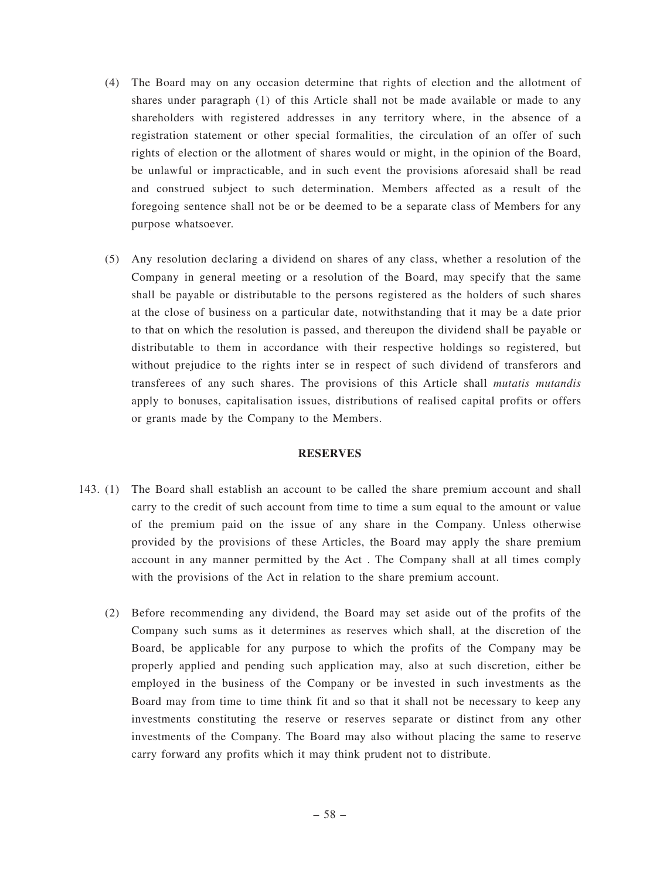(4) The Board may on any occasion determine that rights of election and the allotment of shares under paragraph (1) of this Article shall not be made available or made to any shareholders with registered addresses in any territory where, in the absence of a registration statement or other special formalities, the circulation of an offer of such rights of election or the allotment of shares would or might, in the opinion of the Board, be unlawful or impracticable, and in such event the provisions aforesaid shall be read and construed subject to such determination. Members affected as a result of the foregoing sentence shall not be or be deemed to be a separate class of Members for any purpose whatsoever.

(5) Any resolution declaring a dividend on shares of any class, whether a resolution of the Company in general meeting or a resolution of the Board, may specify that the same shall be payable or distributable to the persons registered as the holders of such shares at the close of business on a particular date, notwithstanding that it may be a date prior to that on which the resolution is passed, and thereupon the dividend shall be payable or distributable to them in accordance with their respective holdings so registered, but without prejudice to the rights inter se in respect of such dividend of transferors and transferees of any such shares. The provisions of this Article shall *mutatis mutandis* apply to bonuses, capitalisation issues, distributions of realised capital profits or offers or grants made by the Company to the Members.

**RESERVES**

143. (1) The Board shall establish an account to be called the share premium account and shall carry to the credit of such account from time to time a sum equal to the amount or value of the premium paid on the issue of any share in the Company. Unless otherwise provided by the provisions of these Articles, the Board may apply the share premium account in any manner permitted by the Act . The Company shall at all times comply with the provisions of the Act in relation to the share premium account.

(2) Before recommending any dividend, the Board may set aside out of the profits of the Company such sums as it determines as reserves which shall, at the discretion of the Board, be applicable for any purpose to which the profits of the Company may be properly applied and pending such application may, also at such discretion, either be employed in the business of the Company or be invested in such investments as the Board may from time to time think fit and so that it shall not be necessary to keep any investments constituting the reserve or reserves separate or distinct from any other investments of the Company. The Board may also without placing the same to reserve carry forward any profits which it may think prudent not to distribute.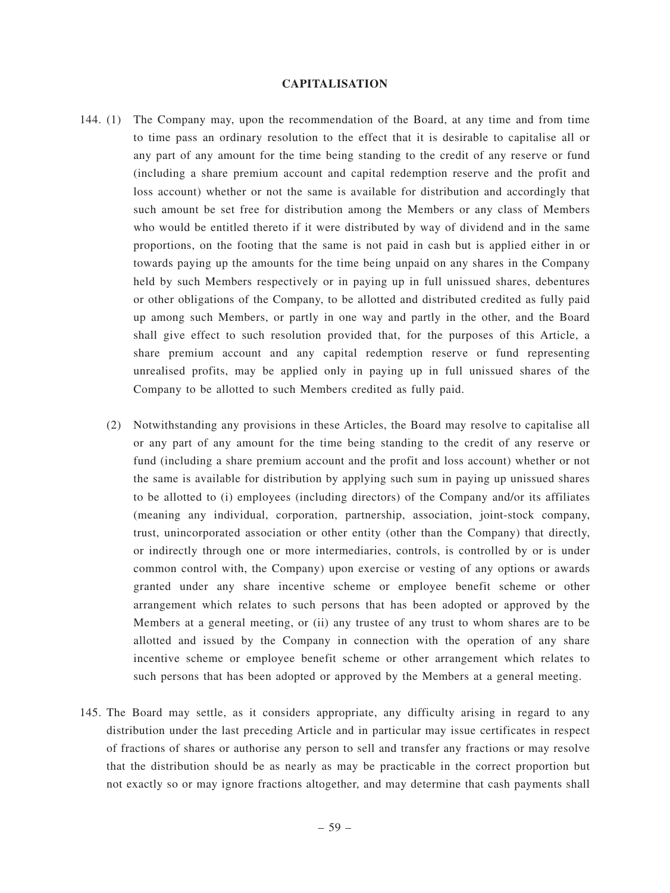## CAPITALISATION

144. (1) The Company may, upon the recommendation of the Board, at any time and from time to time pass an ordinary resolution to the effect that it is desirable to capitalise all or any part of any amount for the time being standing to the credit of any reserve or fund (including a share premium account and capital redemption reserve and the profit and loss account) whether or not the same is available for distribution and accordingly that such amount be set free for distribution among the Members or any class of Members who would be entitled thereto if it were distributed by way of dividend and in the same proportions, on the footing that the same is not paid in cash but is applied either in or towards paying up the amounts for the time being unpaid on any shares in the Company held by such Members respectively or in paying up in full unissued shares, debentures or other obligations of the Company, to be allotted and distributed credited as fully paid up among such Members, or partly in one way and partly in the other, and the Board shall give effect to such resolution provided that, for the purposes of this Article, a share premium account and any capital redemption reserve or fund representing unrealised profits, may be applied only in paying up in full unissued shares of the Company to be allotted to such Members credited as fully paid.

(2) Notwithstanding any provisions in these Articles, the Board may resolve to capitalise all or any part of any amount for the time being standing to the credit of any reserve or fund (including a share premium account and the profit and loss account) whether or not the same is available for distribution by applying such sum in paying up unissued shares to be allotted to (i) employees (including directors) of the Company and/or its affiliates (meaning any individual, corporation, partnership, association, joint-stock company, trust, unincorporated association or other entity (other than the Company) that directly, or indirectly through one or more intermediaries, controls, is controlled by or is under common control with, the Company) upon exercise or vesting of any options or awards granted under any share incentive scheme or employee benefit scheme or other arrangement which relates to such persons that has been adopted or approved by the Members at a general meeting, or (ii) any trustee of any trust to whom shares are to be allotted and issued by the Company in connection with the operation of any share incentive scheme or employee benefit scheme or other arrangement which relates to such persons that has been adopted or approved by the Members at a general meeting.

145. The Board may settle, as it considers appropriate, any difficulty arising in regard to any distribution under the last preceding Article and in particular may issue certificates in respect of fractions of shares or authorise any person to sell and transfer any fractions or may resolve that the distribution should be as nearly as may be practicable in the correct proportion but not exactly so or may ignore fractions altogether, and may determine that cash payments shall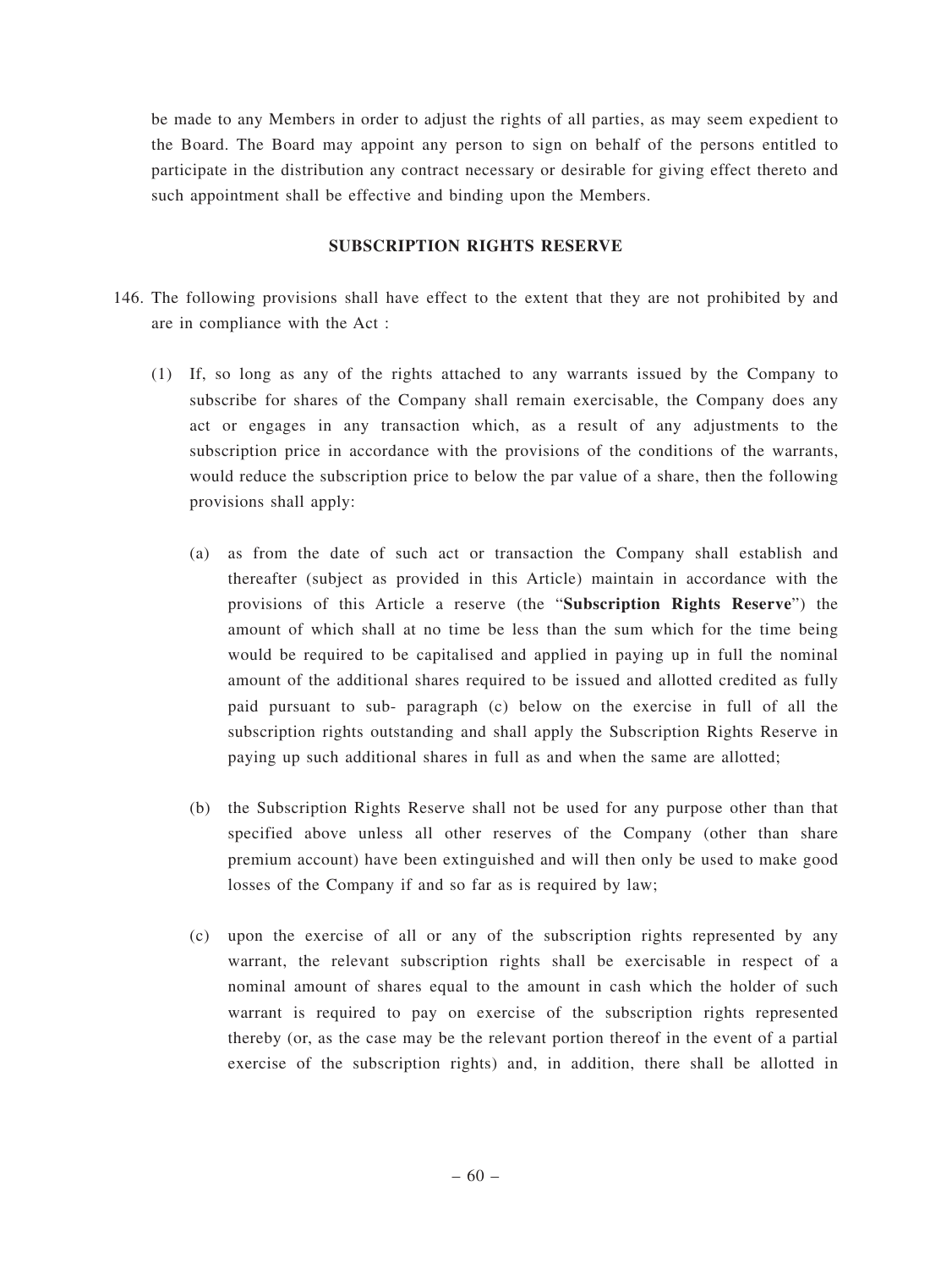be made to any Members in order to adjust the rights of all parties, as may seem expedient to the Board. The Board may appoint any person to sign on behalf of the persons entitled to participate in the distribution any contract necessary or desirable for giving effect thereto and such appointment shall be effective and binding upon the Members.

## SUBSCRIPTION RIGHTS RESERVE

146. The following provisions shall have effect to the extent that they are not prohibited by and are in compliance with the Act :

    (1) If, so long as any of the rights attached to any warrants issued by the Company to subscribe for shares of the Company shall remain exercisable, the Company does any act or engages in any transaction which, as a result of any adjustments to the subscription price in accordance with the provisions of the conditions of the warrants, would reduce the subscription price to below the par value of a share, then the following provisions shall apply:

        (a) as from the date of such act or transaction the Company shall establish and thereafter (subject as provided in this Article) maintain in accordance with the provisions of this Article a reserve (the "**Subscription Rights Reserve**") the amount of which shall at no time be less than the sum which for the time being would be required to be capitalised and applied in paying up in full the nominal amount of the additional shares required to be issued and allotted credited as fully paid pursuant to sub- paragraph (c) below on the exercise in full of all the subscription rights outstanding and shall apply the Subscription Rights Reserve in paying up such additional shares in full as and when the same are allotted;

        (b) the Subscription Rights Reserve shall not be used for any purpose other than that specified above unless all other reserves of the Company (other than share premium account) have been extinguished and will then only be used to make good losses of the Company if and so far as is required by law;

        (c) upon the exercise of all or any of the subscription rights represented by any warrant, the relevant subscription rights shall be exercisable in respect of a nominal amount of shares equal to the amount in cash which the holder of such warrant is required to pay on exercise of the subscription rights represented thereby (or, as the case may be the relevant portion thereof in the event of a partial exercise of the subscription rights) and, in addition, there shall be allotted in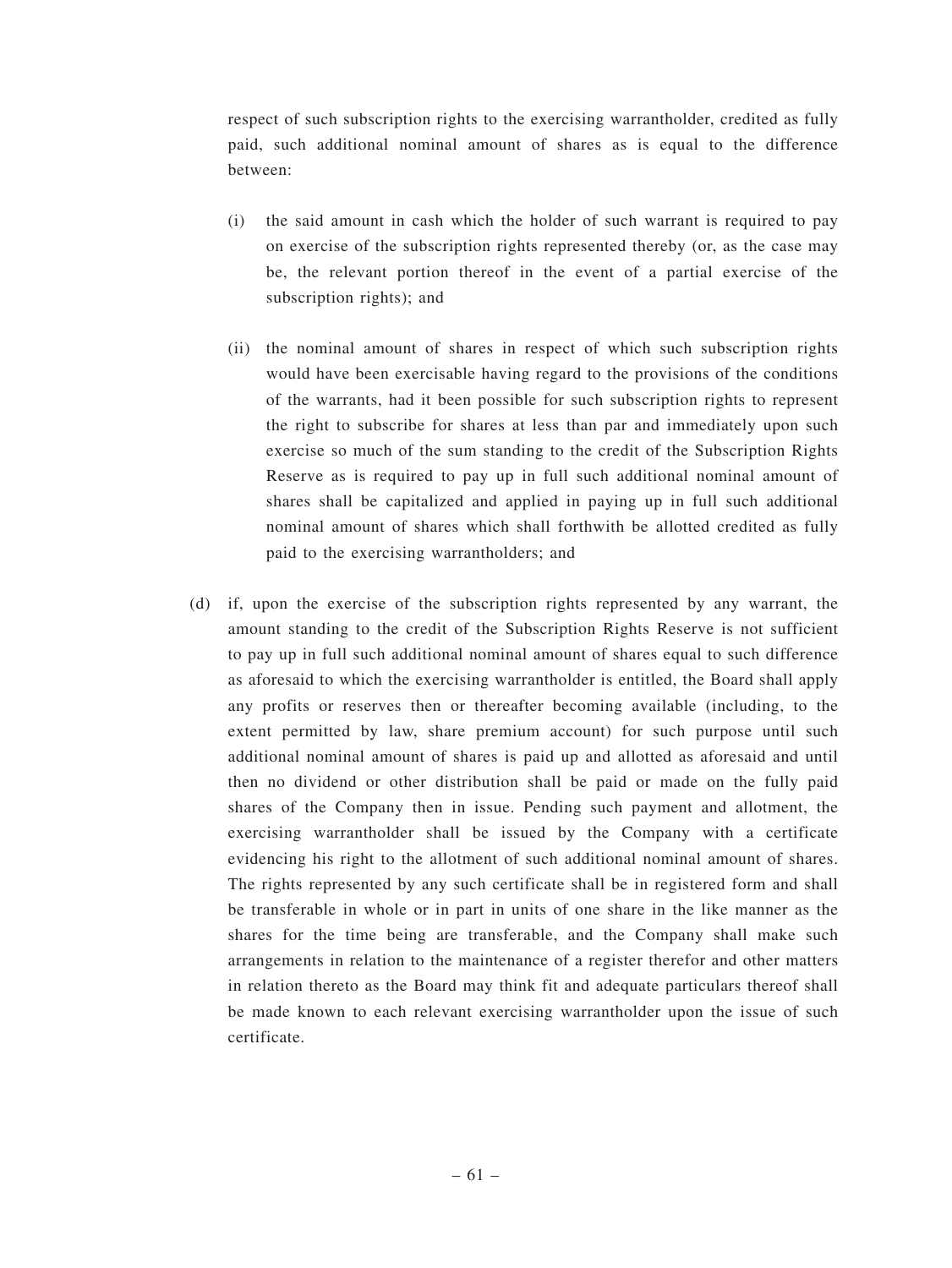respect of such subscription rights to the exercising warrantholder, credited as fully paid, such additional nominal amount of shares as is equal to the difference between:

(i) the said amount in cash which the holder of such warrant is required to pay on exercise of the subscription rights represented thereby (or, as the case may be, the relevant portion thereof in the event of a partial exercise of the subscription rights); and

(ii) the nominal amount of shares in respect of which such subscription rights would have been exercisable having regard to the provisions of the conditions of the warrants, had it been possible for such subscription rights to represent the right to subscribe for shares at less than par and immediately upon such exercise so much of the sum standing to the credit of the Subscription Rights Reserve as is required to pay up in full such additional nominal amount of shares shall be capitalized and applied in paying up in full such additional nominal amount of shares which shall forthwith be allotted credited as fully paid to the exercising warrantholders; and

(d) if, upon the exercise of the subscription rights represented by any warrant, the amount standing to the credit of the Subscription Rights Reserve is not sufficient to pay up in full such additional nominal amount of shares equal to such difference as aforesaid to which the exercising warrantholder is entitled, the Board shall apply any profits or reserves then or thereafter becoming available (including, to the extent permitted by law, share premium account) for such purpose until such additional nominal amount of shares is paid up and allotted as aforesaid and until then no dividend or other distribution shall be paid or made on the fully paid shares of the Company then in issue. Pending such payment and allotment, the exercising warrantholder shall be issued by the Company with a certificate evidencing his right to the allotment of such additional nominal amount of shares. The rights represented by any such certificate shall be in registered form and shall be transferable in whole or in part in units of one share in the like manner as the shares for the time being are transferable, and the Company shall make such arrangements in relation to the maintenance of a register therefor and other matters in relation thereto as the Board may think fit and adequate particulars thereof shall be made known to each relevant exercising warrantholder upon the issue of such certificate.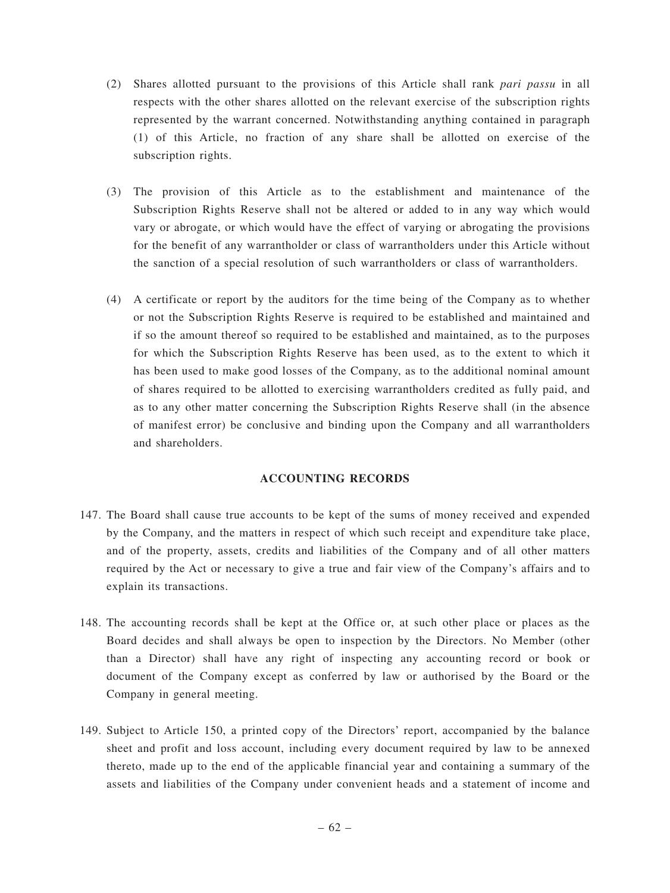(2) Shares allotted pursuant to the provisions of this Article shall rank *pari passu* in all respects with the other shares allotted on the relevant exercise of the subscription rights represented by the warrant concerned. Notwithstanding anything contained in paragraph (1) of this Article, no fraction of any share shall be allotted on exercise of the subscription rights.

(3) The provision of this Article as to the establishment and maintenance of the Subscription Rights Reserve shall not be altered or added to in any way which would vary or abrogate, or which would have the effect of varying or abrogating the provisions for the benefit of any warrantholder or class of warrantholders under this Article without the sanction of a special resolution of such warrantholders or class of warrantholders.

(4) A certificate or report by the auditors for the time being of the Company as to whether or not the Subscription Rights Reserve is required to be established and maintained and if so the amount thereof so required to be established and maintained, as to the purposes for which the Subscription Rights Reserve has been used, as to the extent to which it has been used to make good losses of the Company, as to the additional nominal amount of shares required to be allotted to exercising warrantholders credited as fully paid, and as to any other matter concerning the Subscription Rights Reserve shall (in the absence of manifest error) be conclusive and binding upon the Company and all warrantholders and shareholders.

## ACCOUNTING RECORDS

147. The Board shall cause true accounts to be kept of the sums of money received and expended by the Company, and the matters in respect of which such receipt and expenditure take place, and of the property, assets, credits and liabilities of the Company and of all other matters required by the Act or necessary to give a true and fair view of the Company's affairs and to explain its transactions.

148. The accounting records shall be kept at the Office or, at such other place or places as the Board decides and shall always be open to inspection by the Directors. No Member (other than a Director) shall have any right of inspecting any accounting record or book or document of the Company except as conferred by law or authorised by the Board or the Company in general meeting.

149. Subject to Article 150, a printed copy of the Directors' report, accompanied by the balance sheet and profit and loss account, including every document required by law to be annexed thereto, made up to the end of the applicable financial year and containing a summary of the assets and liabilities of the Company under convenient heads and a statement of income and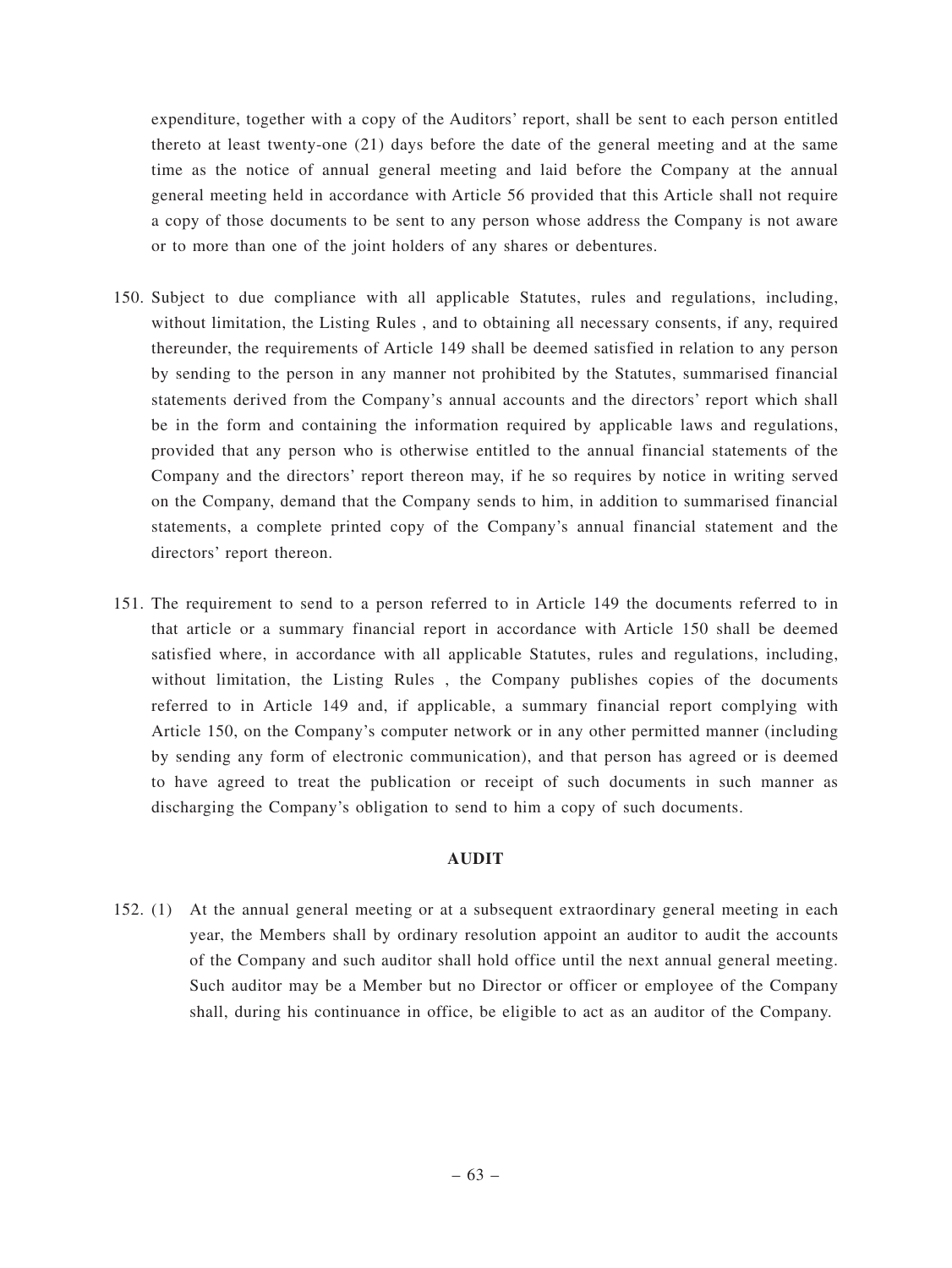expenditure, together with a copy of the Auditors' report, shall be sent to each person entitled thereto at least twenty-one (21) days before the date of the general meeting and at the same time as the notice of annual general meeting and laid before the Company at the annual general meeting held in accordance with Article 56 provided that this Article shall not require a copy of those documents to be sent to any person whose address the Company is not aware or to more than one of the joint holders of any shares or debentures.

150. Subject to due compliance with all applicable Statutes, rules and regulations, including, without limitation, the Listing Rules , and to obtaining all necessary consents, if any, required thereunder, the requirements of Article 149 shall be deemed satisfied in relation to any person by sending to the person in any manner not prohibited by the Statutes, summarised financial statements derived from the Company's annual accounts and the directors' report which shall be in the form and containing the information required by applicable laws and regulations, provided that any person who is otherwise entitled to the annual financial statements of the Company and the directors' report thereon may, if he so requires by notice in writing served on the Company, demand that the Company sends to him, in addition to summarised financial statements, a complete printed copy of the Company's annual financial statement and the directors' report thereon.

151. The requirement to send to a person referred to in Article 149 the documents referred to in that article or a summary financial report in accordance with Article 150 shall be deemed satisfied where, in accordance with all applicable Statutes, rules and regulations, including, without limitation, the Listing Rules , the Company publishes copies of the documents referred to in Article 149 and, if applicable, a summary financial report complying with Article 150, on the Company's computer network or in any other permitted manner (including by sending any form of electronic communication), and that person has agreed or is deemed to have agreed to treat the publication or receipt of such documents in such manner as discharging the Company's obligation to send to him a copy of such documents.

## AUDIT

152. (1) At the annual general meeting or at a subsequent extraordinary general meeting in each year, the Members shall by ordinary resolution appoint an auditor to audit the accounts of the Company and such auditor shall hold office until the next annual general meeting. Such auditor may be a Member but no Director or officer or employee of the Company shall, during his continuance in office, be eligible to act as an auditor of the Company.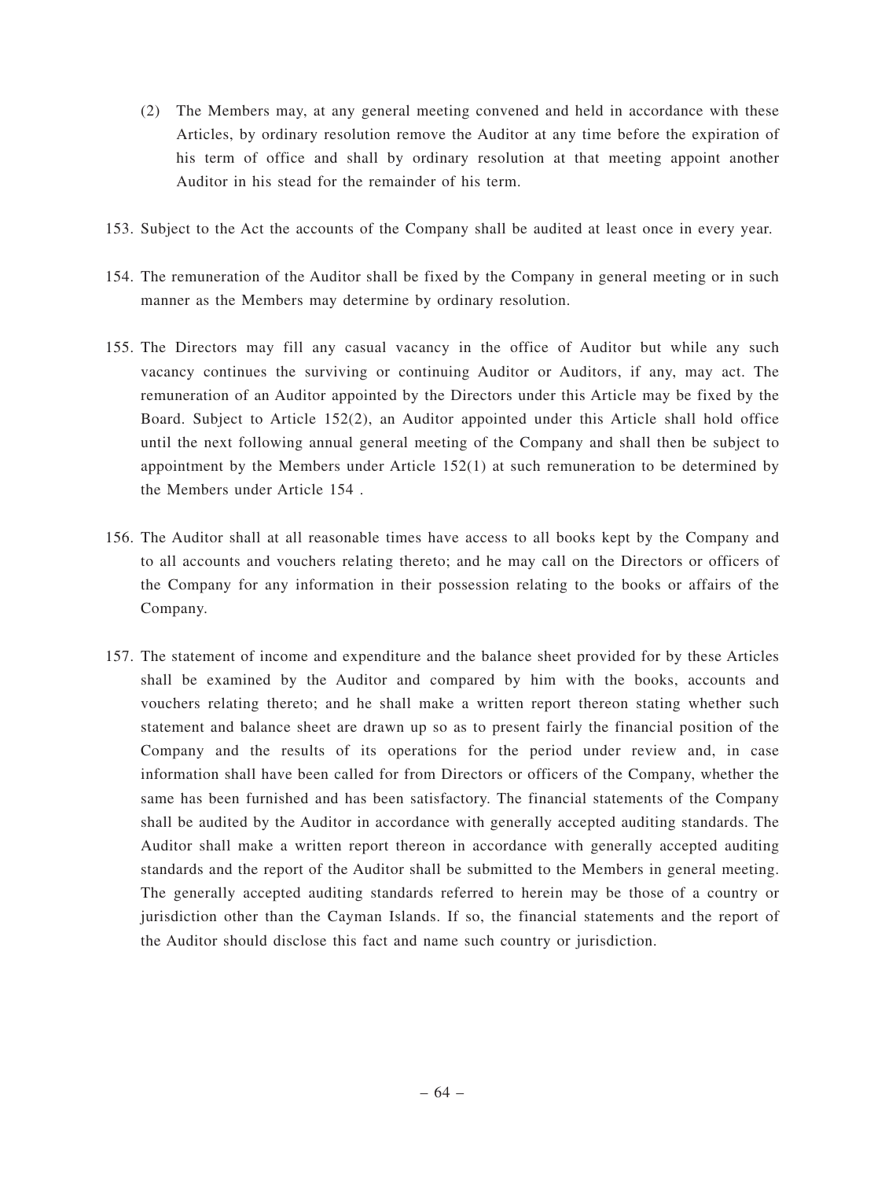(2) The Members may, at any general meeting convened and held in accordance with these Articles, by ordinary resolution remove the Auditor at any time before the expiration of his term of office and shall by ordinary resolution at that meeting appoint another Auditor in his stead for the remainder of his term.

153. Subject to the Act the accounts of the Company shall be audited at least once in every year.

154. The remuneration of the Auditor shall be fixed by the Company in general meeting or in such manner as the Members may determine by ordinary resolution.

155. The Directors may fill any casual vacancy in the office of Auditor but while any such vacancy continues the surviving or continuing Auditor or Auditors, if any, may act. The remuneration of an Auditor appointed by the Directors under this Article may be fixed by the Board. Subject to Article 152(2), an Auditor appointed under this Article shall hold office until the next following annual general meeting of the Company and shall then be subject to appointment by the Members under Article 152(1) at such remuneration to be determined by the Members under Article 154 .

156. The Auditor shall at all reasonable times have access to all books kept by the Company and to all accounts and vouchers relating thereto; and he may call on the Directors or officers of the Company for any information in their possession relating to the books or affairs of the Company.

157. The statement of income and expenditure and the balance sheet provided for by these Articles shall be examined by the Auditor and compared by him with the books, accounts and vouchers relating thereto; and he shall make a written report thereon stating whether such statement and balance sheet are drawn up so as to present fairly the financial position of the Company and the results of its operations for the period under review and, in case information shall have been called for from Directors or officers of the Company, whether the same has been furnished and has been satisfactory. The financial statements of the Company shall be audited by the Auditor in accordance with generally accepted auditing standards. The Auditor shall make a written report thereon in accordance with generally accepted auditing standards and the report of the Auditor shall be submitted to the Members in general meeting. The generally accepted auditing standards referred to herein may be those of a country or jurisdiction other than the Cayman Islands. If so, the financial statements and the report of the Auditor should disclose this fact and name such country or jurisdiction.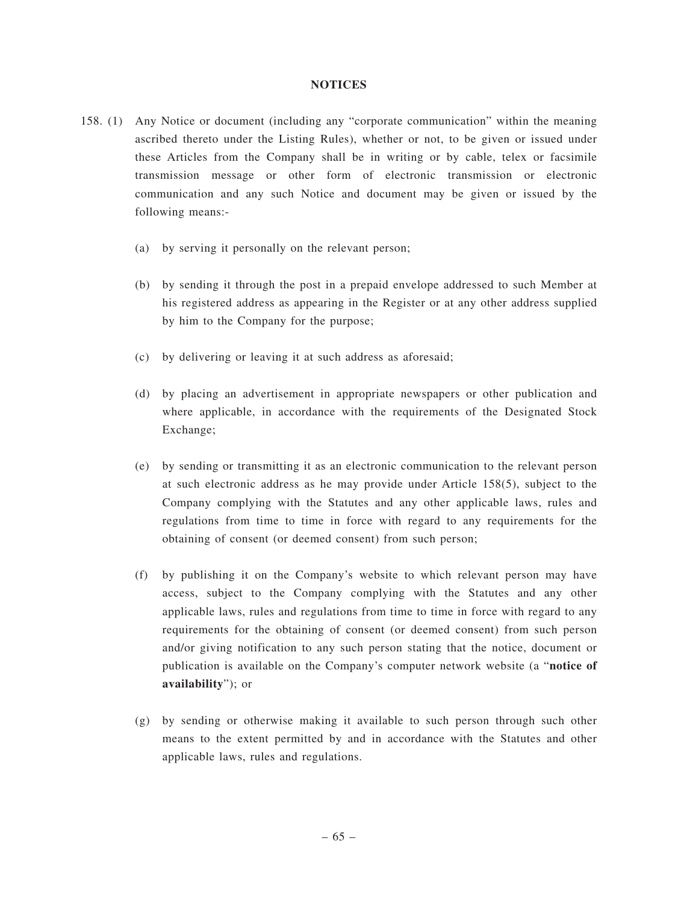## NOTICES

158. (1) Any Notice or document (including any "corporate communication" within the meaning ascribed thereto under the Listing Rules), whether or not, to be given or issued under these Articles from the Company shall be in writing or by cable, telex or facsimile transmission message or other form of electronic transmission or electronic communication and any such Notice and document may be given or issued by the following means:-

   (a) by serving it personally on the relevant person;

   (b) by sending it through the post in a prepaid envelope addressed to such Member at his registered address as appearing in the Register or at any other address supplied by him to the Company for the purpose;

   (c) by delivering or leaving it at such address as aforesaid;

   (d) by placing an advertisement in appropriate newspapers or other publication and where applicable, in accordance with the requirements of the Designated Stock Exchange;

   (e) by sending or transmitting it as an electronic communication to the relevant person at such electronic address as he may provide under Article 158(5), subject to the Company complying with the Statutes and any other applicable laws, rules and regulations from time to time in force with regard to any requirements for the obtaining of consent (or deemed consent) from such person;

   (f) by publishing it on the Company's website to which relevant person may have access, subject to the Company complying with the Statutes and any other applicable laws, rules and regulations from time to time in force with regard to any requirements for the obtaining of consent (or deemed consent) from such person and/or giving notification to any such person stating that the notice, document or publication is available on the Company's computer network website (a "**notice of availability**"); or

   (g) by sending or otherwise making it available to such person through such other means to the extent permitted by and in accordance with the Statutes and other applicable laws, rules and regulations.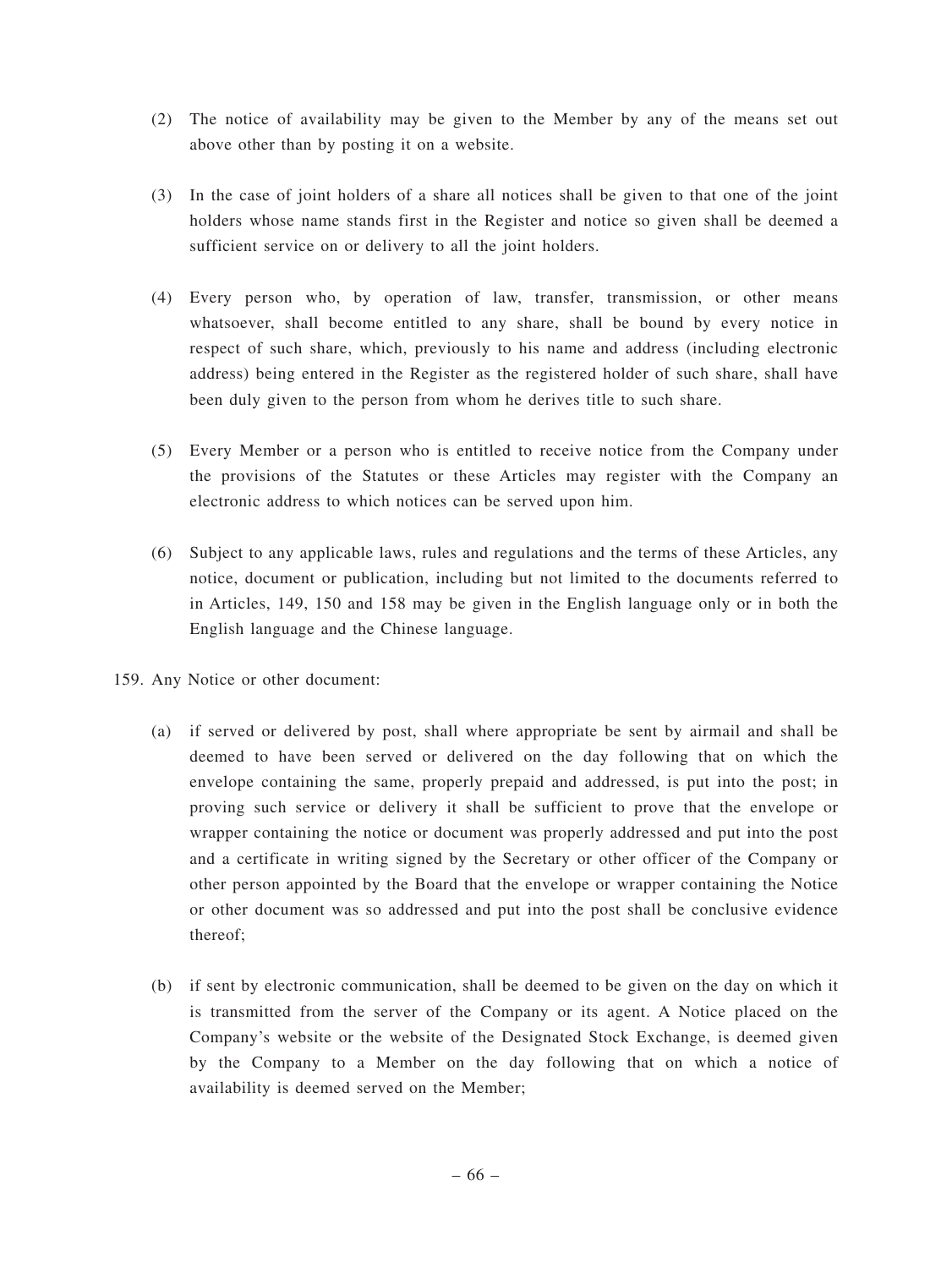(2) The notice of availability may be given to the Member by any of the means set out above other than by posting it on a website.

(3) In the case of joint holders of a share all notices shall be given to that one of the joint holders whose name stands first in the Register and notice so given shall be deemed a sufficient service on or delivery to all the joint holders.

(4) Every person who, by operation of law, transfer, transmission, or other means whatsoever, shall become entitled to any share, shall be bound by every notice in respect of such share, which, previously to his name and address (including electronic address) being entered in the Register as the registered holder of such share, shall have been duly given to the person from whom he derives title to such share.

(5) Every Member or a person who is entitled to receive notice from the Company under the provisions of the Statutes or these Articles may register with the Company an electronic address to which notices can be served upon him.

(6) Subject to any applicable laws, rules and regulations and the terms of these Articles, any notice, document or publication, including but not limited to the documents referred to in Articles, 149, 150 and 158 may be given in the English language only or in both the English language and the Chinese language.

159. Any Notice or other document:

(a) if served or delivered by post, shall where appropriate be sent by airmail and shall be deemed to have been served or delivered on the day following that on which the envelope containing the same, properly prepaid and addressed, is put into the post; in proving such service or delivery it shall be sufficient to prove that the envelope or wrapper containing the notice or document was properly addressed and put into the post and a certificate in writing signed by the Secretary or other officer of the Company or other person appointed by the Board that the envelope or wrapper containing the Notice or other document was so addressed and put into the post shall be conclusive evidence thereof;

(b) if sent by electronic communication, shall be deemed to be given on the day on which it is transmitted from the server of the Company or its agent. A Notice placed on the Company's website or the website of the Designated Stock Exchange, is deemed given by the Company to a Member on the day following that on which a notice of availability is deemed served on the Member;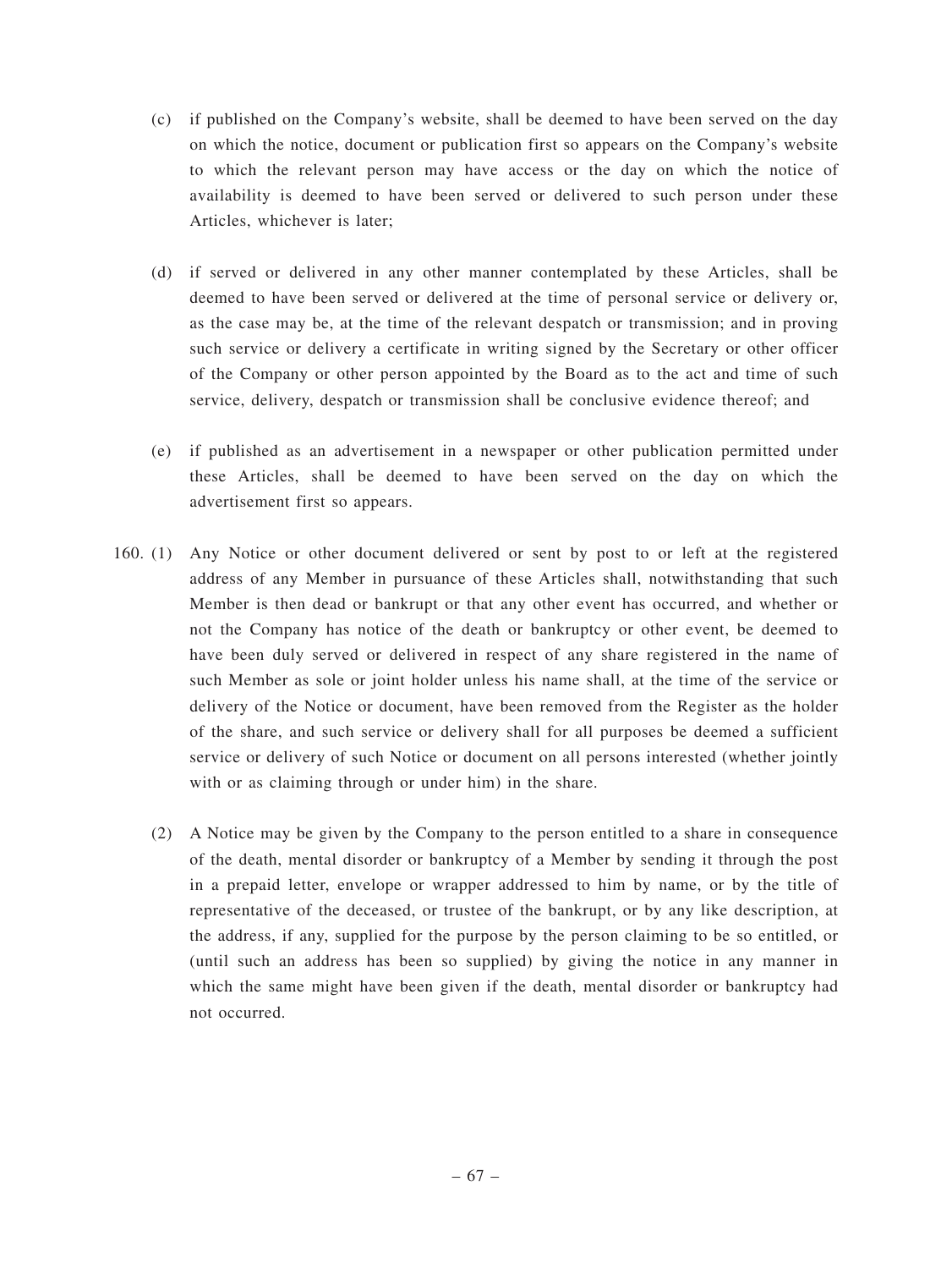(c) if published on the Company's website, shall be deemed to have been served on the day on which the notice, document or publication first so appears on the Company's website to which the relevant person may have access or the day on which the notice of availability is deemed to have been served or delivered to such person under these Articles, whichever is later;

(d) if served or delivered in any other manner contemplated by these Articles, shall be deemed to have been served or delivered at the time of personal service or delivery or, as the case may be, at the time of the relevant despatch or transmission; and in proving such service or delivery a certificate in writing signed by the Secretary or other officer of the Company or other person appointed by the Board as to the act and time of such service, delivery, despatch or transmission shall be conclusive evidence thereof; and

(e) if published as an advertisement in a newspaper or other publication permitted under these Articles, shall be deemed to have been served on the day on which the advertisement first so appears.

160. (1) Any Notice or other document delivered or sent by post to or left at the registered address of any Member in pursuance of these Articles shall, notwithstanding that such Member is then dead or bankrupt or that any other event has occurred, and whether or not the Company has notice of the death or bankruptcy or other event, be deemed to have been duly served or delivered in respect of any share registered in the name of such Member as sole or joint holder unless his name shall, at the time of the service or delivery of the Notice or document, have been removed from the Register as the holder of the share, and such service or delivery shall for all purposes be deemed a sufficient service or delivery of such Notice or document on all persons interested (whether jointly with or as claiming through or under him) in the share.

(2) A Notice may be given by the Company to the person entitled to a share in consequence of the death, mental disorder or bankruptcy of a Member by sending it through the post in a prepaid letter, envelope or wrapper addressed to him by name, or by the title of representative of the deceased, or trustee of the bankrupt, or by any like description, at the address, if any, supplied for the purpose by the person claiming to be so entitled, or (until such an address has been so supplied) by giving the notice in any manner in which the same might have been given if the death, mental disorder or bankruptcy had not occurred.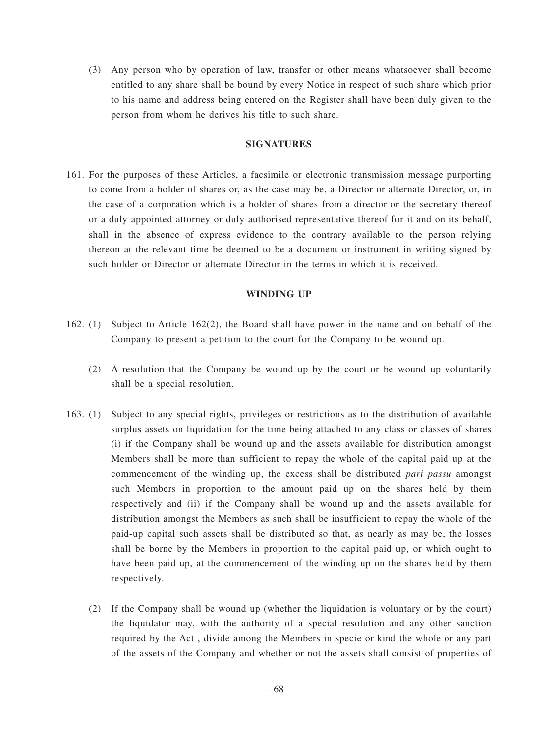(3) Any person who by operation of law, transfer or other means whatsoever shall become entitled to any share shall be bound by every Notice in respect of such share which prior to his name and address being entered on the Register shall have been duly given to the person from whom he derives his title to such share.

## SIGNATURES

161. For the purposes of these Articles, a facsimile or electronic transmission message purporting to come from a holder of shares or, as the case may be, a Director or alternate Director, or, in the case of a corporation which is a holder of shares from a director or the secretary thereof or a duly appointed attorney or duly authorised representative thereof for it and on its behalf, shall in the absence of express evidence to the contrary available to the person relying thereon at the relevant time be deemed to be a document or instrument in writing signed by such holder or Director or alternate Director in the terms in which it is received.

## WINDING UP

162. (1) Subject to Article 162(2), the Board shall have power in the name and on behalf of the Company to present a petition to the court for the Company to be wound up.

(2) A resolution that the Company be wound up by the court or be wound up voluntarily shall be a special resolution.

163. (1) Subject to any special rights, privileges or restrictions as to the distribution of available surplus assets on liquidation for the time being attached to any class or classes of shares (i) if the Company shall be wound up and the assets available for distribution amongst Members shall be more than sufficient to repay the whole of the capital paid up at the commencement of the winding up, the excess shall be distributed *pari passu* amongst such Members in proportion to the amount paid up on the shares held by them respectively and (ii) if the Company shall be wound up and the assets available for distribution amongst the Members as such shall be insufficient to repay the whole of the paid-up capital such assets shall be distributed so that, as nearly as may be, the losses shall be borne by the Members in proportion to the capital paid up, or which ought to have been paid up, at the commencement of the winding up on the shares held by them respectively.

(2) If the Company shall be wound up (whether the liquidation is voluntary or by the court) the liquidator may, with the authority of a special resolution and any other sanction required by the Act , divide among the Members in specie or kind the whole or any part of the assets of the Company and whether or not the assets shall consist of properties of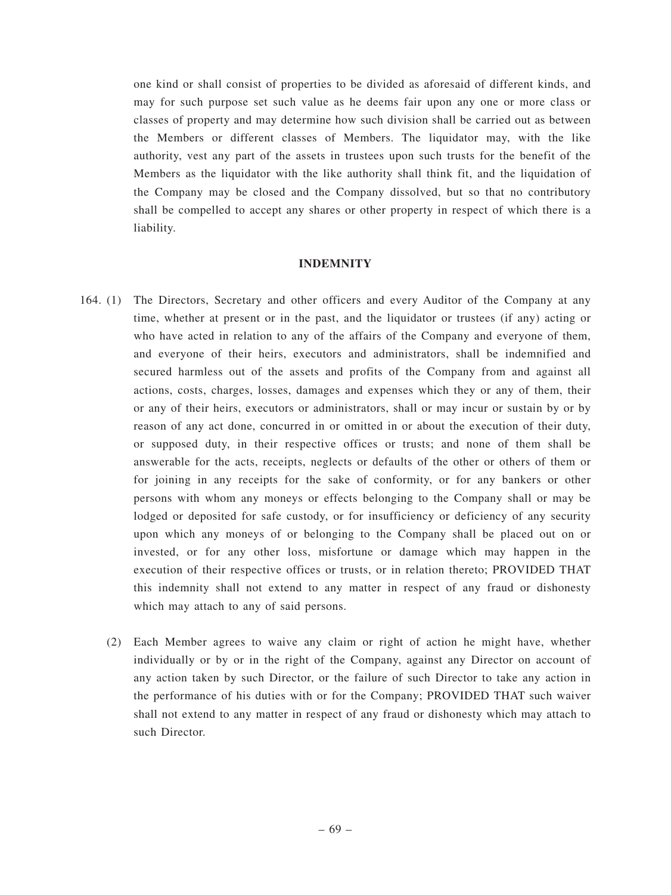one kind or shall consist of properties to be divided as aforesaid of different kinds, and may for such purpose set such value as he deems fair upon any one or more class or classes of property and may determine how such division shall be carried out as between the Members or different classes of Members. The liquidator may, with the like authority, vest any part of the assets in trustees upon such trusts for the benefit of the Members as the liquidator with the like authority shall think fit, and the liquidation of the Company may be closed and the Company dissolved, but so that no contributory shall be compelled to accept any shares or other property in respect of which there is a liability.

## INDEMNITY

164. (1) The Directors, Secretary and other officers and every Auditor of the Company at any time, whether at present or in the past, and the liquidator or trustees (if any) acting or who have acted in relation to any of the affairs of the Company and everyone of them, and everyone of their heirs, executors and administrators, shall be indemnified and secured harmless out of the assets and profits of the Company from and against all actions, costs, charges, losses, damages and expenses which they or any of them, their or any of their heirs, executors or administrators, shall or may incur or sustain by or by reason of any act done, concurred in or omitted in or about the execution of their duty, or supposed duty, in their respective offices or trusts; and none of them shall be answerable for the acts, receipts, neglects or defaults of the other or others of them or for joining in any receipts for the sake of conformity, or for any bankers or other persons with whom any moneys or effects belonging to the Company shall or may be lodged or deposited for safe custody, or for insufficiency or deficiency of any security upon which any moneys of or belonging to the Company shall be placed out on or invested, or for any other loss, misfortune or damage which may happen in the execution of their respective offices or trusts, or in relation thereto; PROVIDED THAT this indemnity shall not extend to any matter in respect of any fraud or dishonesty which may attach to any of said persons.

(2) Each Member agrees to waive any claim or right of action he might have, whether individually or by or in the right of the Company, against any Director on account of any action taken by such Director, or the failure of such Director to take any action in the performance of his duties with or for the Company; PROVIDED THAT such waiver shall not extend to any matter in respect of any fraud or dishonesty which may attach to such Director.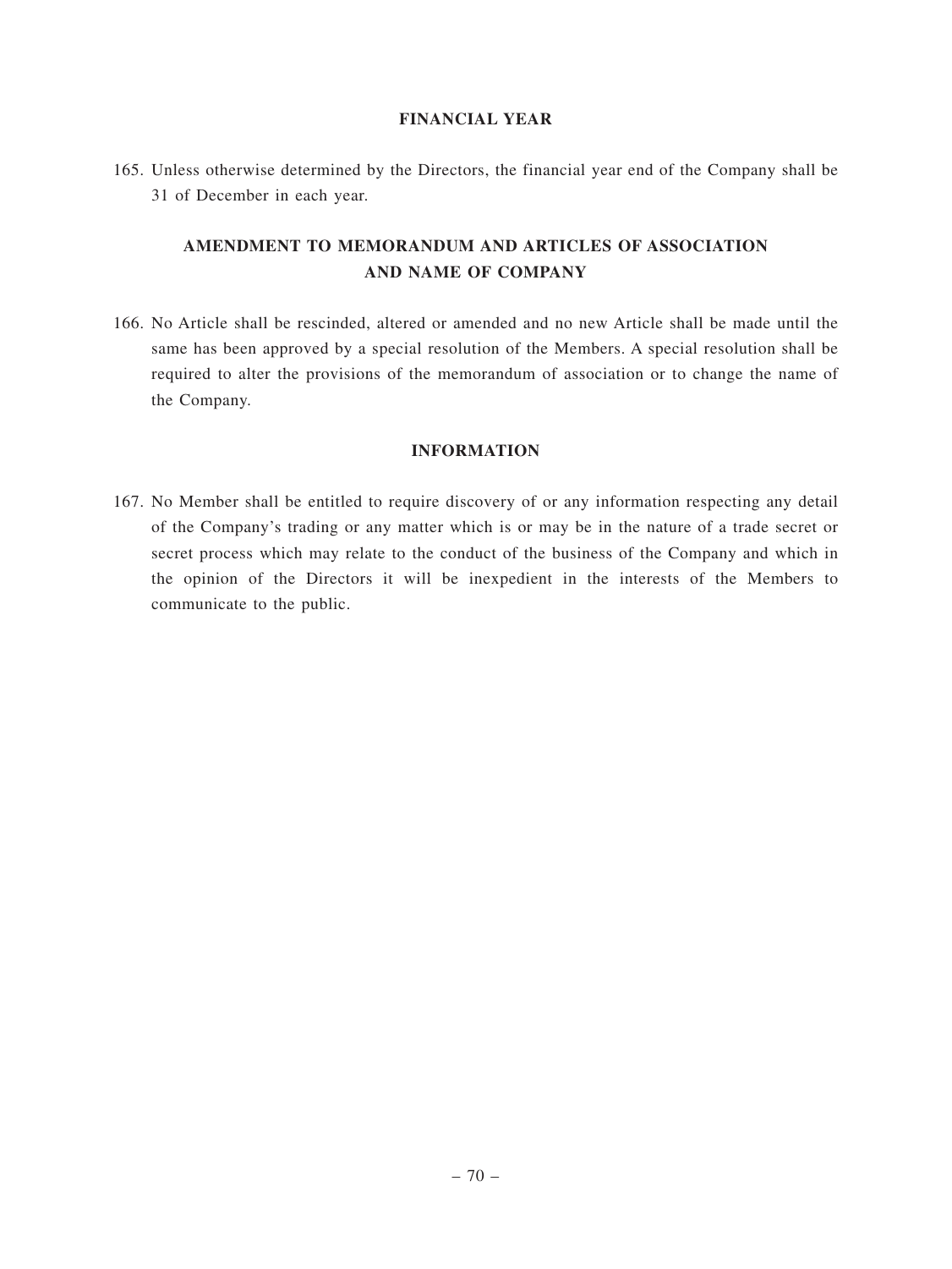## FINANCIAL YEAR

165. Unless otherwise determined by the Directors, the financial year end of the Company shall be 31 of December in each year.

## AMENDMENT TO MEMORANDUM AND ARTICLES OF ASSOCIATION AND NAME OF COMPANY

166. No Article shall be rescinded, altered or amended and no new Article shall be made until the same has been approved by a special resolution of the Members. A special resolution shall be required to alter the provisions of the memorandum of association or to change the name of the Company.

## INFORMATION

167. No Member shall be entitled to require discovery of or any information respecting any detail of the Company's trading or any matter which is or may be in the nature of a trade secret or secret process which may relate to the conduct of the business of the Company and which in the opinion of the Directors it will be inexpedient in the interests of the Members to communicate to the public.